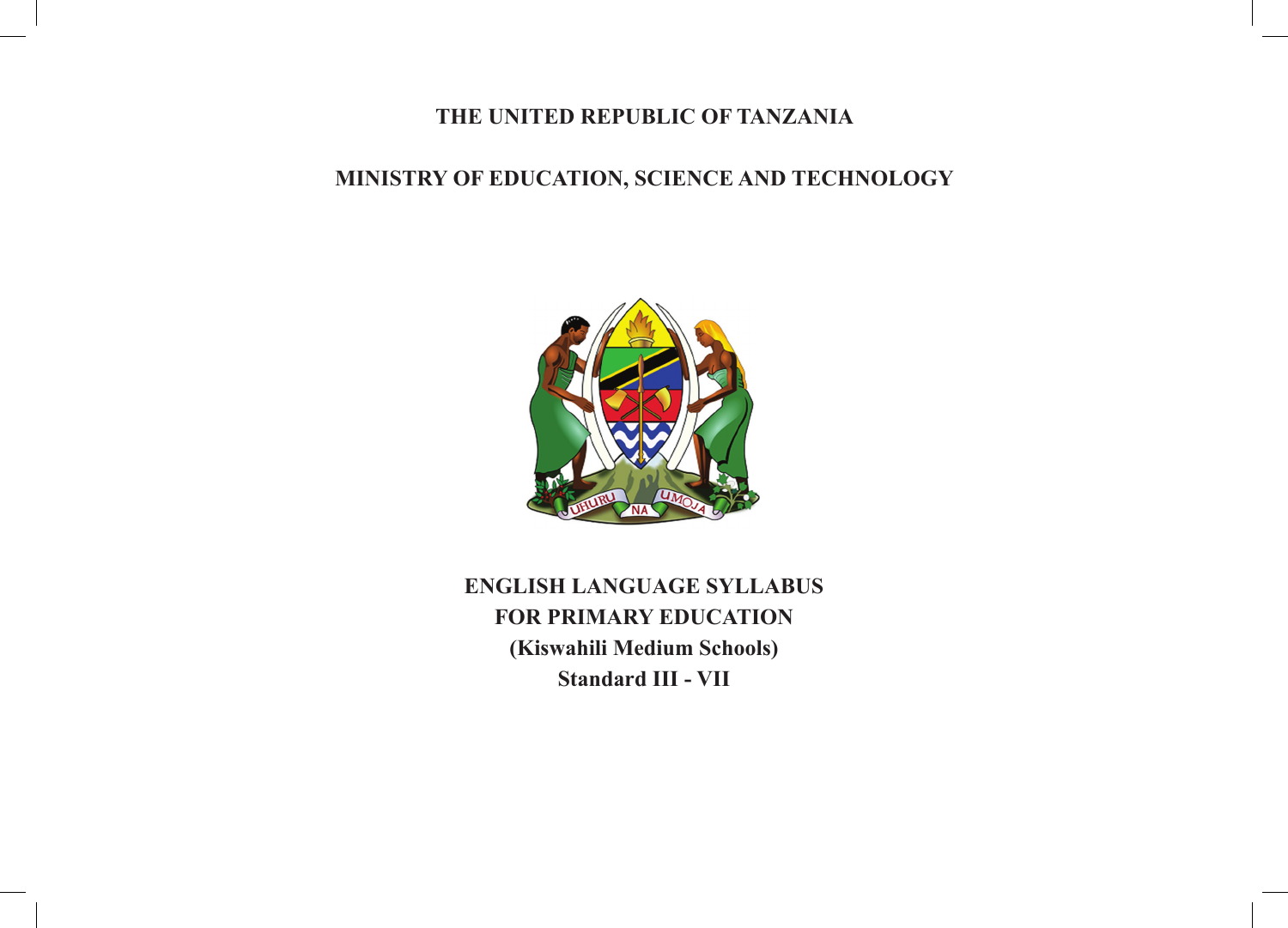**THE UNITED REPUBLIC OF TANZANIA**

**MINISTRY OF EDUCATION, SCIENCE AND TECHNOLOGY**

# ENGLISH LANGUAGE SYLLABUS FOR PRIMARY EDUCATION

**(Kiswahili Medium Schools)**

**Standard III - VII**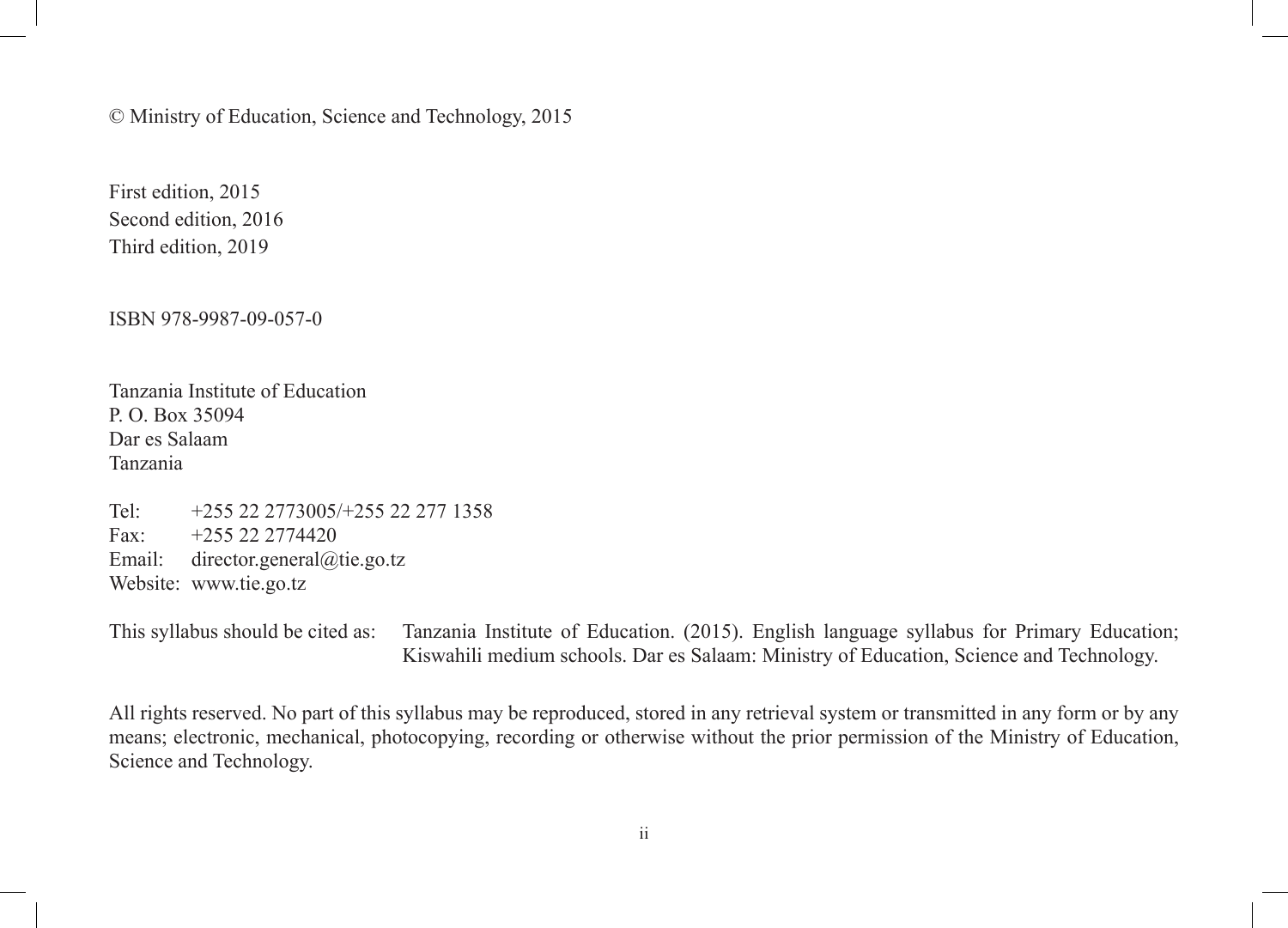© Ministry of Education, Science and Technology, 2015

First edition, 2015  
Second edition, 2016  
Third edition, 2019

ISBN 978-9987-09-057-0

Tanzania Institute of Education  
P. O. Box 35094  
Dar es Salaam  
Tanzania

Tel: +255 22 2773005/+255 22 277 1358  
Fax: +255 22 2774420  
Email: director.general@tie.go.tz  
Website: www.tie.go.tz

This syllabus should be cited as: Tanzania Institute of Education. (2015). English language syllabus for Primary Education; Kiswahili medium schools. Dar es Salaam: Ministry of Education, Science and Technology.

All rights reserved. No part of this syllabus may be reproduced, stored in any retrieval system or transmitted in any form or by any means; electronic, mechanical, photocopying, recording or otherwise without the prior permission of the Ministry of Education, Science and Technology.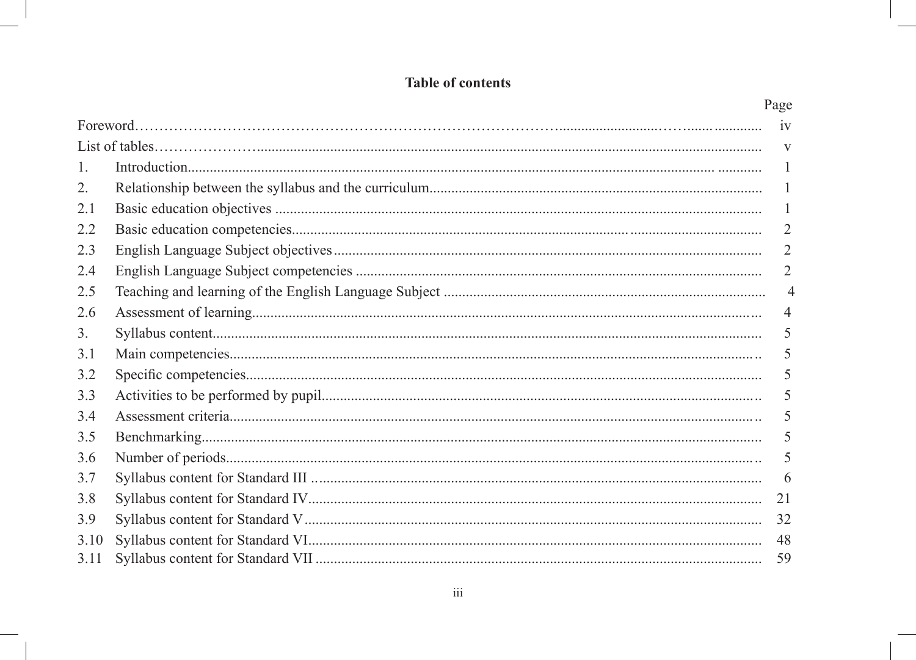# Table of contents

| | | Page |
|---|---|---|
| Foreword | | iv |
| List of tables | | v |
| 1. | Introduction | 1 |
| 2. | Relationship between the syllabus and the curriculum | 1 |
| 2.1 | Basic education objectives | 1 |
| 2.2 | Basic education competencies | 2 |
| 2.3 | English Language Subject objectives | 2 |
| 2.4 | English Language Subject competencies | 2 |
| 2.5 | Teaching and learning of the English Language Subject | 4 |
| 2.6 | Assessment of learning | 4 |
| 3. | Syllabus content | 5 |
| 3.1 | Main competencies | 5 |
| 3.2 | Specific competencies | 5 |
| 3.3 | Activities to be performed by pupil | 5 |
| 3.4 | Assessment criteria | 5 |
| 3.5 | Benchmarking | 5 |
| 3.6 | Number of periods | 5 |
| 3.7 | Syllabus content for Standard III | 6 |
| 3.8 | Syllabus content for Standard IV | 21 |
| 3.9 | Syllabus content for Standard V | 32 |
| 3.10 | Syllabus content for Standard VI | 48 |
| 3.11 | Syllabus content for Standard VII | 59 |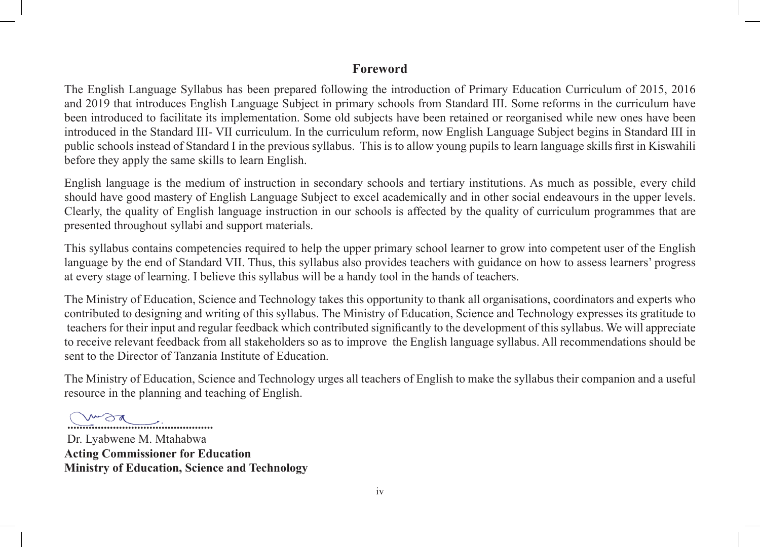## Foreword

The English Language Syllabus has been prepared following the introduction of Primary Education Curriculum of 2015, 2016 and 2019 that introduces English Language Subject in primary schools from Standard III. Some reforms in the curriculum have been introduced to facilitate its implementation. Some old subjects have been retained or reorganised while new ones have been introduced in the Standard III- VII curriculum. In the curriculum reform, now English Language Subject begins in Standard III in public schools instead of Standard I in the previous syllabus. This is to allow young pupils to learn language skills first in Kiswahili before they apply the same skills to learn English.

English language is the medium of instruction in secondary schools and tertiary institutions. As much as possible, every child should have good mastery of English Language Subject to excel academically and in other social endeavours in the upper levels. Clearly, the quality of English language instruction in our schools is affected by the quality of curriculum programmes that are presented throughout syllabi and support materials.

This syllabus contains competencies required to help the upper primary school learner to grow into competent user of the English language by the end of Standard VII. Thus, this syllabus also provides teachers with guidance on how to assess learners' progress at every stage of learning. I believe this syllabus will be a handy tool in the hands of teachers.

The Ministry of Education, Science and Technology takes this opportunity to thank all organisations, coordinators and experts who contributed to designing and writing of this syllabus. The Ministry of Education, Science and Technology expresses its gratitude to teachers for their input and regular feedback which contributed significantly to the development of this syllabus. We will appreciate to receive relevant feedback from all stakeholders so as to improve the English language syllabus. All recommendations should be sent to the Director of Tanzania Institute of Education.

The Ministry of Education, Science and Technology urges all teachers of English to make the syllabus their companion and a useful resource in the planning and teaching of English.

...............................................

Dr. Lyabwene M. Mtahabwa
**Acting Commissioner for Education**
**Ministry of Education, Science and Technology**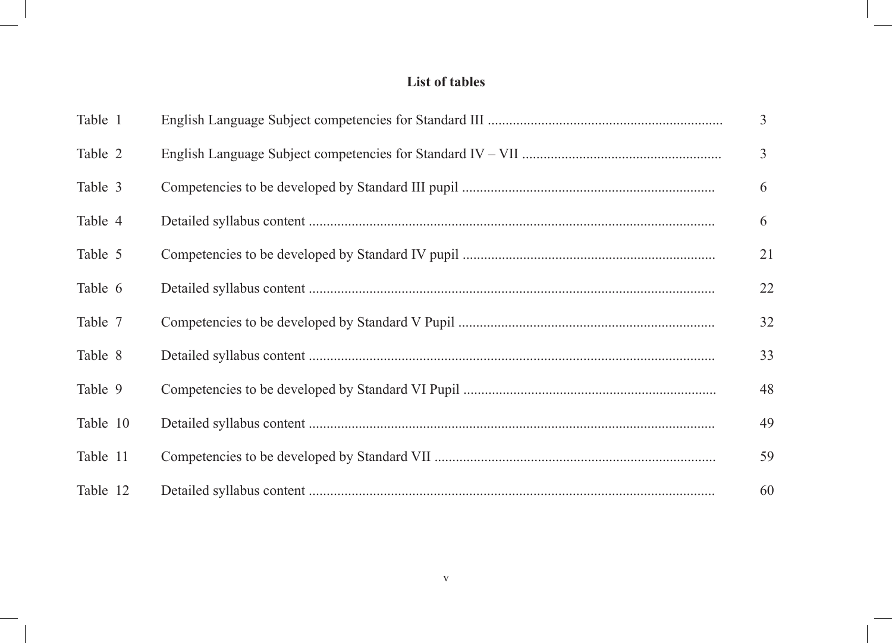## List of tables

| | | |
|---|---|---|
| Table 1 | English Language Subject competencies for Standard III | 3 |
| Table 2 | English Language Subject competencies for Standard IV – VII | 3 |
| Table 3 | Competencies to be developed by Standard III pupil | 6 |
| Table 4 | Detailed syllabus content | 6 |
| Table 5 | Competencies to be developed by Standard IV pupil | 21 |
| Table 6 | Detailed syllabus content | 22 |
| Table 7 | Competencies to be developed by Standard V Pupil | 32 |
| Table 8 | Detailed syllabus content | 33 |
| Table 9 | Competencies to be developed by Standard VI Pupil | 48 |
| Table 10 | Detailed syllabus content | 49 |
| Table 11 | Competencies to be developed by Standard VII | 59 |
| Table 12 | Detailed syllabus content | 60 |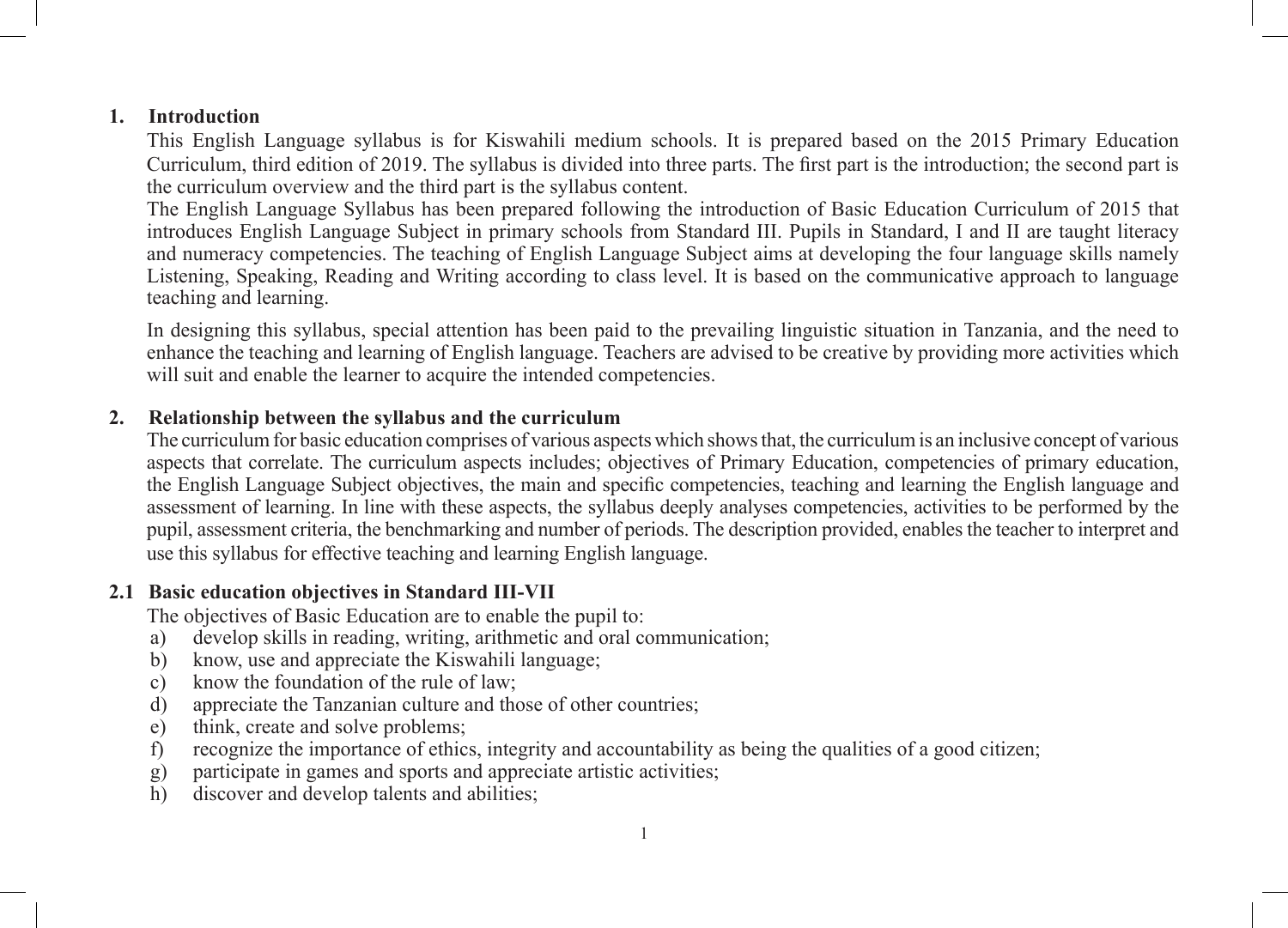## 1. Introduction

This English Language syllabus is for Kiswahili medium schools. It is prepared based on the 2015 Primary Education Curriculum, third edition of 2019. The syllabus is divided into three parts. The first part is the introduction; the second part is the curriculum overview and the third part is the syllabus content.

The English Language Syllabus has been prepared following the introduction of Basic Education Curriculum of 2015 that introduces English Language Subject in primary schools from Standard III. Pupils in Standard, I and II are taught literacy and numeracy competencies. The teaching of English Language Subject aims at developing the four language skills namely Listening, Speaking, Reading and Writing according to class level. It is based on the communicative approach to language teaching and learning.

In designing this syllabus, special attention has been paid to the prevailing linguistic situation in Tanzania, and the need to enhance the teaching and learning of English language. Teachers are advised to be creative by providing more activities which will suit and enable the learner to acquire the intended competencies.

## 2. Relationship between the syllabus and the curriculum

The curriculum for basic education comprises of various aspects which shows that, the curriculum is an inclusive concept of various aspects that correlate. The curriculum aspects includes; objectives of Primary Education, competencies of primary education, the English Language Subject objectives, the main and specific competencies, teaching and learning the English language and assessment of learning. In line with these aspects, the syllabus deeply analyses competencies, activities to be performed by the pupil, assessment criteria, the benchmarking and number of periods. The description provided, enables the teacher to interpret and use this syllabus for effective teaching and learning English language.

### 2.1 Basic education objectives in Standard III-VII

The objectives of Basic Education are to enable the pupil to:

a) develop skills in reading, writing, arithmetic and oral communication;
b) know, use and appreciate the Kiswahili language;
c) know the foundation of the rule of law;
d) appreciate the Tanzanian culture and those of other countries;
e) think, create and solve problems;
f) recognize the importance of ethics, integrity and accountability as being the qualities of a good citizen;
g) participate in games and sports and appreciate artistic activities;
h) discover and develop talents and abilities;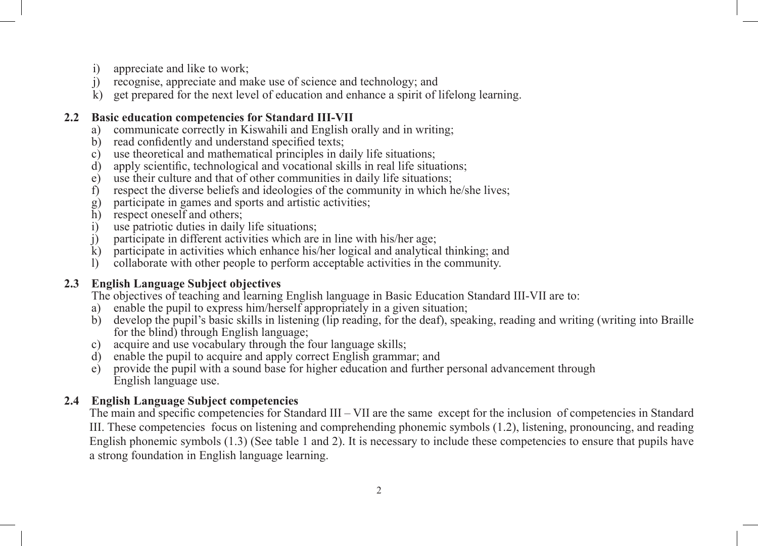i) appreciate and like to work;
j) recognise, appreciate and make use of science and technology; and
k) get prepared for the next level of education and enhance a spirit of lifelong learning.

### 2.2 Basic education competencies for Standard III-VII

a) communicate correctly in Kiswahili and English orally and in writing;
b) read confidently and understand specified texts;
c) use theoretical and mathematical principles in daily life situations;
d) apply scientific, technological and vocational skills in real life situations;
e) use their culture and that of other communities in daily life situations;
f) respect the diverse beliefs and ideologies of the community in which he/she lives;
g) participate in games and sports and artistic activities;
h) respect oneself and others;
i) use patriotic duties in daily life situations;
j) participate in different activities which are in line with his/her age;
k) participate in activities which enhance his/her logical and analytical thinking; and
l) collaborate with other people to perform acceptable activities in the community.

### 2.3 English Language Subject objectives

The objectives of teaching and learning English language in Basic Education Standard III-VII are to:

a) enable the pupil to express him/herself appropriately in a given situation;
b) develop the pupil's basic skills in listening (lip reading, for the deaf), speaking, reading and writing (writing into Braille for the blind) through English language;
c) acquire and use vocabulary through the four language skills;
d) enable the pupil to acquire and apply correct English grammar; and
e) provide the pupil with a sound base for higher education and further personal advancement through English language use.

### 2.4 English Language Subject competencies

The main and specific competencies for Standard III – VII are the same except for the inclusion of competencies in Standard III. These competencies focus on listening and comprehending phonemic symbols (1.2), listening, pronouncing, and reading English phonemic symbols (1.3) (See table 1 and 2). It is necessary to include these competencies to ensure that pupils have a strong foundation in English language learning.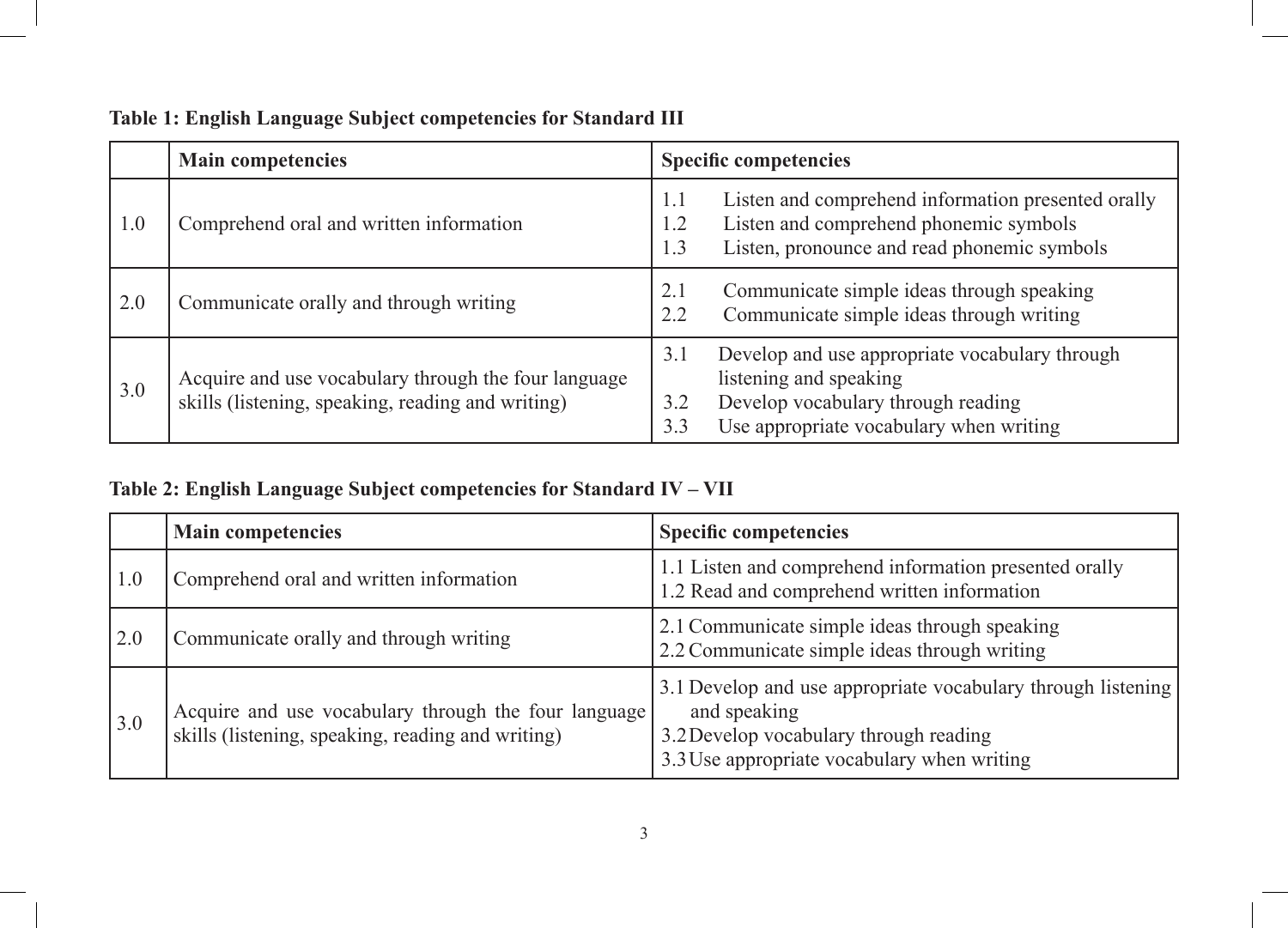**Table 1: English Language Subject competencies for Standard III**

| | Main competencies | Specific competencies |
|---|---|---|
| 1.0 | Comprehend oral and written information | 1.1 Listen and comprehend information presented orally<br>1.2 Listen and comprehend phonemic symbols<br>1.3 Listen, pronounce and read phonemic symbols |
| 2.0 | Communicate orally and through writing | 2.1 Communicate simple ideas through speaking<br>2.2 Communicate simple ideas through writing |
| 3.0 | Acquire and use vocabulary through the four language skills (listening, speaking, reading and writing) | 3.1 Develop and use appropriate vocabulary through listening and speaking<br>3.2 Develop vocabulary through reading<br>3.3 Use appropriate vocabulary when writing |

**Table 2: English Language Subject competencies for Standard IV – VII**

| | Main competencies | Specific competencies |
|---|---|---|
| 1.0 | Comprehend oral and written information | 1.1 Listen and comprehend information presented orally<br>1.2 Read and comprehend written information |
| 2.0 | Communicate orally and through writing | 2.1 Communicate simple ideas through speaking<br>2.2 Communicate simple ideas through writing |
| 3.0 | Acquire and use vocabulary through the four language skills (listening, speaking, reading and writing) | 3.1 Develop and use appropriate vocabulary through listening and speaking<br>3.2 Develop vocabulary through reading<br>3.3 Use appropriate vocabulary when writing |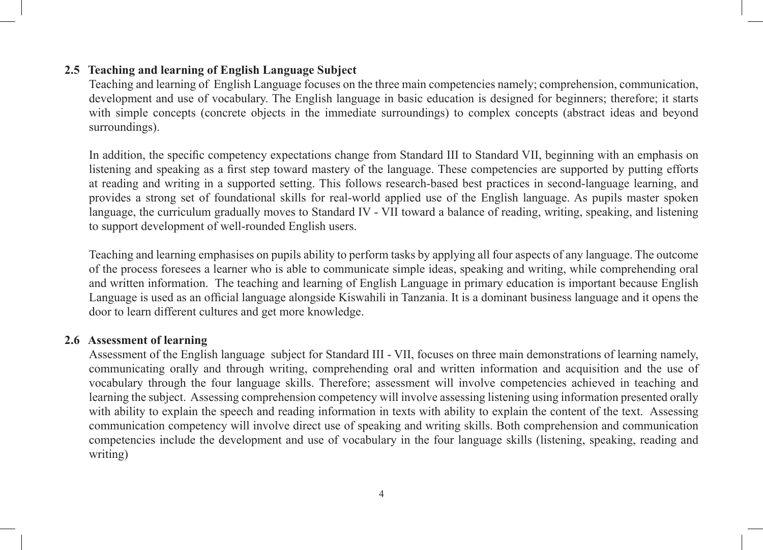### 2.5 Teaching and learning of English Language Subject

Teaching and learning of English Language focuses on the three main competencies namely; comprehension, communication, development and use of vocabulary. The English language in basic education is designed for beginners; therefore; it starts with simple concepts (concrete objects in the immediate surroundings) to complex concepts (abstract ideas and beyond surroundings).

In addition, the specific competency expectations change from Standard III to Standard VII, beginning with an emphasis on listening and speaking as a first step toward mastery of the language. These competencies are supported by putting efforts at reading and writing in a supported setting. This follows research-based best practices in second-language learning, and provides a strong set of foundational skills for real-world applied use of the English language. As pupils master spoken language, the curriculum gradually moves to Standard IV - VII toward a balance of reading, writing, speaking, and listening to support development of well-rounded English users.

Teaching and learning emphasises on pupils ability to perform tasks by applying all four aspects of any language. The outcome of the process foresees a learner who is able to communicate simple ideas, speaking and writing, while comprehending oral and written information. The teaching and learning of English Language in primary education is important because English Language is used as an official language alongside Kiswahili in Tanzania. It is a dominant business language and it opens the door to learn different cultures and get more knowledge.

### 2.6 Assessment of learning

Assessment of the English language subject for Standard III - VII, focuses on three main demonstrations of learning namely, communicating orally and through writing, comprehending oral and written information and acquisition and the use of vocabulary through the four language skills. Therefore; assessment will involve competencies achieved in teaching and learning the subject. Assessing comprehension competency will involve assessing listening using information presented orally with ability to explain the speech and reading information in texts with ability to explain the content of the text. Assessing communication competency will involve direct use of speaking and writing skills. Both comprehension and communication competencies include the development and use of vocabulary in the four language skills (listening, speaking, reading and writing)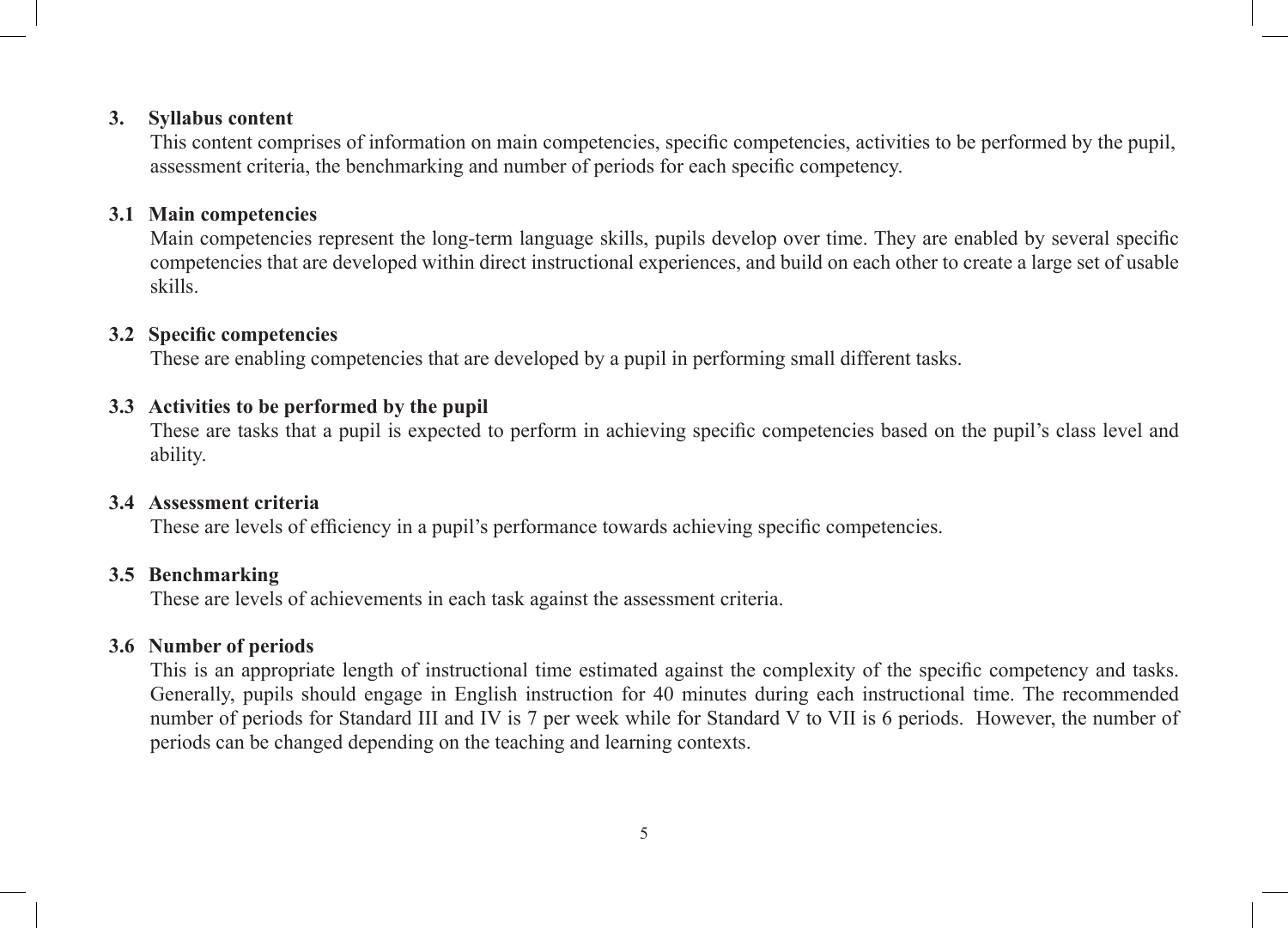## 3. Syllabus content

This content comprises of information on main competencies, specific competencies, activities to be performed by the pupil, assessment criteria, the benchmarking and number of periods for each specific competency.

### 3.1 Main competencies

Main competencies represent the long-term language skills, pupils develop over time. They are enabled by several specific competencies that are developed within direct instructional experiences, and build on each other to create a large set of usable skills.

### 3.2 Specific competencies

These are enabling competencies that are developed by a pupil in performing small different tasks.

### 3.3 Activities to be performed by the pupil

These are tasks that a pupil is expected to perform in achieving specific competencies based on the pupil's class level and ability.

### 3.4 Assessment criteria

These are levels of efficiency in a pupil's performance towards achieving specific competencies.

### 3.5 Benchmarking

These are levels of achievements in each task against the assessment criteria.

### 3.6 Number of periods

This is an appropriate length of instructional time estimated against the complexity of the specific competency and tasks. Generally, pupils should engage in English instruction for 40 minutes during each instructional time. The recommended number of periods for Standard III and IV is 7 per week while for Standard V to VII is 6 periods. However, the number of periods can be changed depending on the teaching and learning contexts.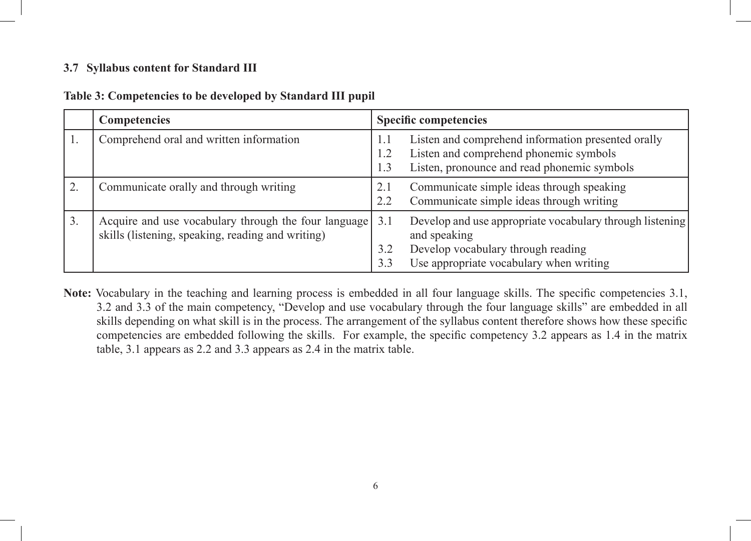### 3.7 Syllabus content for Standard III

**Table 3: Competencies to be developed by Standard III pupil**

| | Competencies | Specific competencies |
|---|---|---|
| 1. | Comprehend oral and written information | 1.1 Listen and comprehend information presented orally<br>1.2 Listen and comprehend phonemic symbols<br>1.3 Listen, pronounce and read phonemic symbols |
| 2. | Communicate orally and through writing | 2.1 Communicate simple ideas through speaking<br>2.2 Communicate simple ideas through writing |
| 3. | Acquire and use vocabulary through the four language skills (listening, speaking, reading and writing) | 3.1 Develop and use appropriate vocabulary through listening and speaking<br>3.2 Develop vocabulary through reading<br>3.3 Use appropriate vocabulary when writing |

**Note:** Vocabulary in the teaching and learning process is embedded in all four language skills. The specific competencies 3.1, 3.2 and 3.3 of the main competency, "Develop and use vocabulary through the four language skills" are embedded in all skills depending on what skill is in the process. The arrangement of the syllabus content therefore shows how these specific competencies are embedded following the skills. For example, the specific competency 3.2 appears as 1.4 in the matrix table, 3.1 appears as 2.2 and 3.3 appears as 2.4 in the matrix table.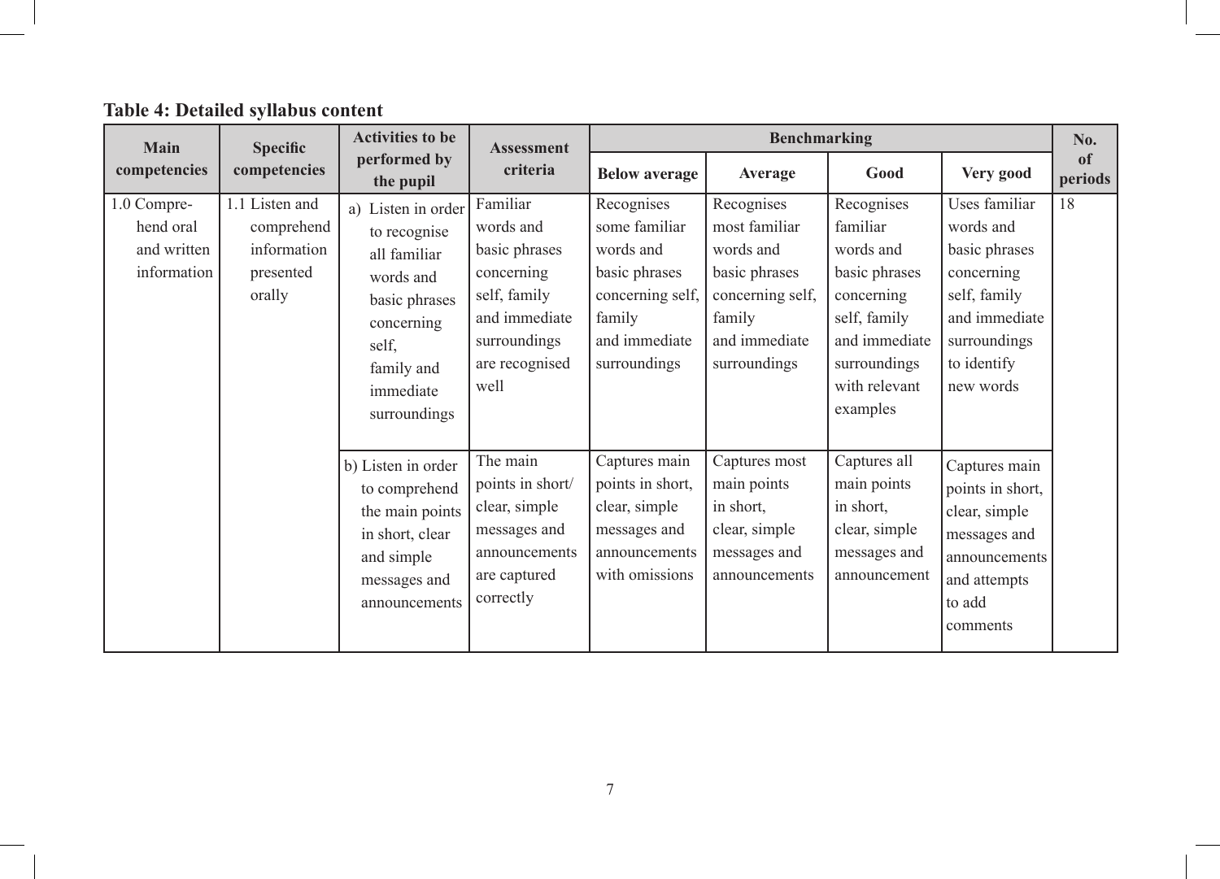**Table 4: Detailed syllabus content**

| Main competencies | Specific competencies | Activities to be performed by the pupil | Assessment criteria | Benchmarking | | | | No. of periods |
|---|---|---|---|---|---|---|---|---|
| | | | | Below average | Average | Good | Very good | |
| 1.0 Comprehend oral and written information | 1.1 Listen and comprehend information presented orally | a) Listen in order to recognise all familiar words and basic phrases concerning self, family and immediate surroundings | Familiar words and basic phrases concerning self, family and immediate surroundings are recognised well | Recognises some familiar words and basic phrases concerning self, family and immediate surroundings | Recognises most familiar words and basic phrases concerning self, family and immediate surroundings | Recognises familiar words and basic phrases concerning self, family and immediate surroundings with relevant examples | Uses familiar words and basic phrases concerning self, family and immediate surroundings to identify new words | 18 |
| | | b) Listen in order to comprehend the main points in short, clear and simple messages and announcements | The main points in short/ clear, simple messages and announcements are captured correctly | Captures main points in short, clear, simple messages and announcements with omissions | Captures most main points in short, clear, simple messages and announcements | Captures all main points in short, clear, simple messages and announcement | Captures main points in short, clear, simple messages and announcements and attempts to add comments | |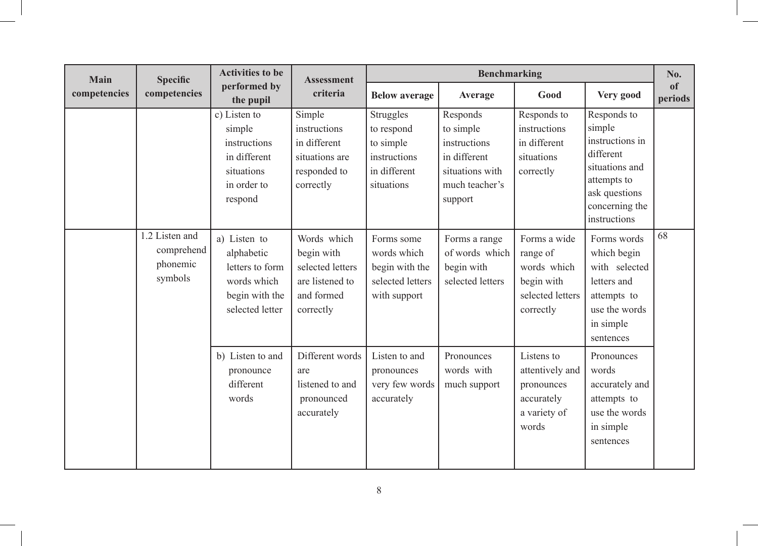| Main competencies | Specific competencies | Activities to be performed by the pupil | Assessment criteria | Benchmarking | | | | No. of periods |
|---|---|---|---|---|---|---|---|---|
| | | | | Below average | Average | Good | Very good | |
| | | c) Listen to simple instructions in different situations in order to respond | Simple instructions in different situations are responded to correctly | Struggles to respond to simple instructions in different situations | Responds to simple instructions in different situations with much teacher's support | Responds to instructions in different situations correctly | Responds to simple instructions in different situations and attempts to ask questions concerning the instructions | |
| | 1.2 Listen and comprehend phonemic symbols | a) Listen to alphabetic letters to form words which begin with the selected letter | Words which begin with selected letters are listened to and formed correctly | Forms some words which begin with the selected letters with support | Forms a range of words which begin with selected letters | Forms a wide range of words which begin with selected letters correctly | Forms words which begin with selected letters and attempts to use the words in simple sentences | 68 |
| | | b) Listen to and pronounce different words | Different words are listened to and pronounced accurately | Listen to and pronounces very few words accurately | Pronounces words with much support | Listens to attentively and pronounces accurately a variety of words | Pronounces words accurately and attempts to use the words in simple sentences | |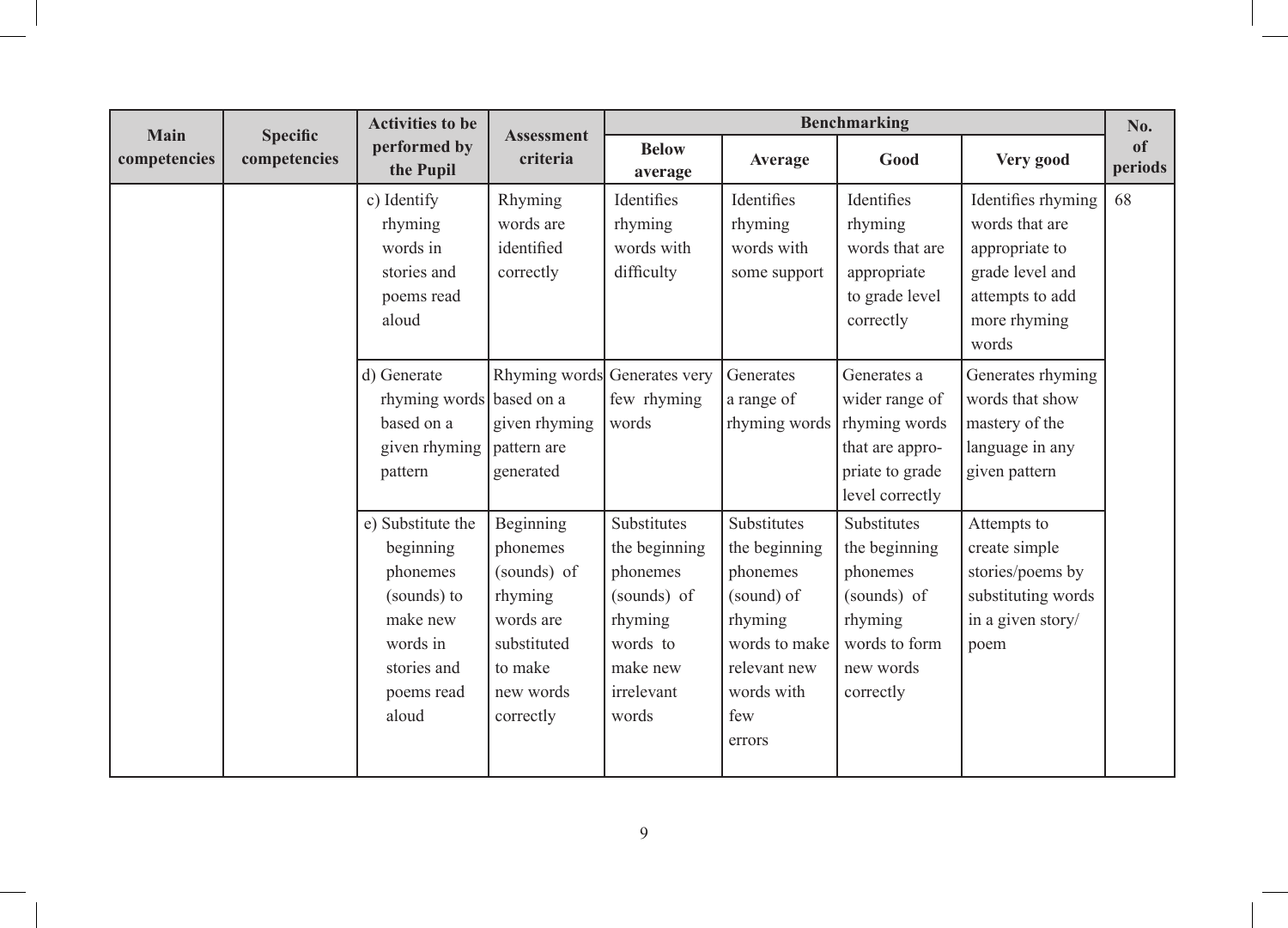| Main competencies | Specific competencies | Activities to be performed by the Pupil | Assessment criteria | Benchmarking | | | | No. of periods |
|---|---|---|---|---|---|---|---|---|
| | | | | Below average | Average | Good | Very good | |
| | | c) Identify rhyming words in stories and poems read aloud | Rhyming words are identified correctly | Identifies rhyming words with difficulty | Identifies rhyming words with some support | Identifies rhyming words that are appropriate to grade level correctly | Identifies rhyming words that are appropriate to grade level and attempts to add more rhyming words | 68 |
| | | d) Generate rhyming words based on a given rhyming pattern | Rhyming words based on a given rhyming pattern are generated | Generates very few rhyming words | Generates a range of rhyming words | Generates a wider range of rhyming words that are appropriate to grade level correctly | Generates rhyming words that show mastery of the language in any given pattern | |
| | | e) Substitute the beginning phonemes (sounds) to make new words in stories and poems read aloud | Beginning phonemes (sounds) of rhyming words are substituted to make new words correctly | Substitutes the beginning phonemes (sounds) of rhyming words to make new irrelevant words | Substitutes the beginning phonemes (sound) of rhyming words to make relevant new words with few errors | Substitutes the beginning phonemes (sounds) of rhyming words to form new words correctly | Attempts to create simple stories/poems by substituting words in a given story/ poem | |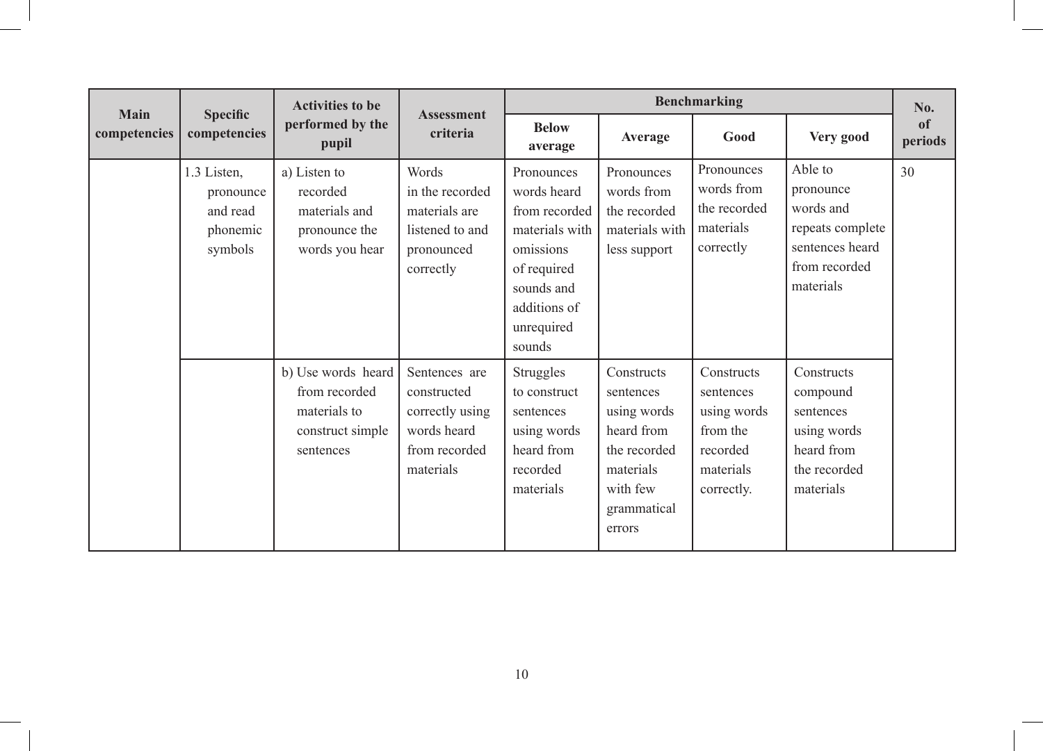| Main competencies | Specific competencies | Activities to be performed by the pupil | Assessment criteria | Benchmarking | | | | No. of periods |
|---|---|---|---|---|---|---|---|---|
| | | | | Below average | Average | Good | Very good | |
| | 1.3 Listen, pronounce and read phonemic symbols | a) Listen to recorded materials and pronounce the words you hear | Words in the recorded materials are listened to and pronounced correctly | Pronounces words heard from recorded materials with omissions of required sounds and additions of unrequired sounds | Pronounces words from the recorded materials with less support | Pronounces words from the recorded materials correctly | Able to pronounce words and repeats complete sentences heard from recorded materials | 30 |
| | | b) Use words heard from recorded materials to construct simple sentences | Sentences are constructed correctly using words heard from recorded materials | Struggles to construct sentences using words heard from recorded materials | Constructs sentences using words heard from the recorded materials with few grammatical errors | Constructs sentences using words from the recorded materials correctly. | Constructs compound sentences using words heard from the recorded materials | |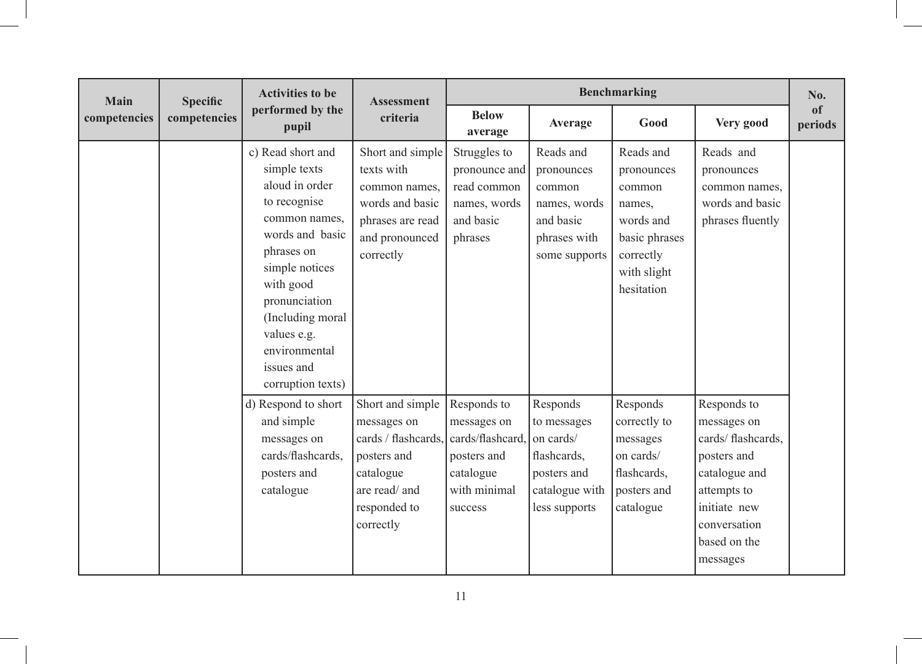| Main competencies | Specific competencies | Activities to be performed by the pupil | Assessment criteria | Benchmarking | | | | No. of periods |
|---|---|---|---|---|---|---|---|---|
| | | | | Below average | Average | Good | Very good | |
| | | c) Read short and simple texts aloud in order to recognise common names, words and basic phrases on simple notices with good pronunciation (Including moral values e.g. environmental issues and corruption texts) | Short and simple texts with common names, words and basic phrases are read and pronounced correctly | Struggles to pronounce and read common names, words and basic phrases | Reads and pronounces common names, words and basic phrases with some supports | Reads and pronounces common names, words and basic phrases correctly with slight hesitation | Reads and pronounces common names, words and basic phrases fluently | |
| | | d) Respond to short and simple messages on cards/flashcards, posters and catalogue | Short and simple messages on cards / flashcards, posters and catalogue are read/ and responded to correctly | Responds to messages on cards/flashcard, posters and catalogue with minimal success | Responds to messages on cards/ flashcards, posters and catalogue with less supports | Responds correctly to messages on cards/ flashcards, posters and catalogue | Responds to messages on cards/ flashcards, posters and catalogue and attempts to initiate new conversation based on the messages | |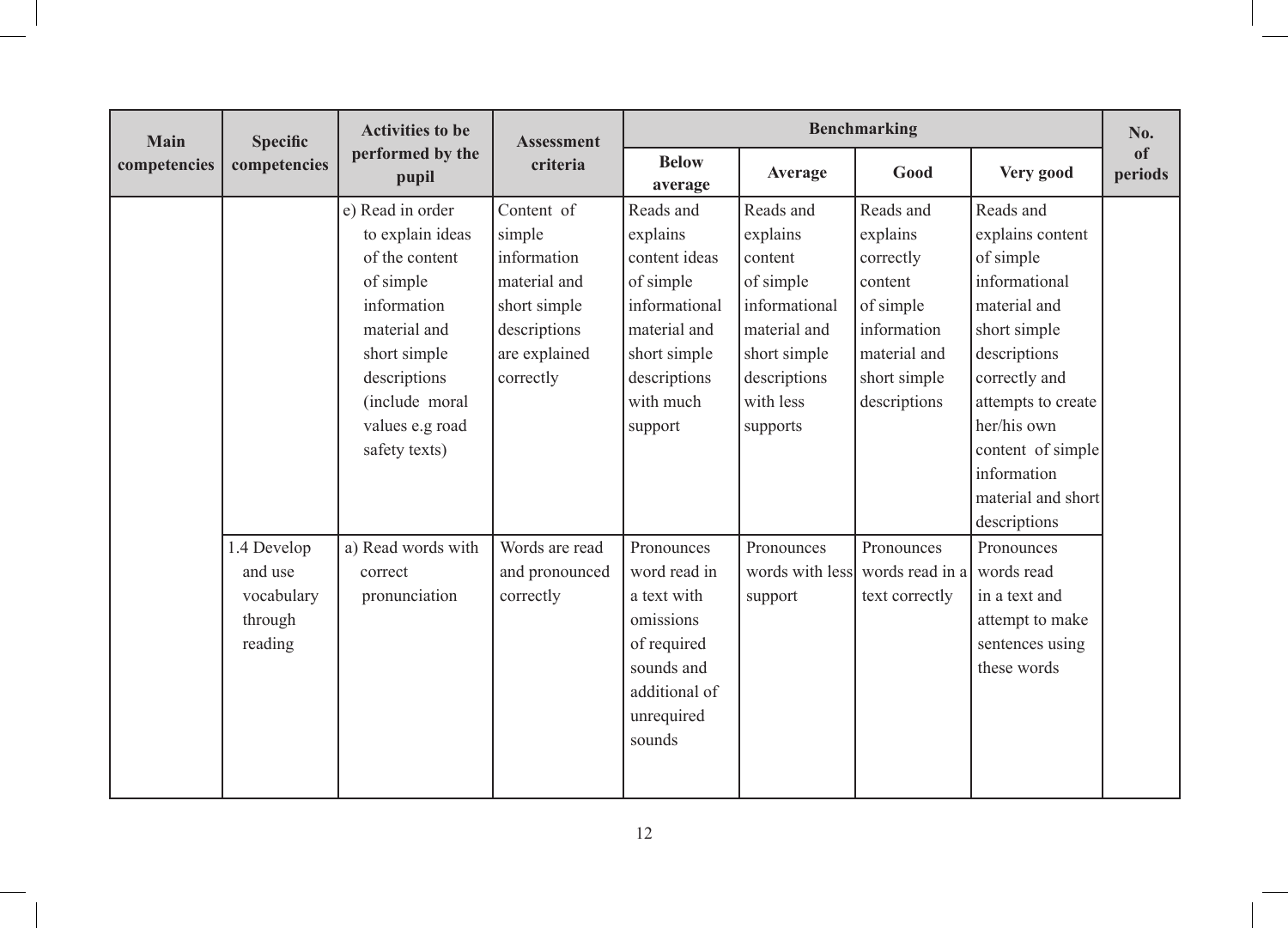| Main competencies | Specific competencies | Activities to be performed by the pupil | Assessment criteria | Benchmarking | | | | No. of periods |
|---|---|---|---|---|---|---|---|---|
| | | | | Below average | Average | Good | Very good | |
| | | e) Read in order to explain ideas of the content of simple information material and short simple descriptions (include moral values e.g road safety texts) | Content of simple information material and short simple descriptions are explained correctly | Reads and explains content ideas of simple informational material and short simple descriptions with much support | Reads and explains content of simple informational material and short simple descriptions with less supports | Reads and explains correctly content of simple information material and short simple descriptions | Reads and explains content of simple informational material and short simple descriptions correctly and attempts to create her/his own content of simple information material and short descriptions | |
| | 1.4 Develop and use vocabulary through reading | a) Read words with correct pronunciation | Words are read and pronounced correctly | Pronounces word read in a text with omissions of required sounds and additional of unrequired sounds | Pronounces words with less support | Pronounces words read in a text correctly | Pronounces words read in a text and attempt to make sentences using these words | |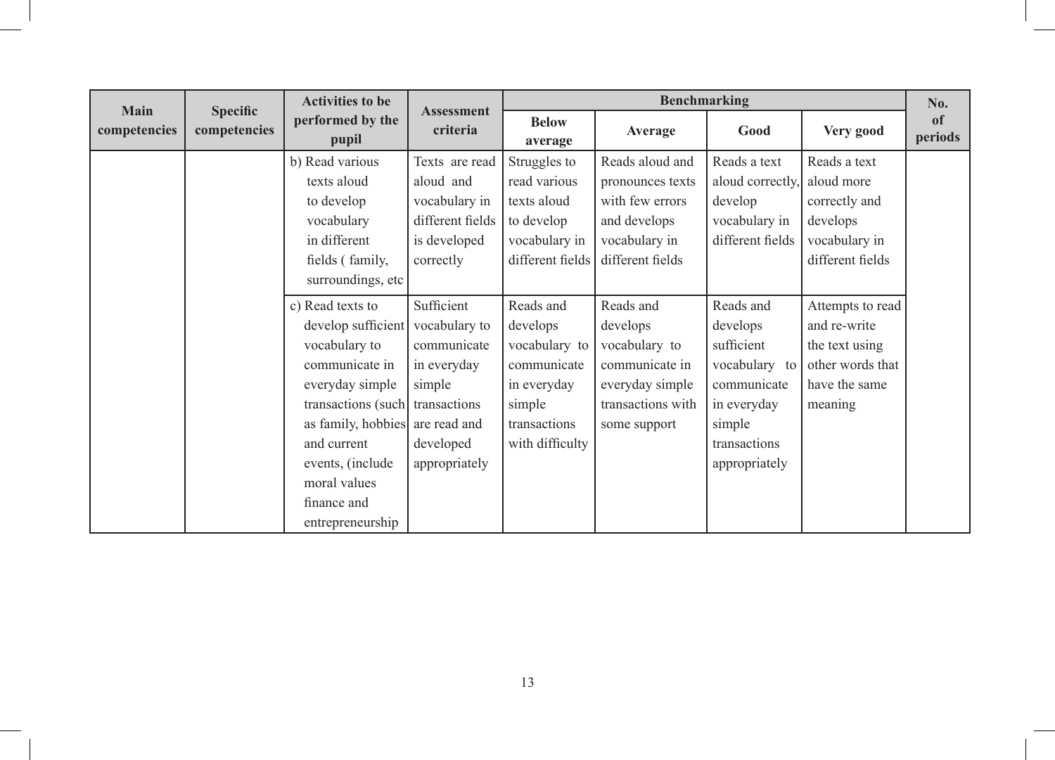| Main competencies | Specific competencies | Activities to be performed by the pupil | Assessment criteria | Benchmarking | | | | No. of periods |
|---|---|---|---|---|---|---|---|---|
| | | | | Below average | Average | Good | Very good | |
| | | b) Read various texts aloud to develop vocabulary in different fields ( family, surroundings, etc | Texts are read aloud and vocabulary in different fields is developed correctly | Struggles to read various texts aloud to develop vocabulary in different fields | Reads aloud and pronounces texts with few errors and develops vocabulary in different fields | Reads a text aloud correctly, develop vocabulary in different fields | Reads a text aloud more correctly and develops vocabulary in different fields | |
| | | c) Read texts to develop sufficient vocabulary to communicate in everyday simple transactions (such as family, hobbies and current events, (include moral values finance and entrepreneurship | Sufficient vocabulary to communicate in everyday simple transactions are read and developed appropriately | Reads and develops vocabulary to communicate in everyday simple transactions with difficulty | Reads and develops vocabulary to communicate in everyday simple transactions with some support | Reads and develops sufficient vocabulary to communicate in everyday simple transactions appropriately | Attempts to read and re-write the text using other words that have the same meaning | |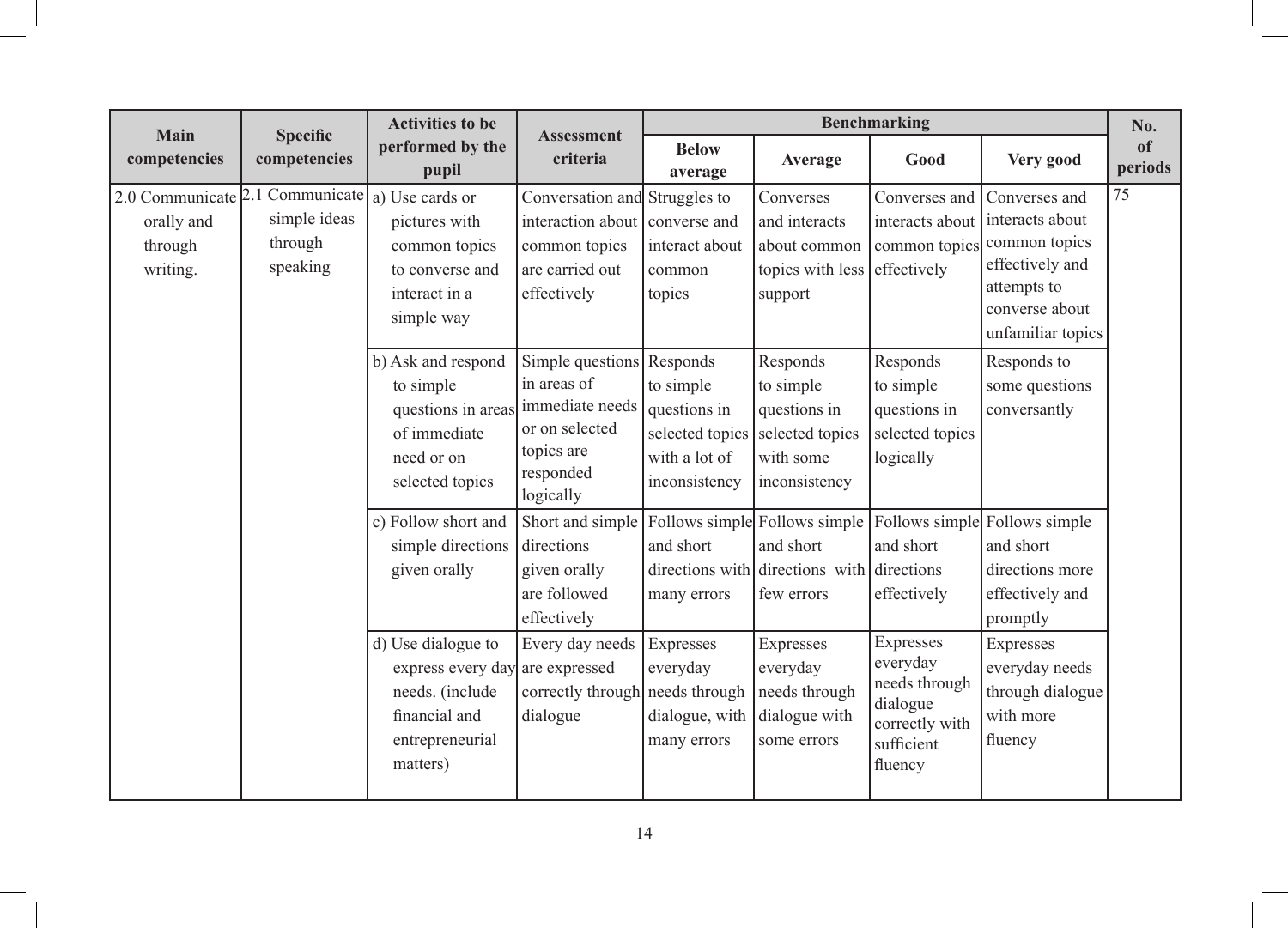| Main competencies | Specific competencies | Activities to be performed by the pupil | Assessment criteria | Benchmarking | | | | No. of periods |
|---|---|---|---|---|---|---|---|---|
| | | | | Below average | Average | Good | Very good | |
| 2.0 Communicate orally and through writing. | 2.1 Communicate simple ideas through speaking | a) Use cards or pictures with common topics to converse and interact in a simple way | Conversation and interaction about common topics are carried out effectively | Struggles to converse and interact about common topics | Converses and interacts about common topics with less support | Converses and interacts about common topics effectively | Converses and interacts about common topics effectively and attempts to converse about unfamiliar topics | 75 |
| | | b) Ask and respond to simple questions in areas of immediate need or on selected topics | Simple questions in areas of immediate needs or on selected topics are responded logically | Responds to simple questions in selected topics with a lot of inconsistency | Responds to simple questions in selected topics with some inconsistency | Responds to simple questions in selected topics logically | Responds to some questions conversantly | |
| | | c) Follow short and simple directions given orally | Short and simple directions given orally are followed effectively | Follows simple and short directions with many errors | Follows simple and short directions with few errors | Follows simple and short directions effectively | Follows simple and short directions more effectively and promptly | |
| | | d) Use dialogue to express every day needs. (include financial and entrepreneurial matters) | Every day needs are expressed correctly through dialogue | Expresses everyday needs through dialogue, with many errors | Expresses everyday needs through dialogue with some errors | Expresses everyday needs through dialogue correctly with sufficient fluency | Expresses everyday needs through dialogue with more fluency | |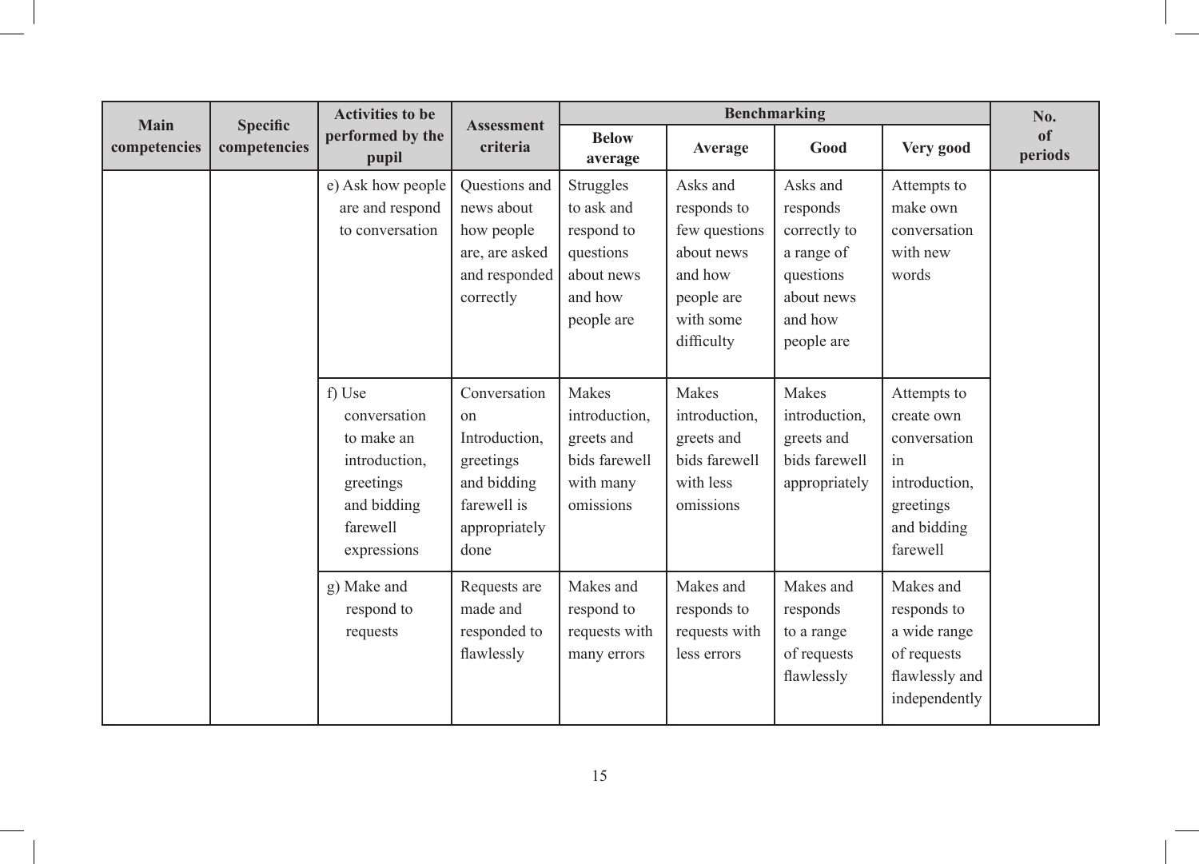| Main competencies | Specific competencies | Activities to be performed by the pupil | Assessment criteria | Benchmarking | | | | No. of periods |
|---|---|---|---|---|---|---|---|---|
| | | | | Below average | Average | Good | Very good | |
| | | e) Ask how people are and respond to conversation | Questions and news about how people are, are asked and responded correctly | Struggles to ask and respond to questions about news and how people are | Asks and responds to few questions about news and how people are with some difficulty | Asks and responds correctly to a range of questions about news and how people are | Attempts to make own conversation with new words | |
| | | f) Use conversation to make an introduction, greetings and bidding farewell expressions | Conversation on Introduction, greetings and bidding farewell is appropriately done | Makes introduction, greets and bids farewell with many omissions | Makes introduction, greets and bids farewell with less omissions | Makes introduction, greets and bids farewell appropriately | Attempts to create own conversation in introduction, greetings and bidding farewell | |
| | | g) Make and respond to requests | Requests are made and responded to flawlessly | Makes and respond to requests with many errors | Makes and responds to requests with less errors | Makes and responds to a range of requests flawlessly | Makes and responds to a wide range of requests flawlessly and independently | |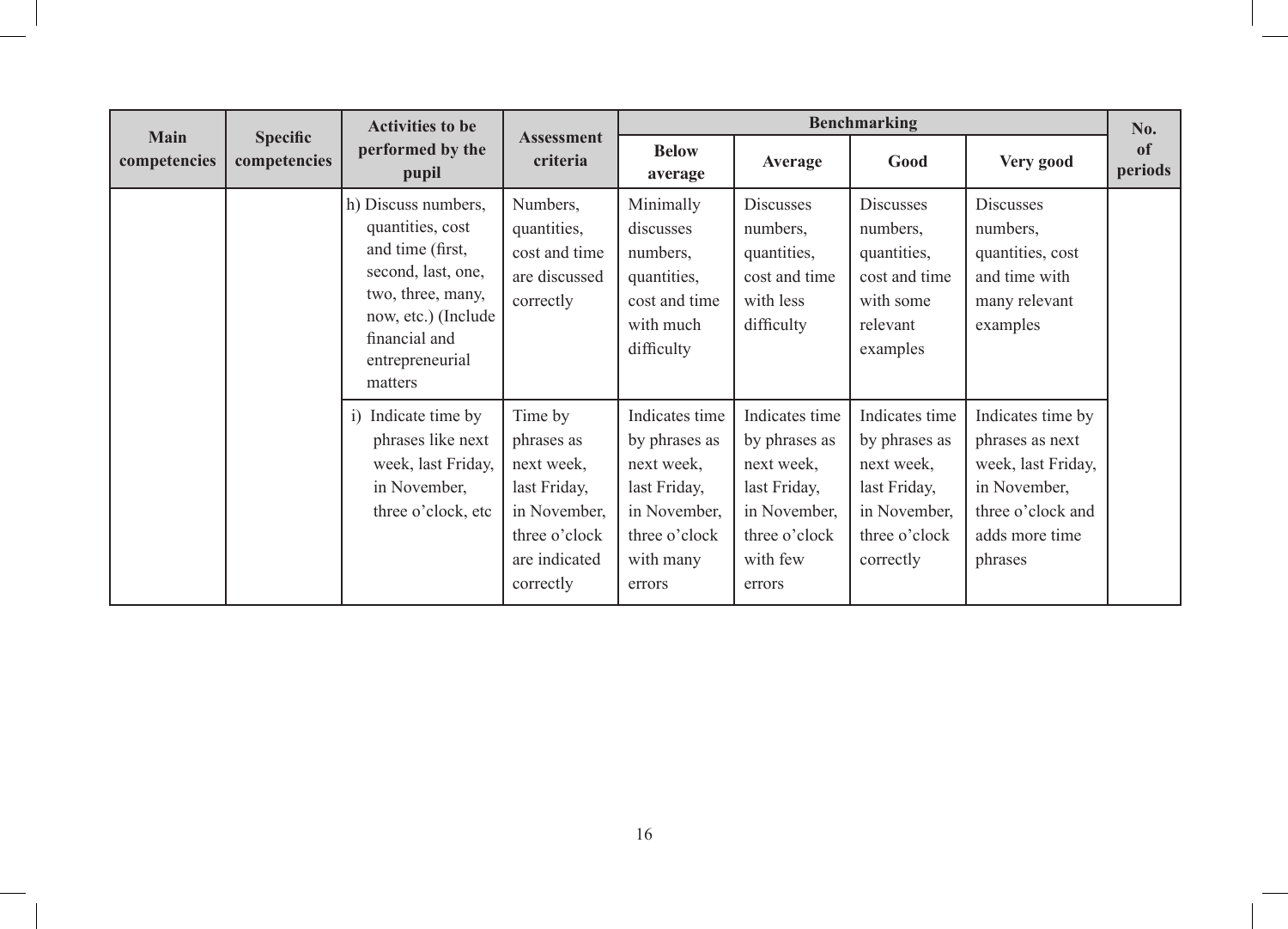| Main competencies | Specific competencies | Activities to be performed by the pupil | Assessment criteria | Benchmarking | | | | No. of periods |
|---|---|---|---|---|---|---|---|---|
| | | | | Below average | Average | Good | Very good | |
| | | h) Discuss numbers, quantities, cost and time (first, second, last, one, two, three, many, now, etc.) (Include financial and entrepreneurial matters | Numbers, quantities, cost and time are discussed correctly | Minimally discusses numbers, quantities, cost and time with much difficulty | Discusses numbers, quantities, cost and time with less difficulty | Discusses numbers, quantities, cost and time with some relevant examples | Discusses numbers, quantities, cost and time with many relevant examples | |
| | | i) Indicate time by phrases like next week, last Friday, in November, three o'clock, etc | Time by phrases as next week, last Friday, in November, three o'clock are indicated correctly | Indicates time by phrases as next week, last Friday, in November, three o'clock with many errors | Indicates time by phrases as next week, last Friday, in November, three o'clock with few errors | Indicates time by phrases as next week, last Friday, in November, three o'clock correctly | Indicates time by phrases as next week, last Friday, in November, three o'clock and adds more time phrases | |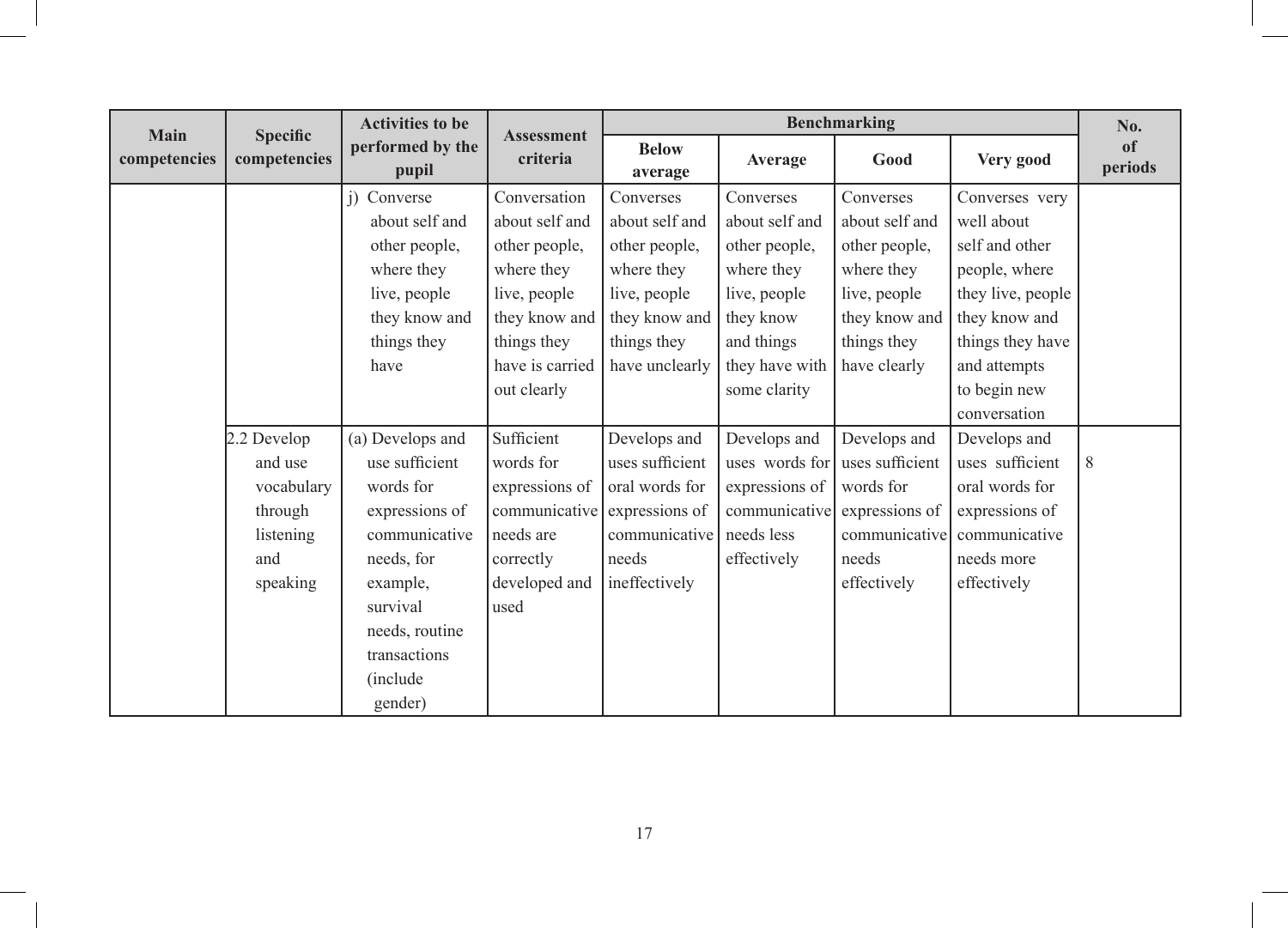| Main competencies | Specific competencies | Activities to be performed by the pupil | Assessment criteria | Benchmarking | | | | No. of periods |
|---|---|---|---|---|---|---|---|---|
| | | | | Below average | Average | Good | Very good | |
| | | j) Converse about self and other people, where they live, people they know and things they have | Conversation about self and other people, where they live, people they know and things they have is carried out clearly | Converses about self and other people, where they live, people they know and things they have unclearly | Converses about self and other people, where they live, people they know and things they have with some clarity | Converses about self and other people, where they live, people they know and things they have clearly | Converses very well about self and other people, where they live, people they know and things they have and attempts to begin new conversation | |
| | 2.2 Develop and use vocabulary through listening and speaking | (a) Develops and use sufficient words for expressions of communicative needs, for example, survival needs, routine transactions (include gender) | Sufficient words for expressions of communicative needs are correctly developed and used | Develops and uses sufficient oral words for expressions of communicative needs ineffectively | Develops and uses words for expressions of communicative needs less effectively | Develops and uses sufficient words for expressions of communicative needs effectively | Develops and uses sufficient oral words for expressions of communicative needs more effectively | 8 |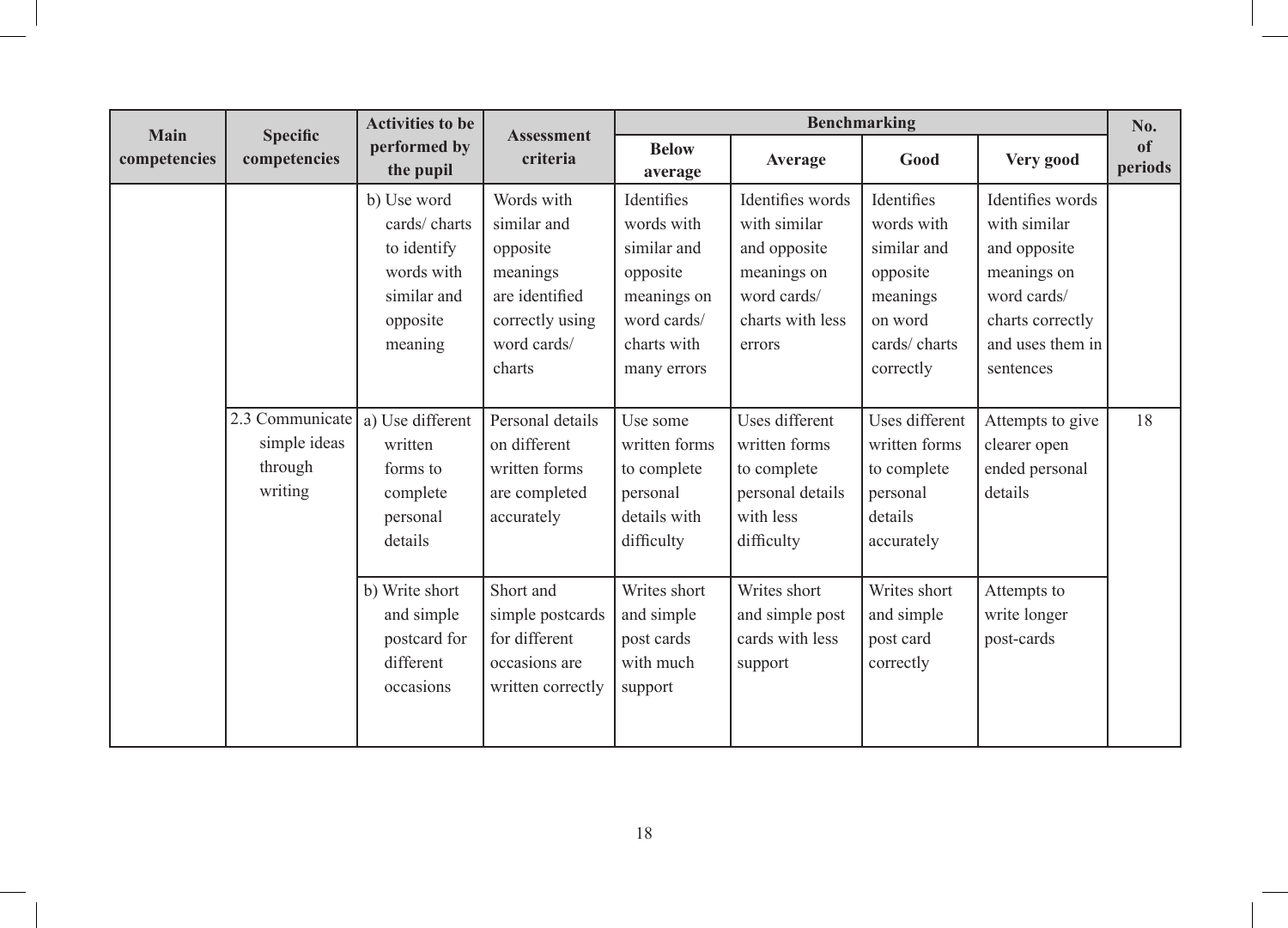| Main competencies | Specific competencies | Activities to be performed by the pupil | Assessment criteria | Benchmarking | | | | No. of periods |
|---|---|---|---|---|---|---|---|---|
| | | | | Below average | Average | Good | Very good | |
| | | b) Use word cards/ charts to identify words with similar and opposite meaning | Words with similar and opposite meanings are identified correctly using word cards/ charts | Identifies words with similar and opposite meanings on word cards/ charts with many errors | Identifies words with similar and opposite meanings on word cards/ charts with less errors | Identifies words with similar and opposite meanings on word cards/ charts correctly | Identifies words with similar and opposite meanings on word cards/ charts correctly and uses them in sentences | |
| | 2.3 Communicate simple ideas through writing | a) Use different written forms to complete personal details | Personal details on different written forms are completed accurately | Use some written forms to complete personal details with difficulty | Uses different written forms to complete personal details with less difficulty | Uses different written forms to complete personal details accurately | Attempts to give clearer open ended personal details | 18 |
| | | b) Write short and simple postcard for different occasions | Short and simple postcards for different occasions are written correctly | Writes short and simple post cards with much support | Writes short and simple post cards with less support | Writes short and simple post card correctly | Attempts to write longer post-cards | |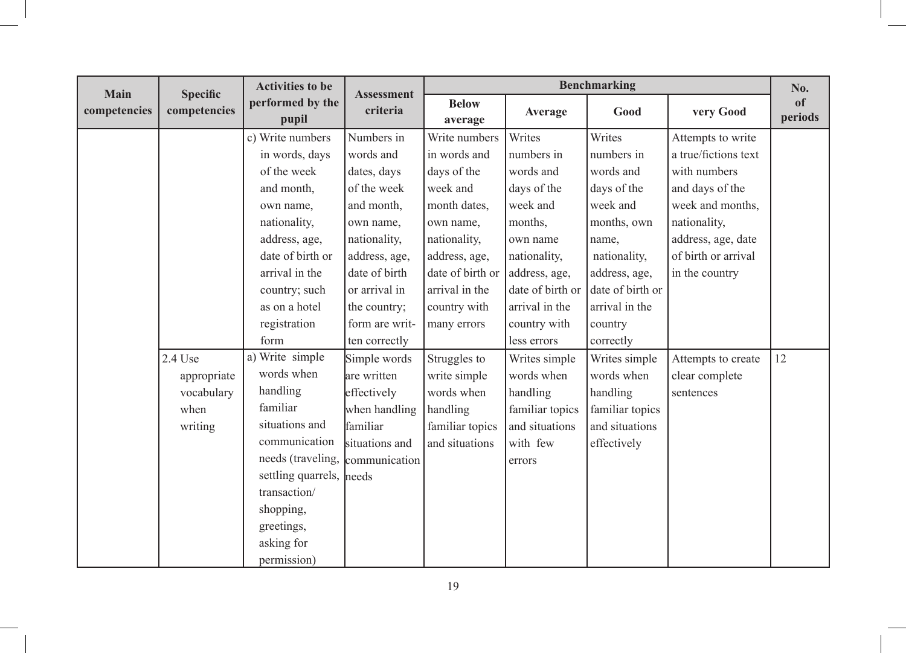| Main competencies | Specific competencies | Activities to be performed by the pupil | Assessment criteria | Benchmarking | | | | No. of periods |
|---|---|---|---|---|---|---|---|---|
| | | | | Below average | Average | Good | very Good | |
| | | c) Write numbers in words, days of the week and month, own name, nationality, address, age, date of birth or arrival in the country; such as on a hotel registration form | Numbers in words and dates, days of the week and month, own name, nationality, address, age, date of birth or arrival in the country; form are written correctly | Write numbers in words and days of the week and month dates, own name, nationality, address, age, date of birth or arrival in the country with many errors | Writes numbers in words and days of the week and months, own name nationality, address, age, date of birth or arrival in the country with less errors | Writes numbers in words and days of the week and months, own name, nationality, address, age, date of birth or arrival in the country correctly | Attempts to write a true/fictions text with numbers and days of the week and months, nationality, address, age, date of birth or arrival in the country | |
| | 2.4 Use appropriate vocabulary when writing | a) Write simple words when handling familiar situations and communication needs (traveling, settling quarrels, transaction/ shopping, greetings, asking for permission) | Simple words are written effectively when handling familiar situations and communication needs | Struggles to write simple words when handling familiar topics and situations | Writes simple words when handling familiar topics and situations with few errors | Writes simple words when handling familiar topics and situations effectively | Attempts to create clear complete sentences | 12 |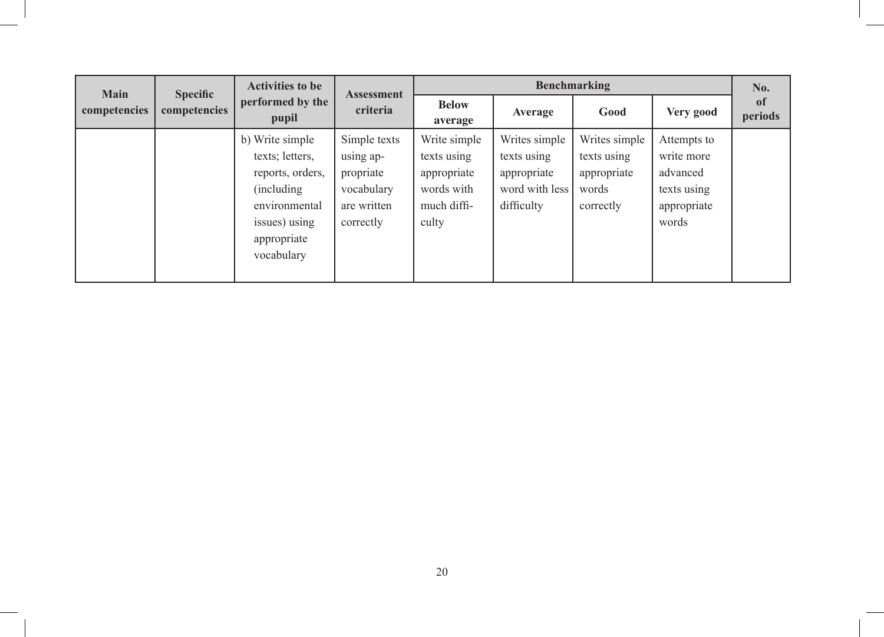| Main competencies | Specific competencies | Activities to be performed by the pupil | Assessment criteria | Benchmarking | | | | No. of periods |
|---|---|---|---|---|---|---|---|---|
| | | | | Below average | Average | Good | Very good | |
| | | b) Write simple texts; letters, reports, orders, (including environmental issues) using appropriate vocabulary | Simple texts using appropriate vocabulary are written correctly | Write simple texts using appropriate words with much difficulty | Writes simple texts using appropriate word with less difficulty | Writes simple texts using appropriate words correctly | Attempts to write more advanced texts using appropriate words | |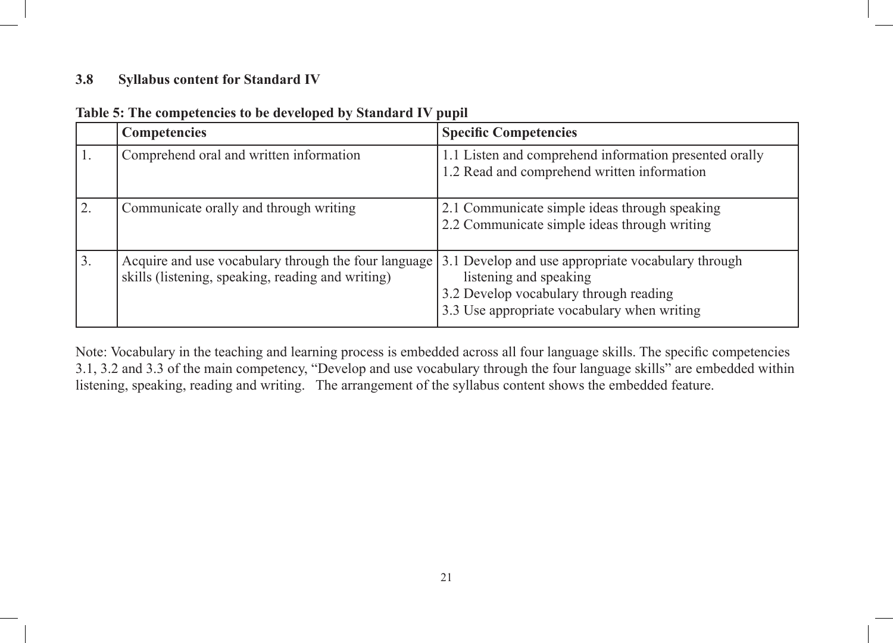### 3.8 Syllabus content for Standard IV

**Table 5: The competencies to be developed by Standard IV pupil**

| | Competencies | Specific Competencies |
|---|---|---|
| 1. | Comprehend oral and written information | 1.1 Listen and comprehend information presented orally<br>1.2 Read and comprehend written information |
| 2. | Communicate orally and through writing | 2.1 Communicate simple ideas through speaking<br>2.2 Communicate simple ideas through writing |
| 3. | Acquire and use vocabulary through the four language skills (listening, speaking, reading and writing) | 3.1 Develop and use appropriate vocabulary through listening and speaking<br>3.2 Develop vocabulary through reading<br>3.3 Use appropriate vocabulary when writing |

Note: Vocabulary in the teaching and learning process is embedded across all four language skills. The specific competencies 3.1, 3.2 and 3.3 of the main competency, "Develop and use vocabulary through the four language skills" are embedded within listening, speaking, reading and writing. The arrangement of the syllabus content shows the embedded feature.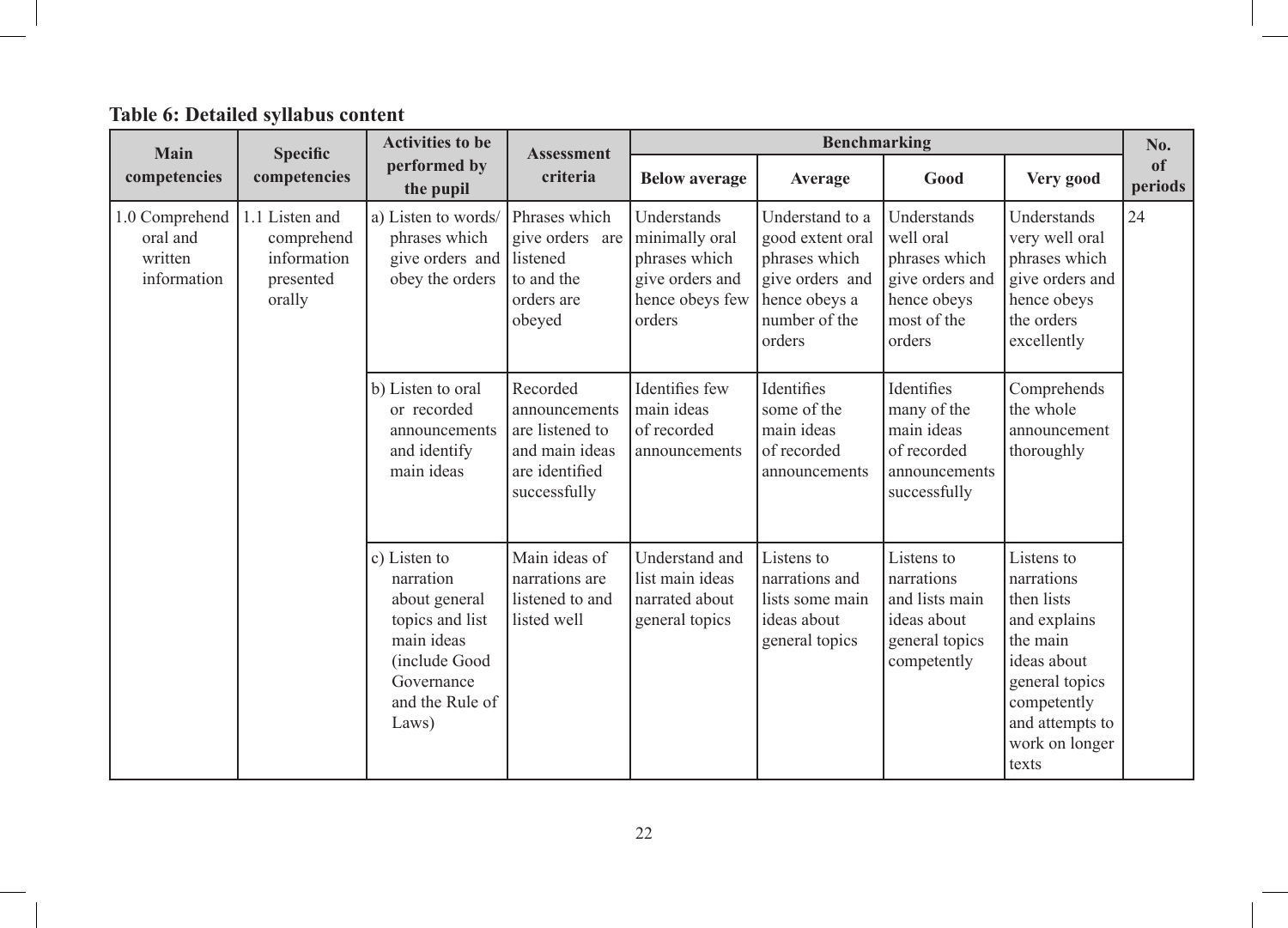**Table 6: Detailed syllabus content**

| Main competencies | Specific competencies | Activities to be performed by the pupil | Assessment criteria | Benchmarking | | | | No. of periods |
|---|---|---|---|---|---|---|---|---|
| | | | | Below average | Average | Good | Very good | |
| 1.0 Comprehend oral and written information | 1.1 Listen and comprehend information presented orally | a) Listen to words/ phrases which give orders and obey the orders | Phrases which give orders are listened to and the orders are obeyed | Understands minimally oral phrases which give orders and hence obeys few orders | Understand to a good extent oral phrases which give orders and hence obeys a number of the orders | Understands well oral phrases which give orders and hence obeys most of the orders | Understands very well oral phrases which give orders and hence obeys the orders excellently | 24 |
| | | b) Listen to oral or recorded announcements and identify main ideas | Recorded announcements are listened to and main ideas are identified successfully | Identifies few main ideas of recorded announcements | Identifies some of the main ideas of recorded announcements | Identifies many of the main ideas of recorded announcements successfully | Comprehends the whole announcement thoroughly | |
| | | c) Listen to narration about general topics and list main ideas (include Good Governance and the Rule of Laws) | Main ideas of narrations are listened to and listed well | Understand and list main ideas narrated about general topics | Listens to narrations and lists some main ideas about general topics | Listens to narrations and lists main ideas about general topics competently | Listens to narrations then lists and explains the main ideas about general topics competently and attempts to work on longer texts | |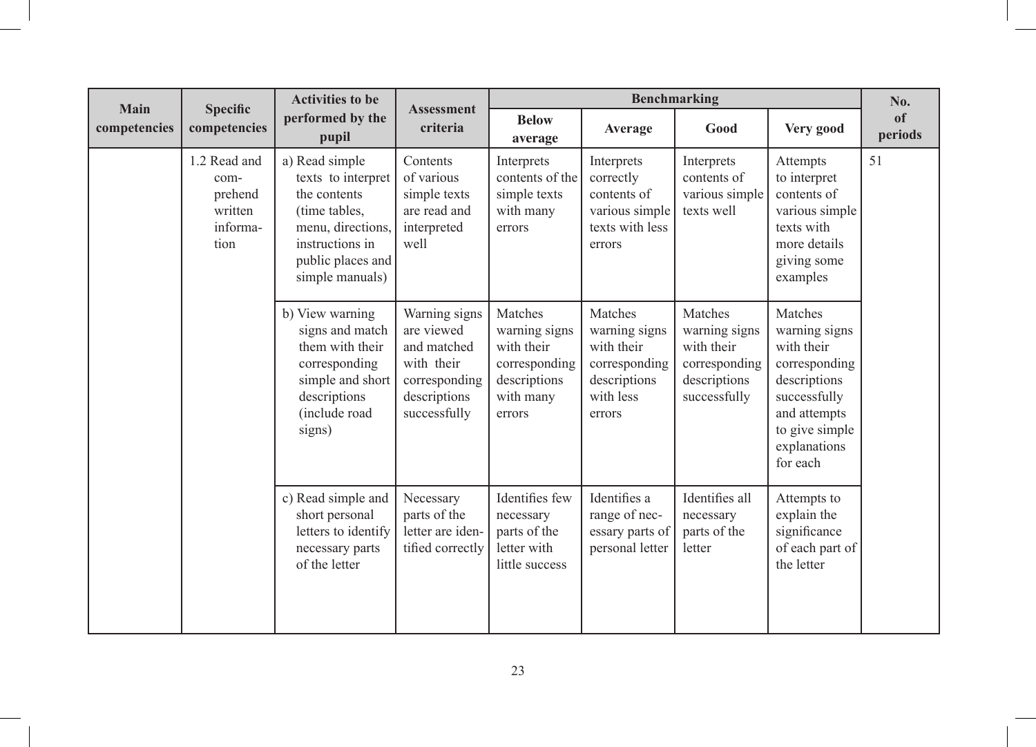| Main competencies | Specific competencies | Activities to be performed by the pupil | Assessment criteria | Benchmarking | | | | No. of periods |
|---|---|---|---|---|---|---|---|---|
| | | | | Below average | Average | Good | Very good | |
| | 1.2 Read and comprehend written information | a) Read simple texts to interpret the contents (time tables, menu, directions, instructions in public places and simple manuals) | Contents of various simple texts are read and interpreted well | Interprets contents of the simple texts with many errors | Interprets correctly contents of various simple texts with less errors | Interprets contents of various simple texts well | Attempts to interpret contents of various simple texts with more details giving some examples | 51 |
| | | b) View warning signs and match them with their corresponding simple and short descriptions (include road signs) | Warning signs are viewed and matched with their corresponding descriptions successfully | Matches warning signs with their corresponding descriptions with many errors | Matches warning signs with their corresponding descriptions with less errors | Matches warning signs with their corresponding descriptions successfully | Matches warning signs with their corresponding descriptions successfully and attempts to give simple explanations for each | |
| | | c) Read simple and short personal letters to identify necessary parts of the letter | Necessary parts of the letter are identified correctly | Identifies few necessary parts of the letter with little success | Identifies a range of necessary parts of personal letter | Identifies all necessary parts of the letter | Attempts to explain the significance of each part of the letter | |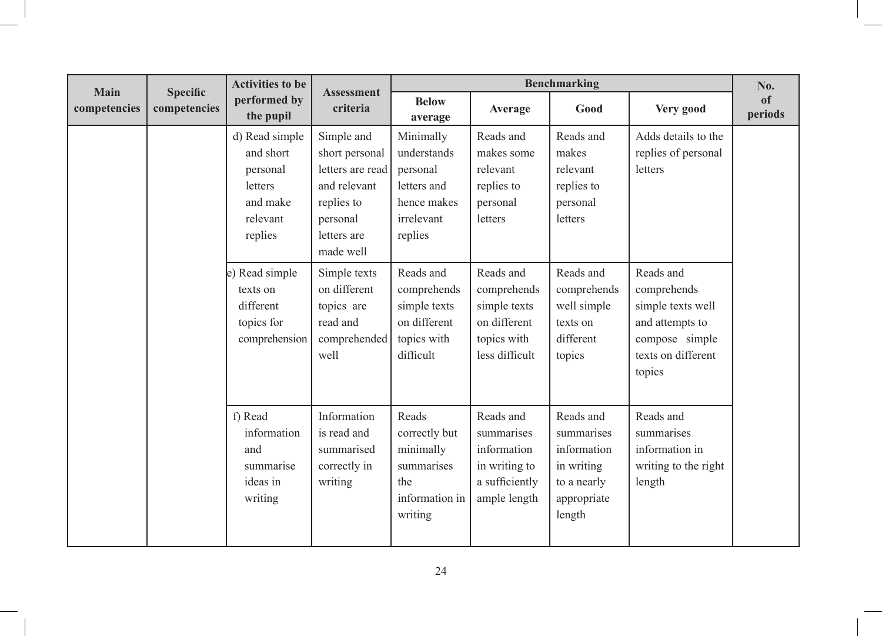| Main competencies | Specific competencies | Activities to be performed by the pupil | Assessment criteria | Benchmarking | | | | No. of periods |
|---|---|---|---|---|---|---|---|---|
| | | | | Below average | Average | Good | Very good | |
| | | d) Read simple and short personal letters and make relevant replies | Simple and short personal letters are read and relevant replies to personal letters are made well | Minimally understands personal letters and hence makes irrelevant replies | Reads and makes some relevant replies to personal letters | Reads and makes relevant replies to personal letters | Adds details to the replies of personal letters | |
| | | e) Read simple texts on different topics for comprehension | Simple texts on different topics are read and comprehended well | Reads and comprehends simple texts on different topics with difficult | Reads and comprehends simple texts on different topics with less difficult | Reads and comprehends well simple texts on different topics | Reads and comprehends simple texts well and attempts to compose simple texts on different topics | |
| | | f) Read information and summarise ideas in writing | Information is read and summarised correctly in writing | Reads correctly but minimally summarises the information in writing | Reads and summarises information in writing to a sufficiently ample length | Reads and summarises information in writing to a nearly appropriate length | Reads and summarises information in writing to the right length | |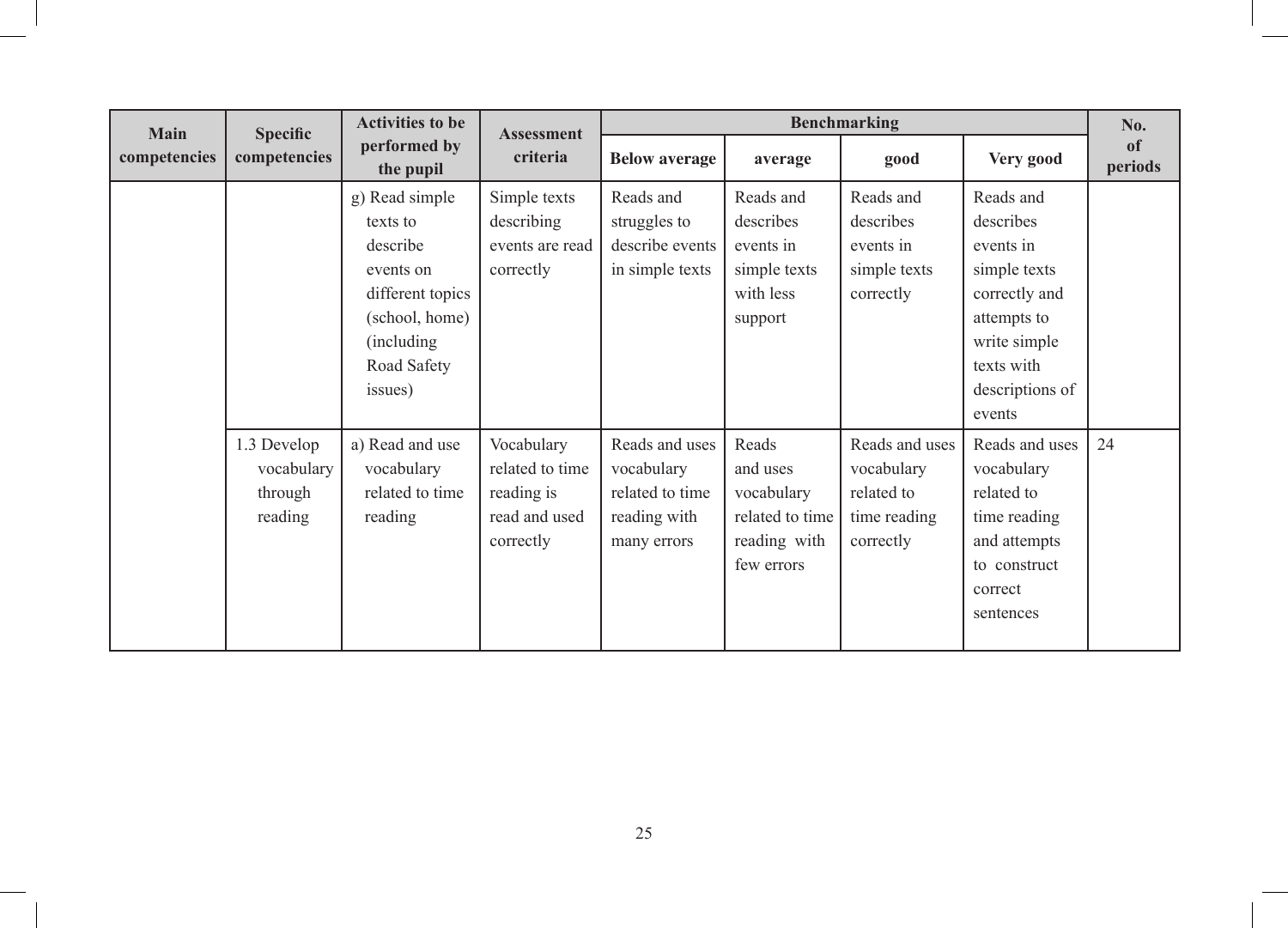| Main competencies | Specific competencies | Activities to be performed by the pupil | Assessment criteria | Benchmarking | | | | No. of periods |
|---|---|---|---|---|---|---|---|---|
| | | | | Below average | average | good | Very good | |
| | | g) Read simple texts to describe events on different topics (school, home) (including Road Safety issues) | Simple texts describing events are read correctly | Reads and struggles to describe events in simple texts | Reads and describes events in simple texts with less support | Reads and describes events in simple texts correctly | Reads and describes events in simple texts correctly and attempts to write simple texts with descriptions of events | |
| | 1.3 Develop vocabulary through reading | a) Read and use vocabulary related to time reading | Vocabulary related to time reading is read and used correctly | Reads and uses vocabulary related to time reading with many errors | Reads and uses vocabulary related to time reading with few errors | Reads and uses vocabulary related to time reading correctly | Reads and uses vocabulary related to time reading and attempts to construct correct sentences | 24 |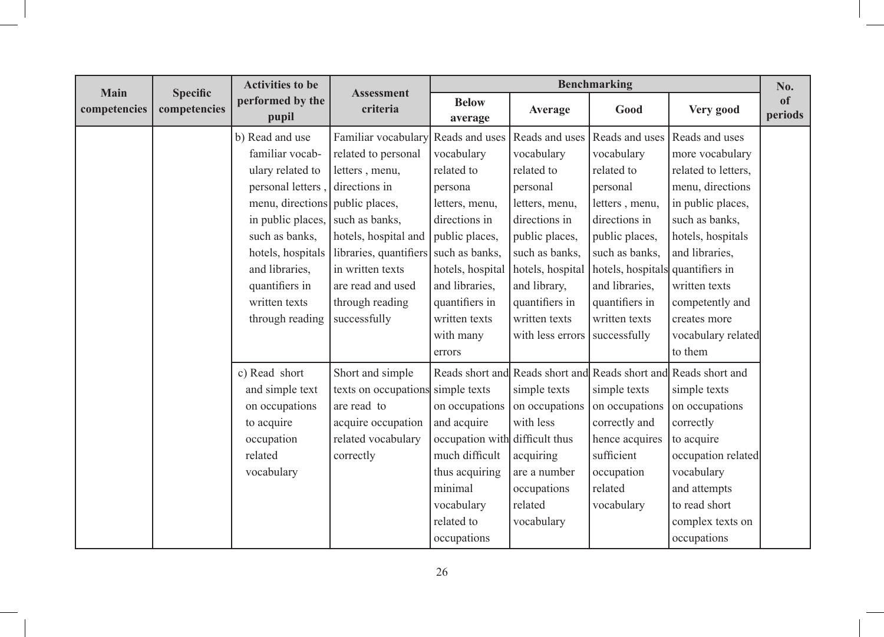| Main competencies | Specific competencies | Activities to be performed by the pupil | Assessment criteria | Benchmarking | | | | No. of periods |
|---|---|---|---|---|---|---|---|---|
| | | | | Below average | Average | Good | Very good | |
| | | b) Read and use familiar vocabulary related to personal letters , menu, directions in public places, such as banks, hotels, hospitals and libraries, quantifiers in written texts through reading | Familiar vocabulary related to personal letters , menu, directions in public places, such as banks, hotels, hospital and libraries, quantifiers in written texts are read and used through reading successfully | Reads and uses vocabulary related to persona letters, menu, directions in public places, such as banks, hotels, hospital and libraries, quantifiers in written texts with many errors | Reads and uses vocabulary related to personal letters, menu, directions in public places, such as banks, hotels, hospital and library, quantifiers in written texts with less errors | Reads and uses vocabulary related to personal letters , menu, directions in public places, such as banks, hotels, hospitals and libraries, quantifiers in written texts successfully | Reads and uses more vocabulary related to letters, menu, directions in public places, such as banks, hotels, hospitals and libraries, quantifiers in written texts competently and creates more vocabulary related to them | |
| | | c) Read short and simple text on occupations to acquire occupation related vocabulary | Short and simple texts on occupations are read to acquire occupation related vocabulary correctly | Reads short and simple texts on occupations and acquire occupation with much difficult thus acquiring minimal vocabulary related to occupations | Reads short and simple texts on occupations with less difficult thus acquiring are a number occupations related vocabulary | Reads short and simple texts on occupations correctly and hence acquires sufficient occupation related vocabulary | Reads short and simple texts on occupations correctly to acquire occupation related vocabulary and attempts to read short complex texts on occupations | |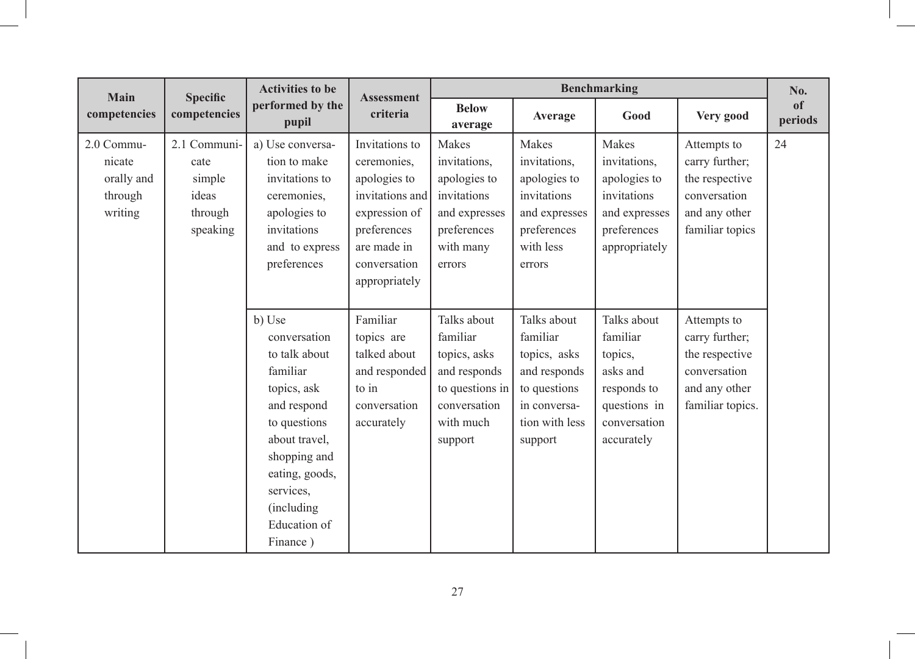| Main competencies | Specific competencies | Activities to be performed by the pupil | Assessment criteria | Benchmarking | | | | No. of periods |
|---|---|---|---|---|---|---|---|---|
| | | | | Below average | Average | Good | Very good | |
| 2.0 Communicate orally and through writing | 2.1 Communicate simple ideas through speaking | a) Use conversation to make invitations to ceremonies, apologies to invitations and to express preferences | Invitations to ceremonies, apologies to invitations and expression of preferences are made in conversation appropriately | Makes invitations, apologies to invitations and expresses preferences with many errors | Makes invitations, apologies to invitations and expresses preferences with less errors | Makes invitations, apologies to invitations and expresses preferences appropriately | Attempts to carry further; the respective conversation and any other familiar topics | 24 |
| | | b) Use conversation to talk about familiar topics, ask and respond to questions about travel, shopping and eating, goods, services, (including Education of Finance ) | Familiar topics are talked about and responded to in conversation accurately | Talks about familiar topics, asks and responds to questions in conversation with much support | Talks about familiar topics, asks and responds to questions in conversation with less support | Talks about familiar topics, asks and responds to questions in conversation accurately | Attempts to carry further; the respective conversation and any other familiar topics. | |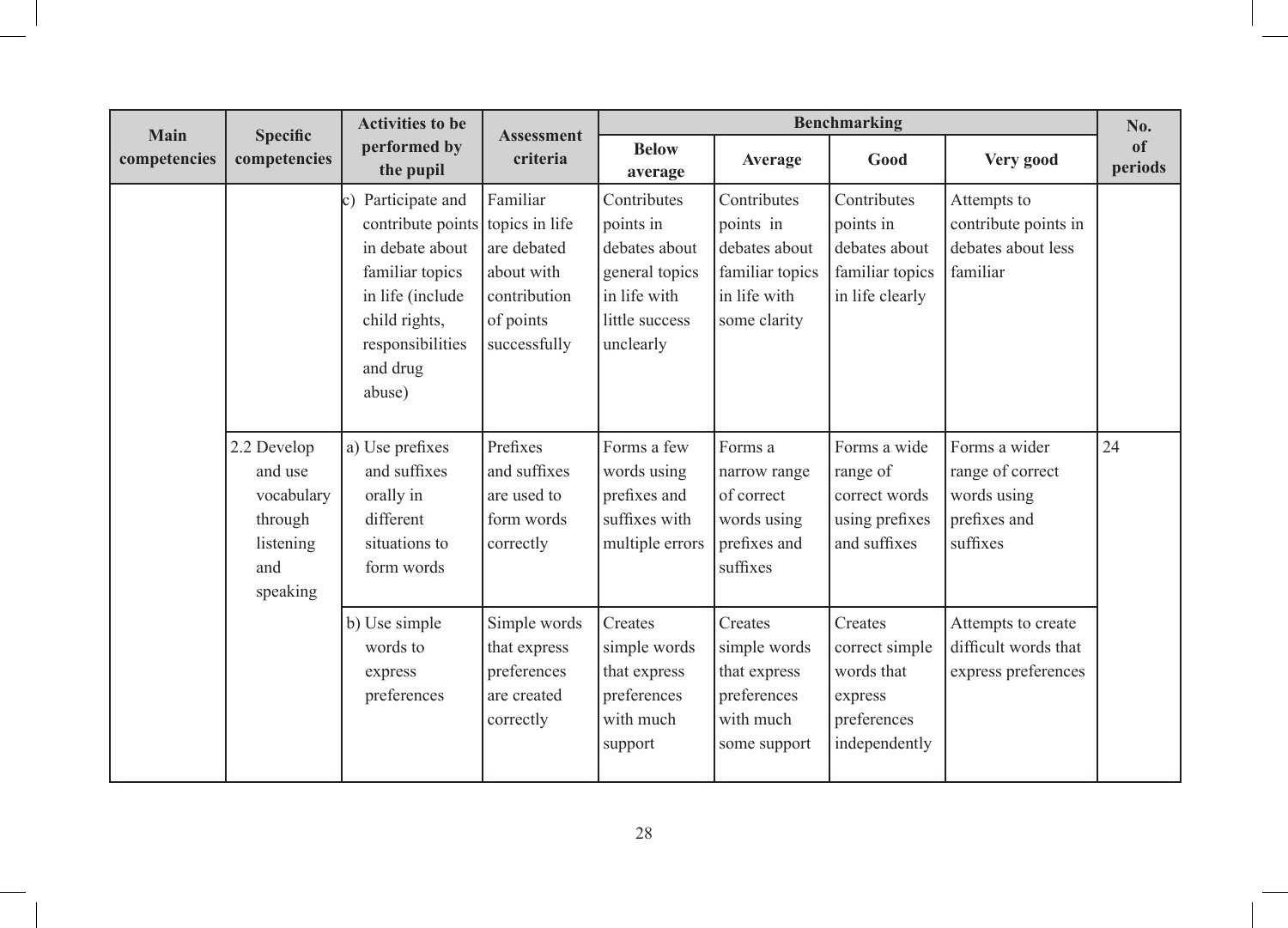| Main competencies | Specific competencies | Activities to be performed by the pupil | Assessment criteria | Benchmarking | | | | No. of periods |
|---|---|---|---|---|---|---|---|---|
| | | | | Below average | Average | Good | Very good | |
| | | c) Participate and contribute points in debate about familiar topics in life (include child rights, responsibilities and drug abuse) | Familiar topics in life are debated about with contribution of points successfully | Contributes points in debates about general topics in life with little success unclearly | Contributes points in debates about familiar topics in life with some clarity | Contributes points in debates about familiar topics in life clearly | Attempts to contribute points in debates about less familiar | |
| | 2.2 Develop and use vocabulary through listening and speaking | a) Use prefixes and suffixes orally in different situations to form words | Prefixes and suffixes are used to form words correctly | Forms a few words using prefixes and suffixes with multiple errors | Forms a narrow range of correct words using prefixes and suffixes | Forms a wide range of correct words using prefixes and suffixes | Forms a wider range of correct words using prefixes and suffixes | 24 |
| | | b) Use simple words to express preferences | Simple words that express preferences are created correctly | Creates simple words that express preferences with much support | Creates simple words that express preferences with much some support | Creates correct simple words that express preferences independently | Attempts to create difficult words that express preferences | |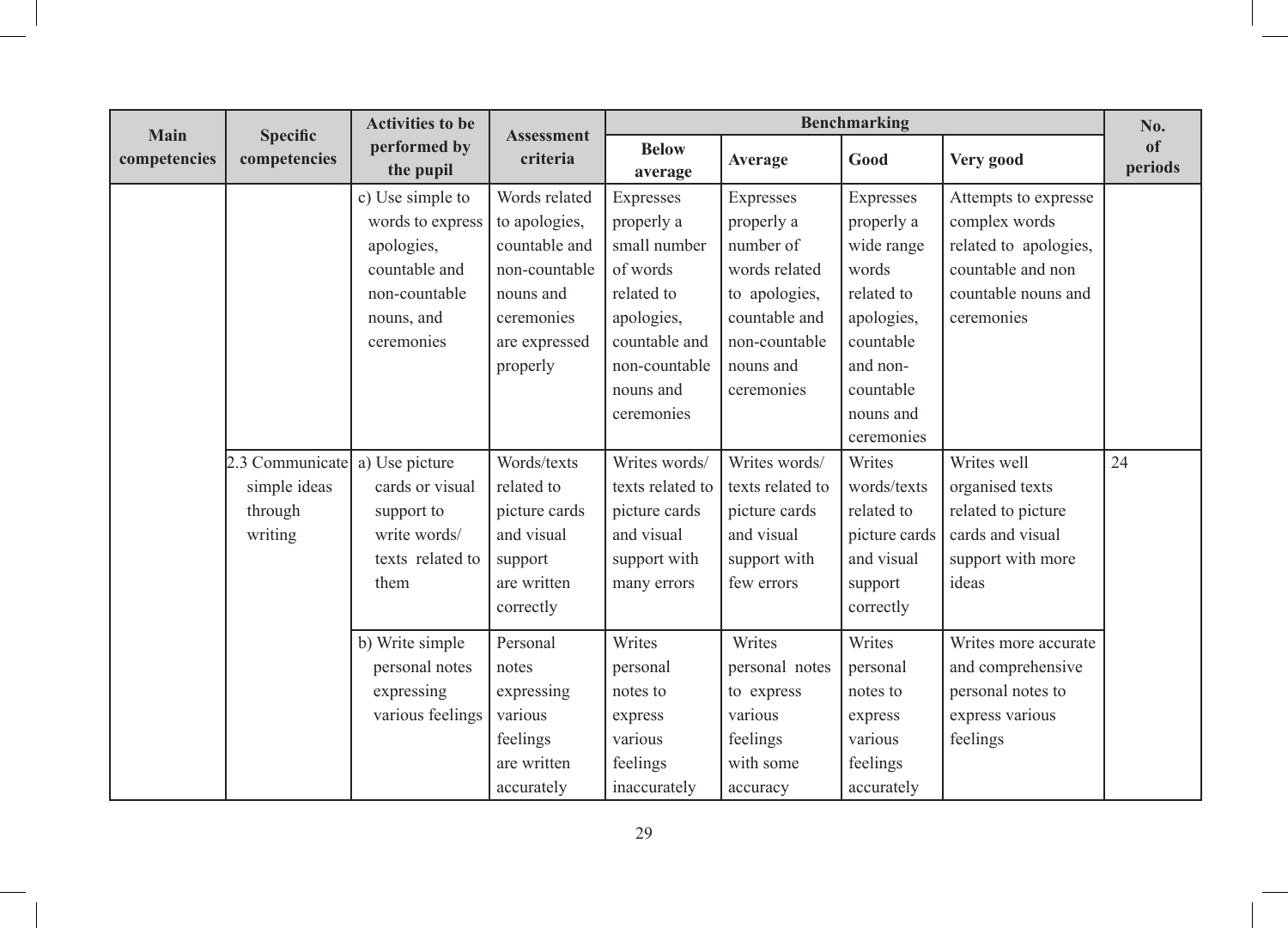| Main competencies | Specific competencies | Activities to be performed by the pupil | Assessment criteria | Benchmarking | | | | No. of periods |
|---|---|---|---|---|---|---|---|---|
| | | | | Below average | Average | Good | Very good | |
| | | c) Use simple to words to express apologies, countable and non-countable nouns, and ceremonies | Words related to apologies, countable and non-countable nouns and ceremonies are expressed properly | Expresses properly a small number of words related to apologies, countable and non-countable nouns and ceremonies | Expresses properly a number of words related to apologies, countable and non-countable nouns and ceremonies | Expresses properly a wide range words related to apologies, countable and non-countable nouns and ceremonies | Attempts to expresse complex words related to apologies, countable and non countable nouns and ceremonies | |
| | 2.3 Communicate simple ideas through writing | a) Use picture cards or visual support to write words/ texts related to them | Words/texts related to picture cards and visual support are written correctly | Writes words/ texts related to picture cards and visual support with many errors | Writes words/ texts related to picture cards and visual support with few errors | Writes words/texts related to picture cards and visual support correctly | Writes well organised texts related to picture cards and visual support with more ideas | 24 |
| | | b) Write simple personal notes expressing various feelings | Personal notes expressing various feelings are written accurately | Writes personal notes to express various feelings inaccurately | Writes personal notes to express various feelings with some accuracy | Writes personal notes to express various feelings accurately | Writes more accurate and comprehensive personal notes to express various feelings | |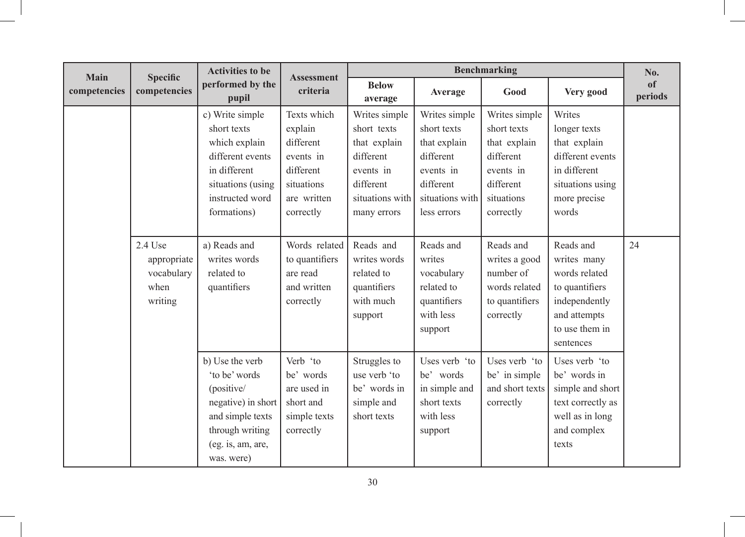| Main competencies | Specific competencies | Activities to be performed by the pupil | Assessment criteria | Benchmarking | | | | No. of periods |
|---|---|---|---|---|---|---|---|---|
| | | | | Below average | Average | Good | Very good | |
| | | c) Write simple short texts which explain different events in different situations (using instructed word formations) | Texts which explain different events in different situations are written correctly | Writes simple short texts that explain different events in different situations with many errors | Writes simple short texts that explain different events in different situations with less errors | Writes simple short texts that explain different events in different situations correctly | Writes longer texts that explain different events in different situations using more precise words | |
| | 2.4 Use appropriate vocabulary when writing | a) Reads and writes words related to quantifiers | Words related to quantifiers are read and written correctly | Reads and writes words related to quantifiers with much support | Reads and writes vocabulary related to quantifiers with less support | Reads and writes a good number of words related to quantifiers correctly | Reads and writes many words related to quantifiers independently and attempts to use them in sentences | 24 |
| | | b) Use the verb 'to be' words (positive/negative) in short and simple texts through writing (eg. is, am, are, was. were) | Verb 'to be' words are used in short and simple texts correctly | Struggles to use verb 'to be' words in simple and short texts | Uses verb 'to be' words in simple and short texts with less support | Uses verb 'to be' in simple and short texts correctly | Uses verb 'to be' words in simple and short text correctly as well as in long and complex texts | |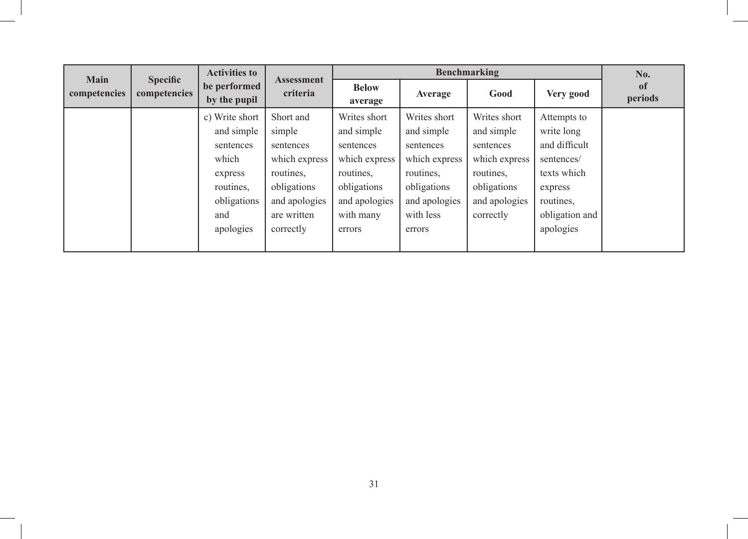| Main competencies | Specific competencies | Activities to be performed by the pupil | Assessment criteria | Benchmarking | | | | No. of periods |
|---|---|---|---|---|---|---|---|---|
| | | | | Below average | Average | Good | Very good | |
| | | c) Write short and simple sentences which express routines, obligations and apologies | Short and simple sentences which express routines, obligations and apologies are written correctly | Writes short and simple sentences which express routines, obligations and apologies with many errors | Writes short and simple sentences which express routines, obligations and apologies with less errors | Writes short and simple sentences which express routines, obligations and apologies correctly | Attempts to write long and difficult sentences/ texts which express routines, obligation and apologies | |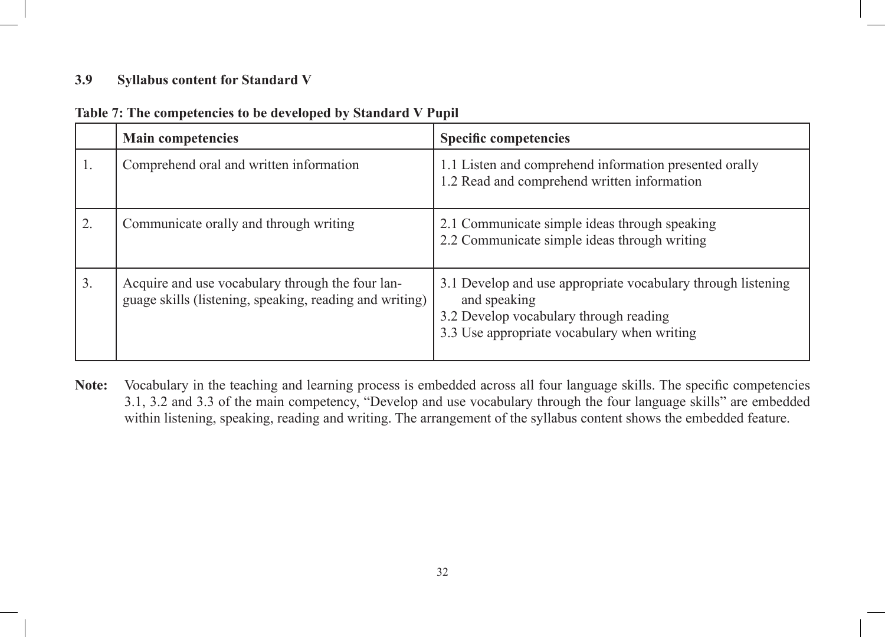### 3.9 Syllabus content for Standard V

**Table 7: The competencies to be developed by Standard V Pupil**

| | Main competencies | Specific competencies |
|---|---|---|
| 1. | Comprehend oral and written information | 1.1 Listen and comprehend information presented orally<br>1.2 Read and comprehend written information |
| 2. | Communicate orally and through writing | 2.1 Communicate simple ideas through speaking<br>2.2 Communicate simple ideas through writing |
| 3. | Acquire and use vocabulary through the four language skills (listening, speaking, reading and writing) | 3.1 Develop and use appropriate vocabulary through listening and speaking<br>3.2 Develop vocabulary through reading<br>3.3 Use appropriate vocabulary when writing |

**Note:** Vocabulary in the teaching and learning process is embedded across all four language skills. The specific competencies 3.1, 3.2 and 3.3 of the main competency, "Develop and use vocabulary through the four language skills" are embedded within listening, speaking, reading and writing. The arrangement of the syllabus content shows the embedded feature.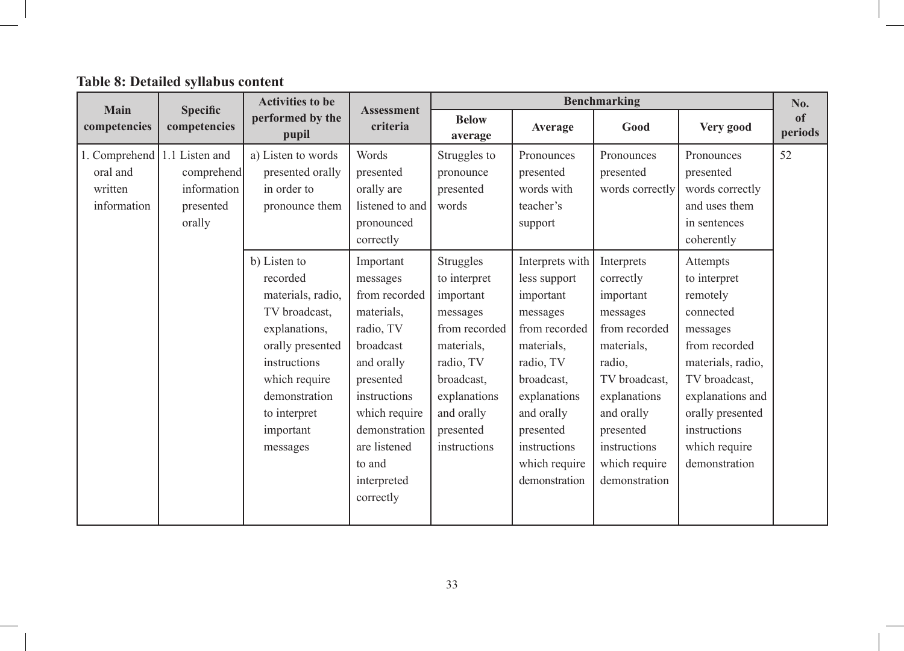**Table 8: Detailed syllabus content**

| Main competencies | Specific competencies | Activities to be performed by the pupil | Assessment criteria | Benchmarking | | | | No. of periods |
|---|---|---|---|---|---|---|---|---|
| | | | | Below average | Average | Good | Very good | |
| 1. Comprehend oral and written information | 1.1 Listen and comprehend information presented orally | a) Listen to words presented orally in order to pronounce them | Words presented orally are listened to and pronounced correctly | Struggles to pronounce presented words | Pronounces presented words with teacher's support | Pronounces presented words correctly | Pronounces presented words correctly and uses them in sentences coherently | 52 |
| | | b) Listen to recorded materials, radio, TV broadcast, explanations, orally presented instructions which require demonstration to interpret important messages | Important messages from recorded materials, radio, TV broadcast and orally presented instructions which require demonstration are listened to and interpreted correctly | Struggles to interpret important messages from recorded materials, radio, TV broadcast, explanations and orally presented instructions | Interprets with less support important messages from recorded materials, radio, TV broadcast, explanations and orally presented instructions which require demonstration | Interprets correctly important messages from recorded materials, radio, TV broadcast, explanations and orally presented instructions which require demonstration | Attempts to interpret remotely connected messages from recorded materials, radio, TV broadcast, explanations and orally presented instructions which require demonstration | |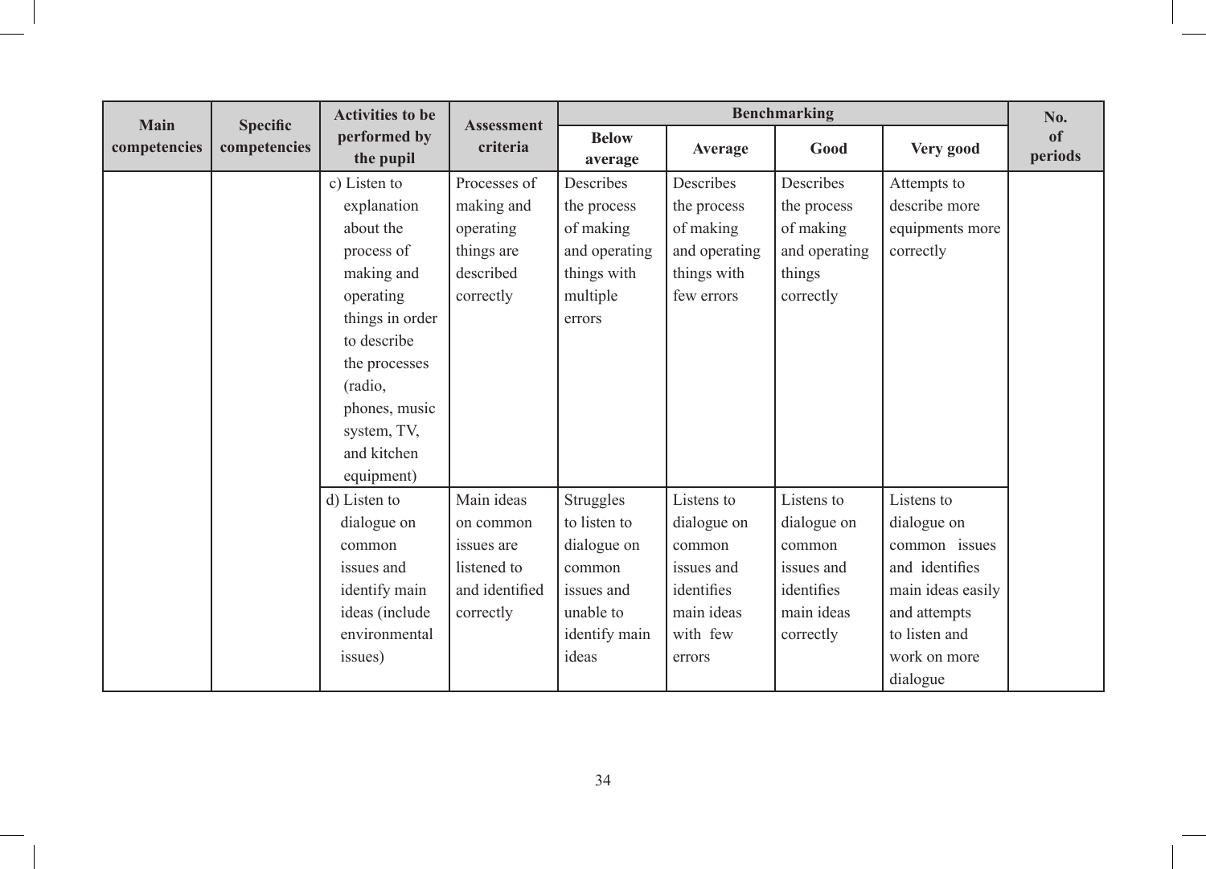| Main competencies | Specific competencies | Activities to be performed by the pupil | Assessment criteria | Benchmarking | | | | No. of periods |
|---|---|---|---|---|---|---|---|---|
| | | | | Below average | Average | Good | Very good | |
| | | c) Listen to explanation about the process of making and operating things in order to describe the processes (radio, phones, music system, TV, and kitchen equipment) | Processes of making and operating things are described correctly | Describes the process of making and operating things with multiple errors | Describes the process of making and operating things with few errors | Describes the process of making and operating things correctly | Attempts to describe more equipments more correctly | |
| | | d) Listen to dialogue on common issues and identify main ideas (include environmental issues) | Main ideas on common issues are listened to and identified correctly | Struggles to listen to dialogue on common issues and unable to identify main ideas | Listens to dialogue on common issues and identifies main ideas with few errors | Listens to dialogue on common issues and identifies main ideas correctly | Listens to dialogue on common issues and identifies main ideas easily and attempts to listen and work on more dialogue | |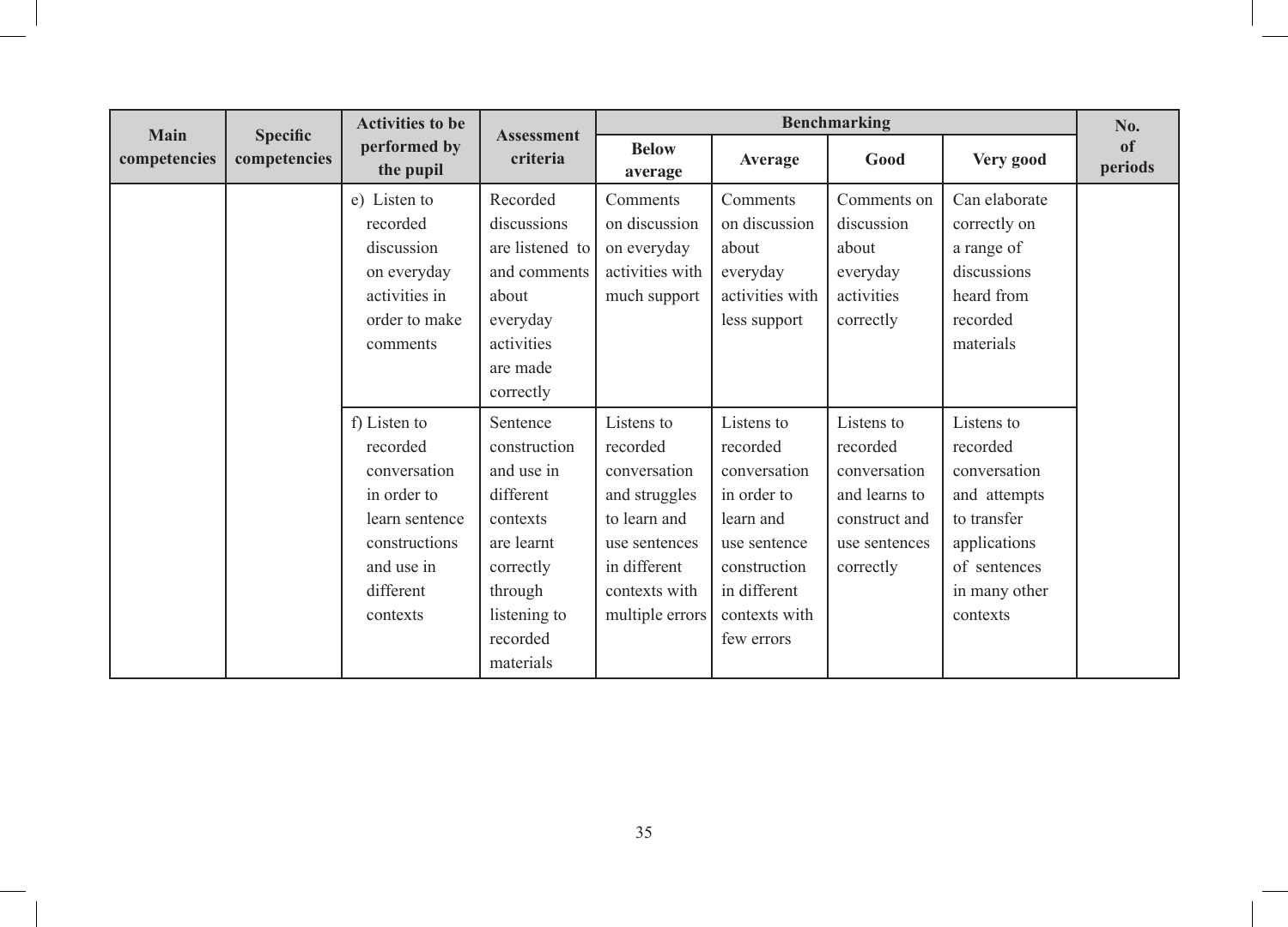| Main competencies | Specific competencies | Activities to be performed by the pupil | Assessment criteria | Benchmarking | | | | No. of periods |
|---|---|---|---|---|---|---|---|---|
| | | | | Below average | Average | Good | Very good | |
| | | e) Listen to recorded discussion on everyday activities in order to make comments | Recorded discussions are listened to and comments about everyday activities are made correctly | Comments on discussion on everyday activities with much support | Comments on discussion about everyday activities with less support | Comments on discussion about everyday activities correctly | Can elaborate correctly on a range of discussions heard from recorded materials | |
| | | f) Listen to recorded conversation in order to learn sentence constructions and use in different contexts | Sentence construction and use in different contexts are learnt correctly through listening to recorded materials | Listens to recorded conversation and struggles to learn and use sentences in different contexts with multiple errors | Listens to recorded conversation in order to learn and use sentence construction in different contexts with few errors | Listens to recorded conversation and learns to construct and use sentences correctly | Listens to recorded conversation and attempts to transfer applications of sentences in many other contexts | |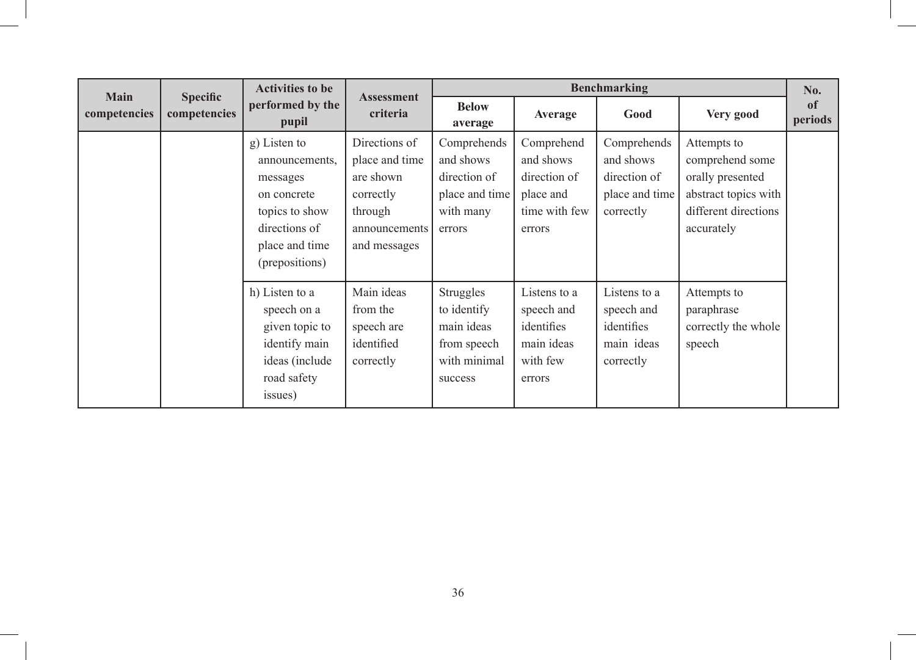| Main competencies | Specific competencies | Activities to be performed by the pupil | Assessment criteria | Benchmarking | | | | No. of periods |
|---|---|---|---|---|---|---|---|---|
| | | | | Below average | Average | Good | Very good | |
| | | g) Listen to announcements, messages on concrete topics to show directions of place and time (prepositions) | Directions of place and time are shown correctly through announcements and messages | Comprehends and shows direction of place and time with many errors | Comprehend and shows direction of place and time with few errors | Comprehends and shows direction of place and time correctly | Attempts to comprehend some orally presented abstract topics with different directions accurately | |
| | | h) Listen to a speech on a given topic to identify main ideas (include road safety issues) | Main ideas from the speech are identified correctly | Struggles to identify main ideas from speech with minimal success | Listens to a speech and identifies main ideas with few errors | Listens to a speech and identifies main ideas correctly | Attempts to paraphrase correctly the whole speech | |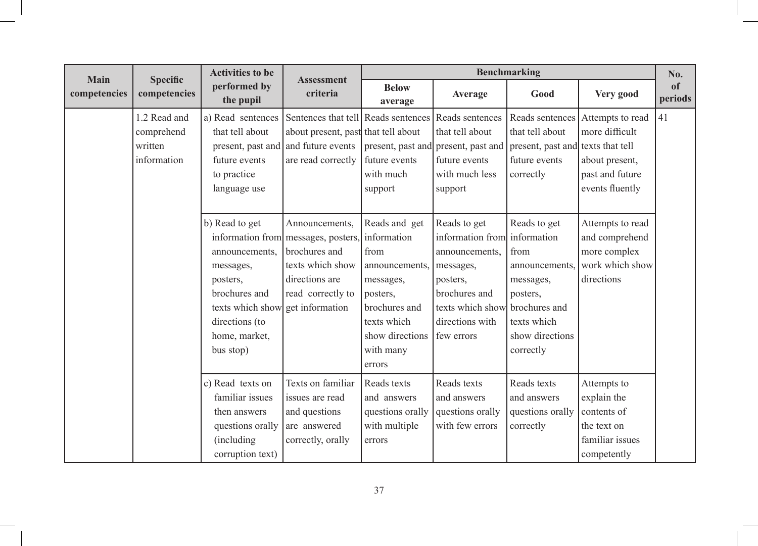| Main competencies | Specific competencies | Activities to be performed by the pupil | Assessment criteria | Benchmarking | | | | No. of periods |
|---|---|---|---|---|---|---|---|---|
| | | | | Below average | Average | Good | Very good | |
| | 1.2 Read and comprehend written information | a) Read sentences that tell about present, past and future events to practice language use | Sentences that tell about present, past and future events are read correctly | Reads sentences that tell about present, past and future events with much support | Reads sentences that tell about present, past and future events with much less support | Reads sentences that tell about present, past and future events correctly | Attempts to read more difficult texts that tell about present, past and future events fluently | 41 |
| | | b) Read to get information from announcements, messages, posters, brochures and texts which show directions (to home, market, bus stop) | Announcements, messages, posters, brochures and texts which show directions are read correctly to get information | Reads and get information from announcements, messages, posters, brochures and texts which show directions with many errors | Reads to get information from announcements, messages, posters, brochures and texts which show directions with few errors | Reads to get information from announcements, messages, posters, brochures and texts which show directions correctly | Attempts to read and comprehend more complex work which show directions | |
| | | c) Read texts on familiar issues then answers questions orally (including corruption text) | Texts on familiar issues are read and questions are answered correctly, orally | Reads texts and answers questions orally with multiple errors | Reads texts and answers questions orally with few errors | Reads texts and answers questions orally correctly | Attempts to explain the contents of the text on familiar issues competently | |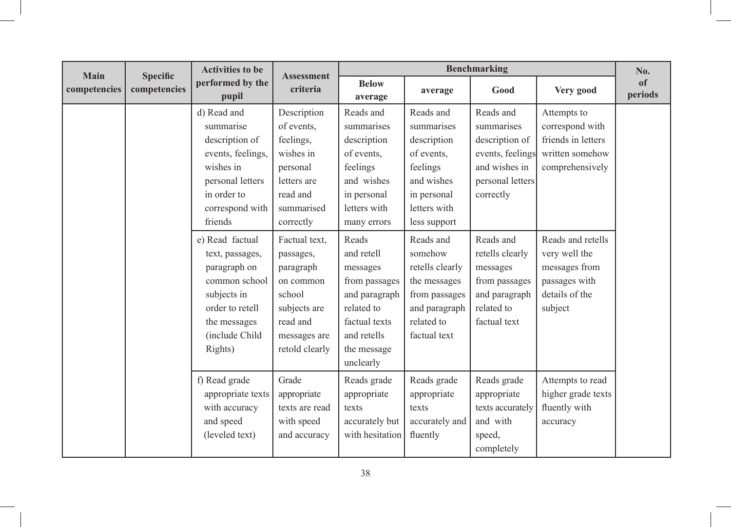| Main competencies | Specific competencies | Activities to be performed by the pupil | Assessment criteria | Benchmarking | | | | No. of periods |
|---|---|---|---|---|---|---|---|---|
| | | | | Below average | average | Good | Very good | |
| | | d) Read and summarise description of events, feelings, wishes in personal letters in order to correspond with friends | Description of events, feelings, wishes in personal letters are read and summarised correctly | Reads and summarises description of events, feelings and wishes in personal letters with many errors | Reads and summarises description of events, feelings and wishes in personal letters with less support | Reads and summarises description of events, feelings and wishes in personal letters correctly | Attempts to correspond with friends in letters written somehow comprehensively | |
| | | e) Read factual text, passages, paragraph on common school subjects in order to retell the messages (include Child Rights) | Factual text, passages, paragraph on common school subjects are read and messages are retold clearly | Reads and retell messages from passages and paragraph related to factual texts and retells the message unclearly | Reads and somehow retells clearly the messages from passages and paragraph related to factual text | Reads and retells clearly messages from passages and paragraph related to factual text | Reads and retells very well the messages from passages with details of the subject | |
| | | f) Read grade appropriate texts with accuracy and speed (leveled text) | Grade appropriate texts are read with speed and accuracy | Reads grade appropriate texts accurately but with hesitation | Reads grade appropriate texts accurately and fluently | Reads grade appropriate texts accurately and with speed, completely | Attempts to read higher grade texts fluently with accuracy | |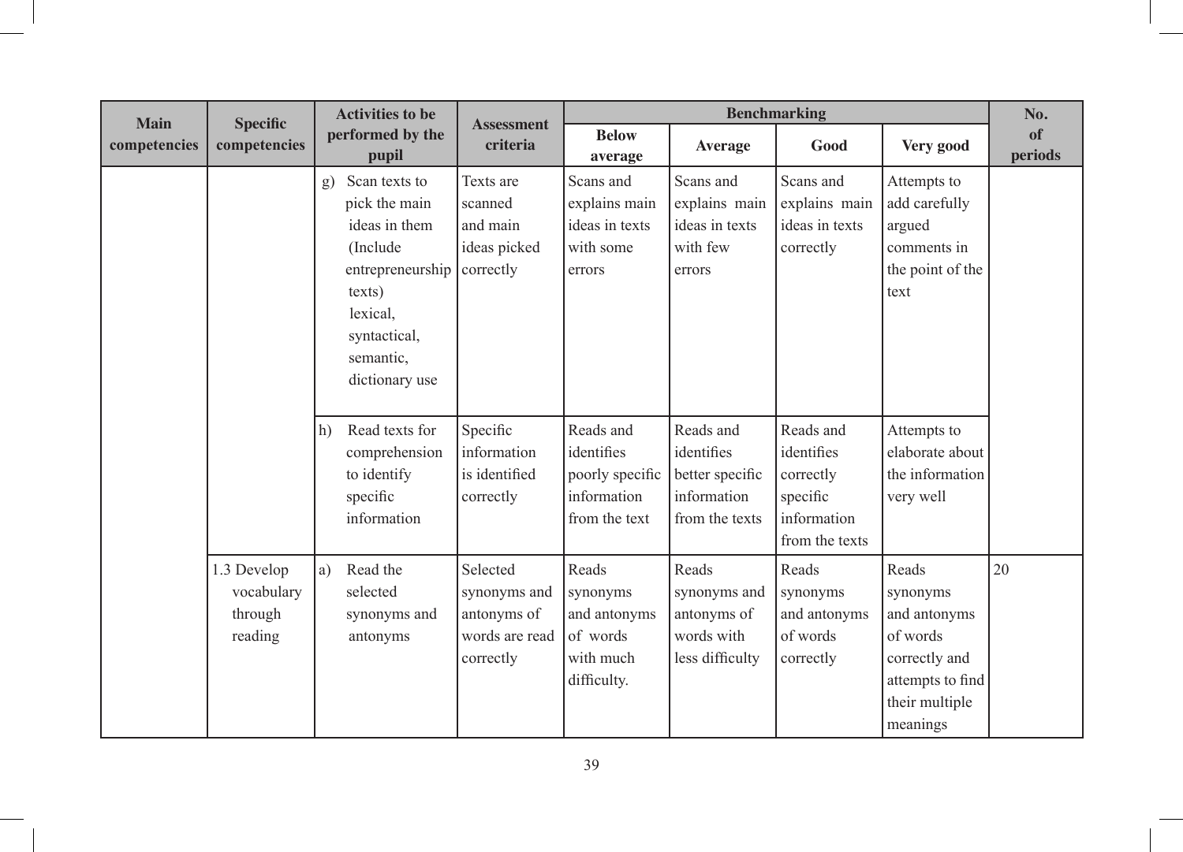| Main competencies | Specific competencies | Activities to be performed by the pupil | Assessment criteria | Benchmarking | | | | No. of periods |
|---|---|---|---|---|---|---|---|---|
| | | | | Below average | Average | Good | Very good | |
| | | g) Scan texts to pick the main ideas in them (Include entrepreneurship texts) lexical, syntactical, semantic, dictionary use | Texts are scanned and main ideas picked correctly | Scans and explains main ideas in texts with some errors | Scans and explains main ideas in texts with few errors | Scans and explains main ideas in texts correctly | Attempts to add carefully argued comments in the point of the text | |
| | | h) Read texts for comprehension to identify specific information | Specific information is identified correctly | Reads and identifies poorly specific information from the text | Reads and identifies better specific information from the texts | Reads and identifies correctly specific information from the texts | Attempts to elaborate about the information very well | |
| | 1.3 Develop vocabulary through reading | a) Read the selected synonyms and antonyms | Selected synonyms and antonyms of words are read correctly | Reads synonyms and antonyms of words with much difficulty. | Reads synonyms and antonyms of words with less difficulty | Reads synonyms and antonyms of words correctly | Reads synonyms and antonyms of words correctly and attempts to find their multiple meanings | 20 |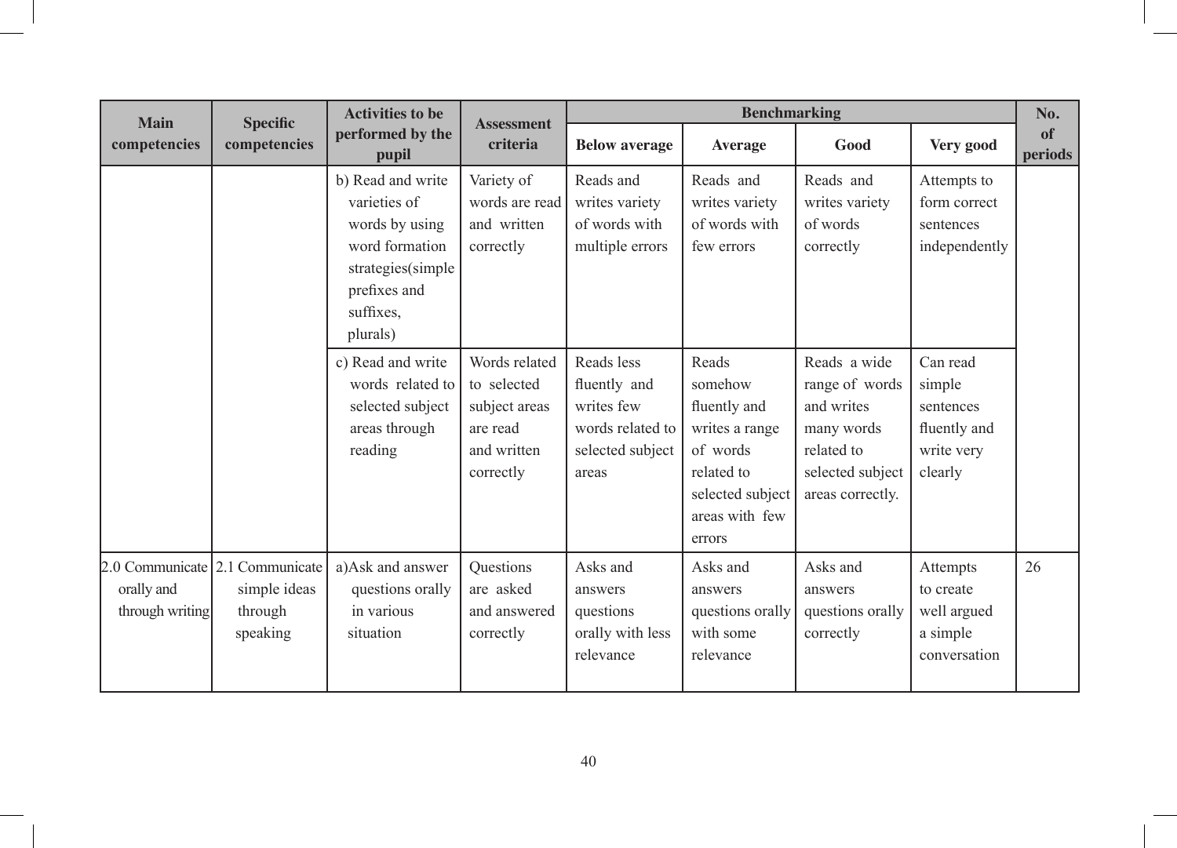| Main competencies | Specific competencies | Activities to be performed by the pupil | Assessment criteria | Benchmarking | | | | No. of periods |
|---|---|---|---|---|---|---|---|---|
| | | | | Below average | Average | Good | Very good | |
| | | b) Read and write varieties of words by using word formation strategies(simple prefixes and suffixes, plurals) | Variety of words are read and written correctly | Reads and writes variety of words with multiple errors | Reads and writes variety of words with few errors | Reads and writes variety of words correctly | Attempts to form correct sentences independently | |
| | | c) Read and write words related to selected subject areas through reading | Words related to selected subject areas are read and written correctly | Reads less fluently and writes few words related to selected subject areas | Reads somehow fluently and writes a range of words related to selected subject areas with few errors | Reads a wide range of words and writes many words related to selected subject areas correctly. | Can read simple sentences fluently and write very clearly | |
| 2.0 Communicate orally and through writing | 2.1 Communicate simple ideas through speaking | a)Ask and answer questions orally in various situation | Questions are asked and answered correctly | Asks and answers questions orally with less relevance | Asks and answers questions orally with some relevance | Asks and answers questions orally correctly | Attempts to create well argued a simple conversation | 26 |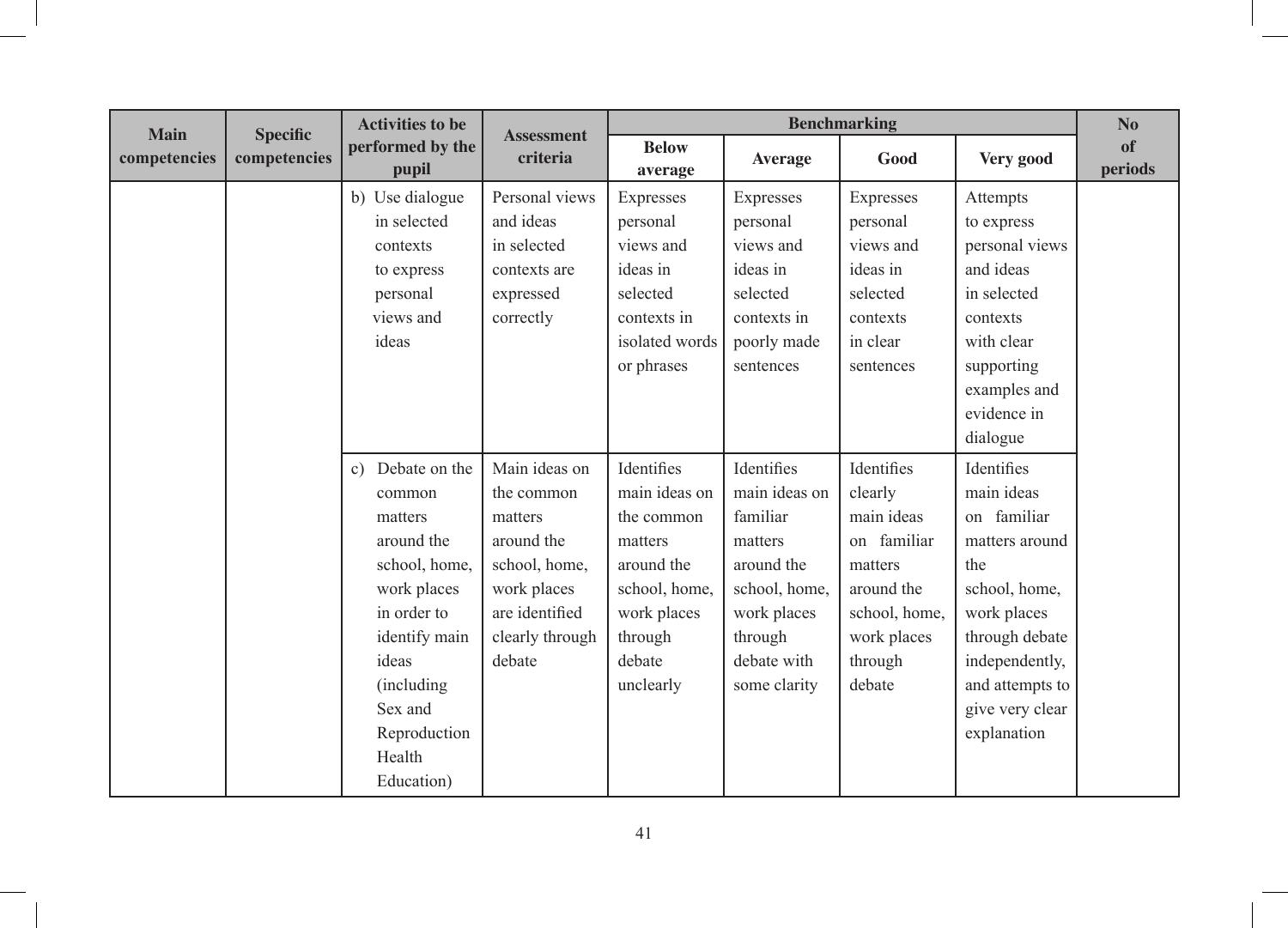| Main competencies | Specific competencies | Activities to be performed by the pupil | Assessment criteria | Benchmarking | | | | No of periods |
|---|---|---|---|---|---|---|---|---|
| | | | | Below average | Average | Good | Very good | |
| | | b) Use dialogue in selected contexts to express personal views and ideas | Personal views and ideas in selected contexts are expressed correctly | Expresses personal views and ideas in selected contexts in isolated words or phrases | Expresses personal views and ideas in selected contexts in poorly made sentences | Expresses personal views and ideas in selected contexts in clear sentences | Attempts to express personal views and ideas in selected contexts with clear supporting examples and evidence in dialogue | |
| | | c) Debate on the common matters around the school, home, work places in order to identify main ideas (including Sex and Reproduction Health Education) | Main ideas on the common matters around the school, home, work places are identified clearly through debate | Identifies main ideas on the common matters around the school, home, work places through debate unclearly | Identifies main ideas on familiar matters around the school, home, work places through debate with some clarity | Identifies clearly main ideas on familiar matters around the school, home, work places through debate | Identifies main ideas on familiar matters around the school, home, work places through debate independently, and attempts to give very clear explanation | |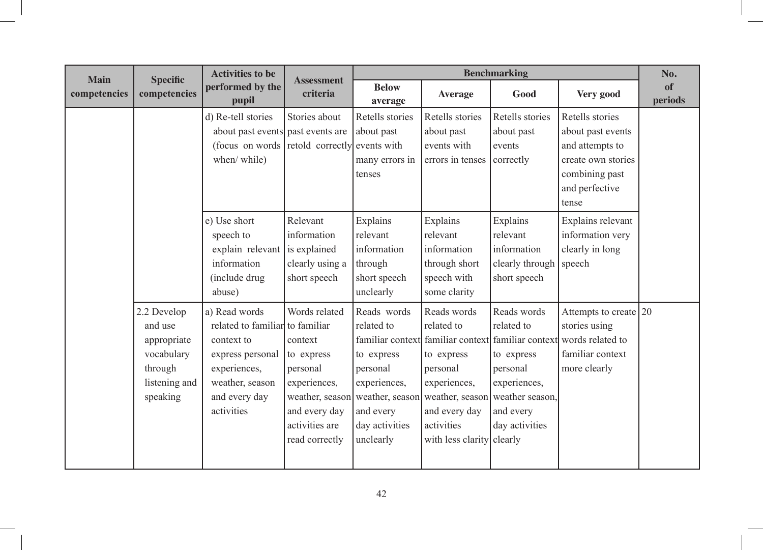| Main competencies | Specific competencies | Activities to be performed by the pupil | Assessment criteria | Benchmarking | | | | No. of periods |
|---|---|---|---|---|---|---|---|---|
| | | | | Below average | Average | Good | Very good | |
| | | d) Re-tell stories about past events (focus on words when/ while) | Stories about past events are retold correctly | Retells stories about past events with many errors in tenses | Retells stories about past events with errors in tenses | Retells stories about past events correctly | Retells stories about past events and attempts to create own stories combining past and perfective tense | |
| | | e) Use short speech to explain relevant information (include drug abuse) | Relevant information is explained clearly using a short speech | Explains relevant information through short speech unclearly | Explains relevant information through short speech with some clarity | Explains relevant information clearly through short speech | Explains relevant information very clearly in long speech | |
| | 2.2 Develop and use appropriate vocabulary through listening and speaking | a) Read words related to familiar context to express personal experiences, weather, season and every day activities | Words related to familiar context to express personal experiences, weather, season and every day activities are read correctly | Reads words related to familiar context to express personal experiences, weather, season and every day activities unclearly | Reads words related to familiar context to express personal experiences, weather, season and every day activities with less clarity | Reads words related to familiar context to express personal experiences, weather season, and every day activities clearly | Attempts to create stories using words related to familiar context more clearly | 20 |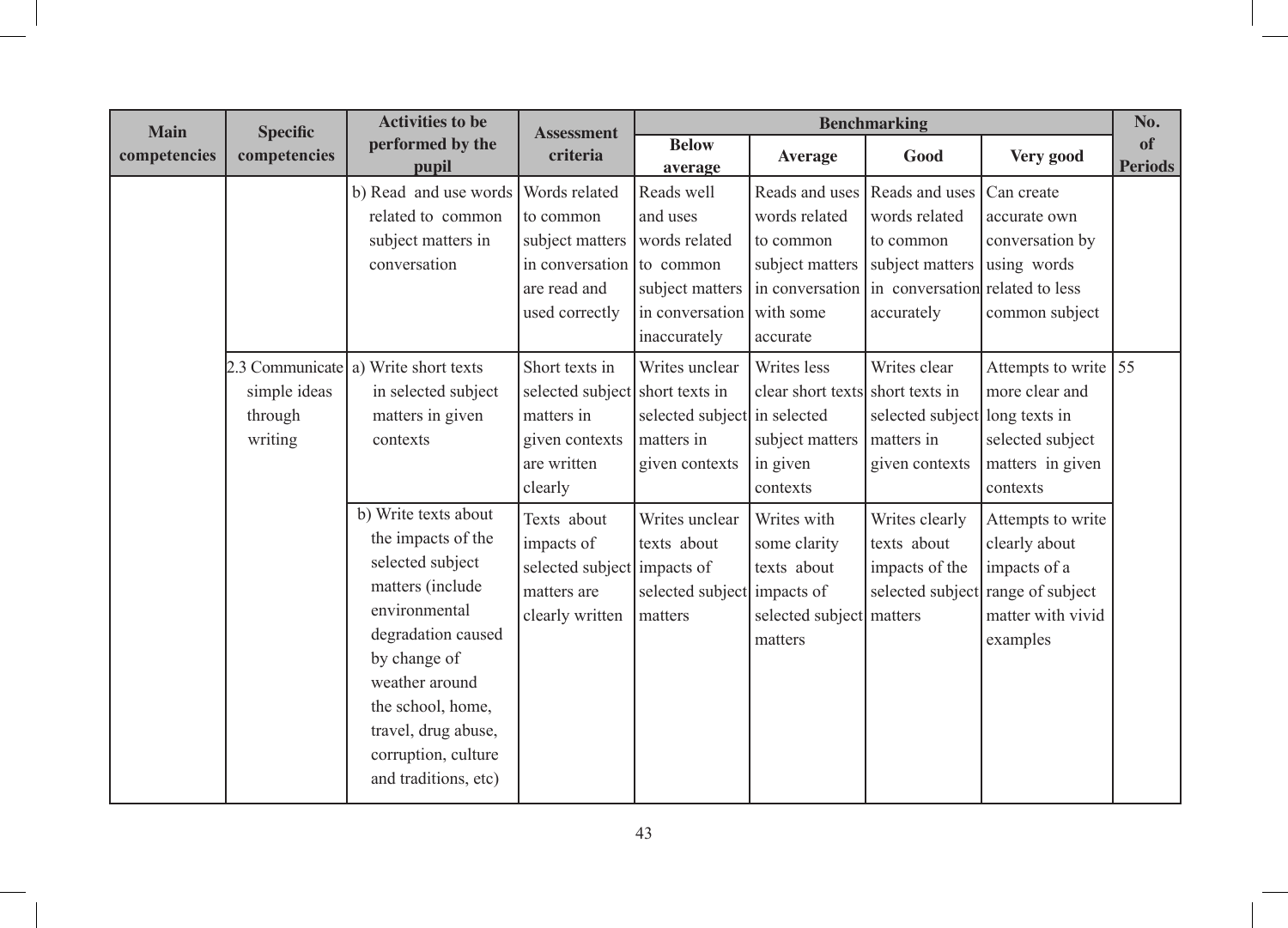| Main competencies | Specific competencies | Activities to be performed by the pupil | Assessment criteria | Benchmarking | | | | No. of Periods |
|---|---|---|---|---|---|---|---|---|
| | | | | Below average | Average | Good | Very good | |
| | | b) Read and use words related to common subject matters in conversation | Words related to common subject matters in conversation are read and used correctly | Reads well and uses words related to common subject matters in conversation inaccurately | Reads and uses words related to common subject matters in conversation with some accurate | Reads and uses words related to common subject matters in conversation accurately | Can create accurate own conversation by using words related to less common subject | |
| | 2.3 Communicate simple ideas through writing | a) Write short texts in selected subject matters in given contexts | Short texts in selected subject matters in given contexts are written clearly | Writes unclear short texts in selected subject matters in given contexts | Writes less clear short texts in selected subject matters in given contexts | Writes clear short texts in selected subject matters in given contexts | Attempts to write more clear and long texts in selected subject matters in given contexts | 55 |
| | | b) Write texts about the impacts of the selected subject matters (include environmental degradation caused by change of weather around the school, home, travel, drug abuse, corruption, culture and traditions, etc) | Texts about impacts of selected subject matters are clearly written | Writes unclear texts about impacts of selected subject matters | Writes with some clarity texts about impacts of selected subject matters | Writes clearly texts about impacts of the selected subject matters | Attempts to write clearly about impacts of a range of subject matter with vivid examples | |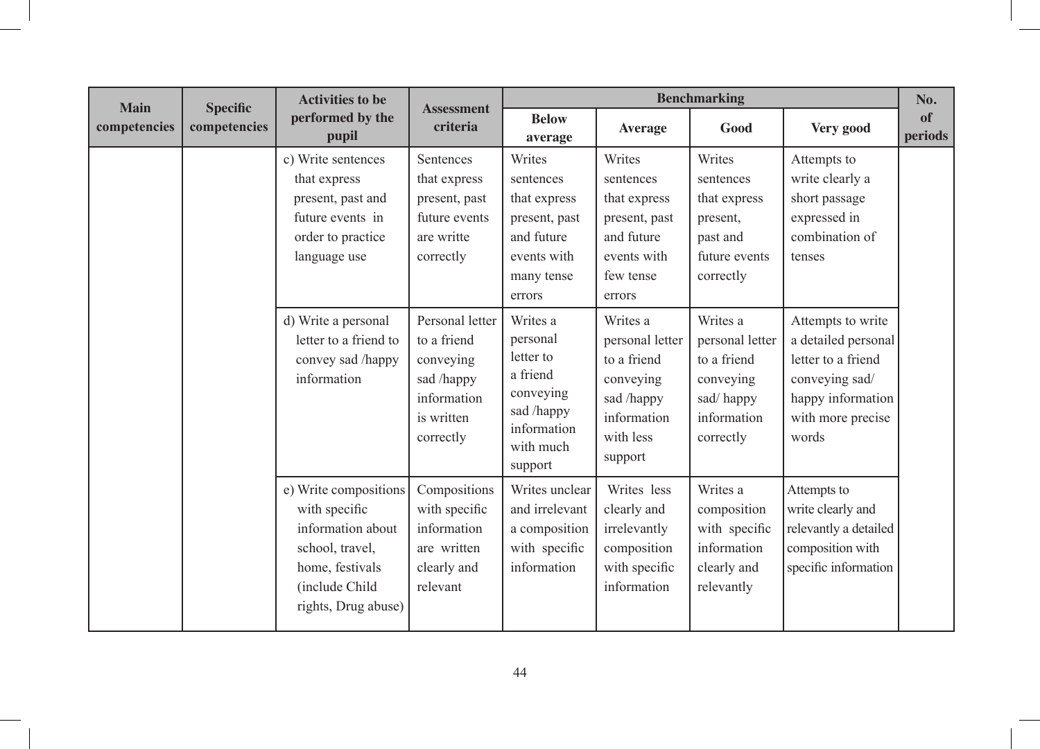| Main competencies | Specific competencies | Activities to be performed by the pupil | Assessment criteria | Benchmarking | | | | No. of periods |
|---|---|---|---|---|---|---|---|---|
| | | | | Below average | Average | Good | Very good | |
| | | c) Write sentences that express present, past and future events in order to practice language use | Sentences that express present, past future events are writte correctly | Writes sentences that express present, past and future events with many tense errors | Writes sentences that express present, past and future events with few tense errors | Writes sentences that express present, past and future events correctly | Attempts to write clearly a short passage expressed in combination of tenses | |
| | | d) Write a personal letter to a friend to convey sad /happy information | Personal letter to a friend conveying sad /happy information is written correctly | Writes a personal letter to a friend conveying sad /happy information with much support | Writes a personal letter to a friend conveying sad /happy information with less support | Writes a personal letter to a friend conveying sad/ happy information correctly | Attempts to write a detailed personal letter to a friend conveying sad/ happy information with more precise words | |
| | | e) Write compositions with specific information about school, travel, home, festivals (include Child rights, Drug abuse) | Compositions with specific information are written clearly and relevant | Writes unclear and irrelevant a composition with specific information | Writes less clearly and irrelevantly composition with specific information | Writes a composition with specific information clearly and relevantly | Attempts to write clearly and relevantly a detailed composition with specific information | |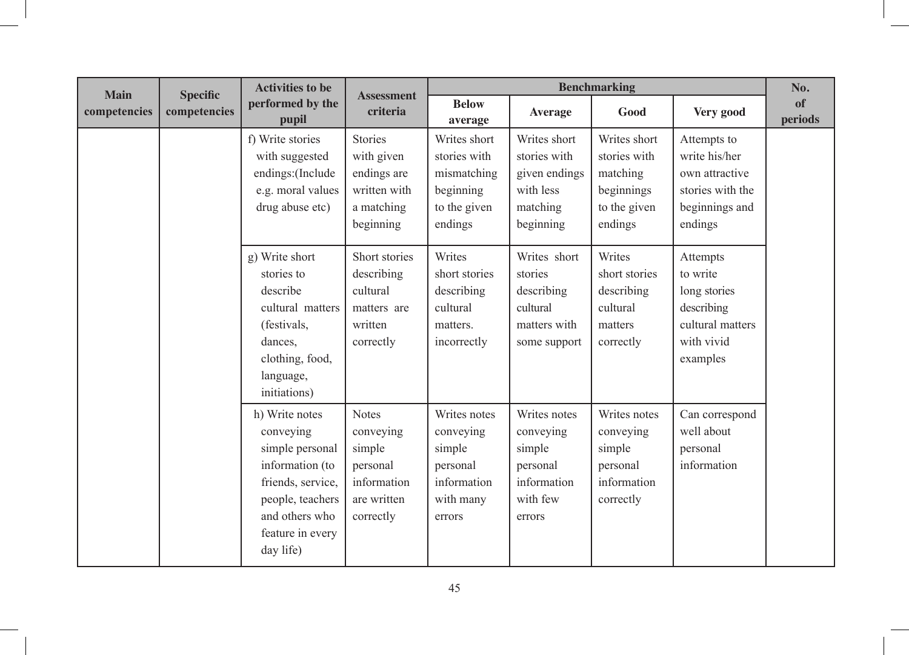| Main competencies | Specific competencies | Activities to be performed by the pupil | Assessment criteria | Benchmarking | | | | No. of periods |
|---|---|---|---|---|---|---|---|---|
| | | | | Below average | Average | Good | Very good | |
| | | f) Write stories with suggested endings:(Include e.g. moral values drug abuse etc) | Stories with given endings are written with a matching beginning | Writes short stories with mismatching beginning to the given endings | Writes short stories with given endings with less matching beginning | Writes short stories with matching beginnings to the given endings | Attempts to write his/her own attractive stories with the beginnings and endings | |
| | | g) Write short stories to describe cultural matters (festivals, dances, clothing, food, language, initiations) | Short stories describing cultural matters are written correctly | Writes short stories describing cultural matters. incorrectly | Writes short stories describing cultural matters with some support | Writes short stories describing cultural matters correctly | Attempts to write long stories describing cultural matters with vivid examples | |
| | | h) Write notes conveying simple personal information (to friends, service, people, teachers and others who feature in every day life) | Notes conveying simple personal information are written correctly | Writes notes conveying simple personal information with many errors | Writes notes conveying simple personal information with few errors | Writes notes conveying simple personal information correctly | Can correspond well about personal information | |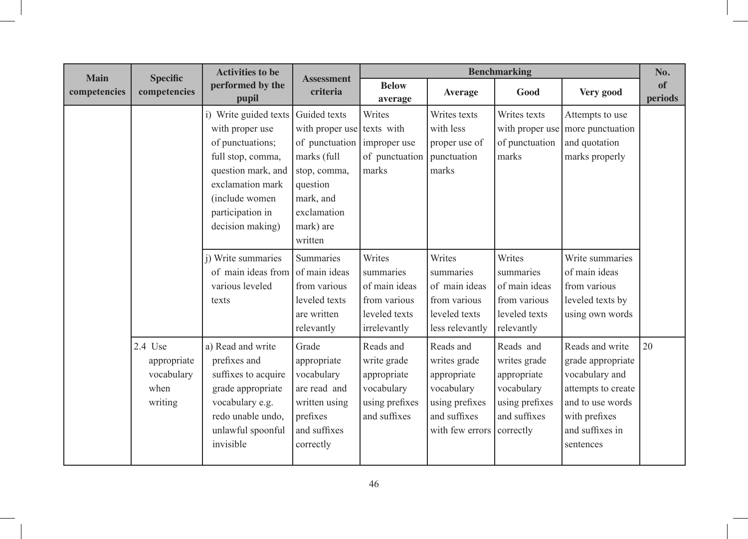| Main competencies | Specific competencies | Activities to be performed by the pupil | Assessment criteria | Benchmarking | | | | No. of periods |
|---|---|---|---|---|---|---|---|---|
| | | | | Below average | Average | Good | Very good | |
| | | i) Write guided texts with proper use of punctuations; full stop, comma, question mark, and exclamation mark (include women participation in decision making) | Guided texts with proper use of punctuation marks (full stop, comma, question mark, and exclamation mark) are written | Writes texts with improper use of punctuation marks | Writes texts with less proper use of punctuation marks | Writes texts with proper use of punctuation marks | Attempts to use more punctuation and quotation marks properly | |
| | | j) Write summaries of main ideas from various leveled texts | Summaries of main ideas from various leveled texts are written relevantly | Writes summaries of main ideas from various leveled texts irrelevantly | Writes summaries of main ideas from various leveled texts less relevantly | Writes summaries of main ideas from various leveled texts relevantly | Write summaries of main ideas from various leveled texts by using own words | |
| | 2.4 Use appropriate vocabulary when writing | a) Read and write prefixes and suffixes to acquire grade appropriate vocabulary e.g. redo unable undo, unlawful spoonful invisible | Grade appropriate vocabulary are read and written using prefixes and suffixes correctly | Reads and write grade appropriate vocabulary using prefixes and suffixes | Reads and writes grade appropriate vocabulary using prefixes and suffixes with few errors | Reads and writes grade appropriate vocabulary using prefixes and suffixes correctly | Reads and write grade appropriate vocabulary and attempts to create and to use words with prefixes and suffixes in sentences | 20 |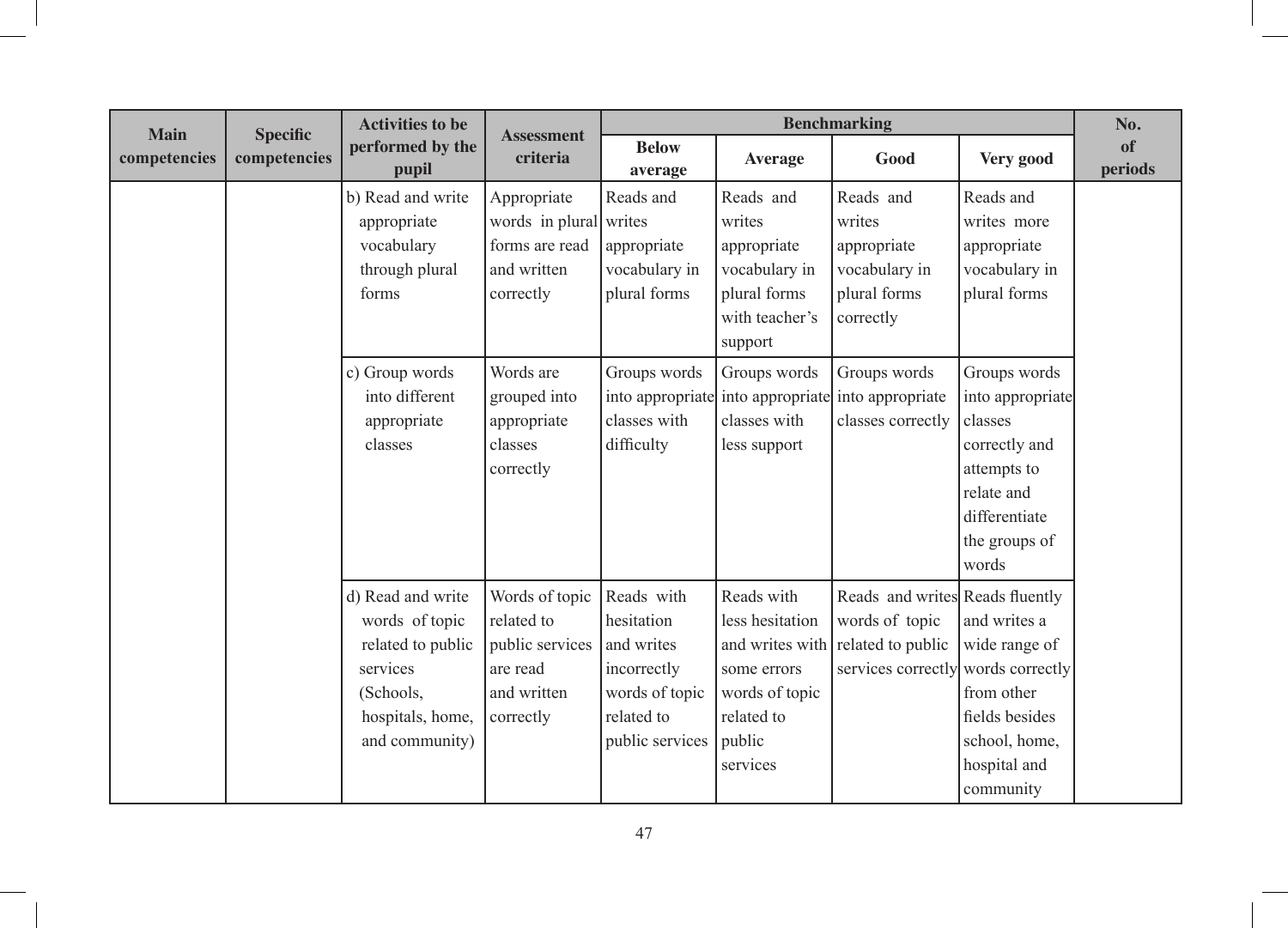| Main competencies | Specific competencies | Activities to be performed by the pupil | Assessment criteria | Benchmarking | | | | No. of periods |
|---|---|---|---|---|---|---|---|---|
| | | | | Below average | Average | Good | Very good | |
| | | b) Read and write appropriate vocabulary through plural forms | Appropriate words in plural forms are read and written correctly | Reads and writes appropriate vocabulary in plural forms | Reads and writes appropriate vocabulary in plural forms with teacher's support | Reads and writes appropriate vocabulary in plural forms correctly | Reads and writes more appropriate vocabulary in plural forms | |
| | | c) Group words into different appropriate classes | Words are grouped into appropriate classes correctly | Groups words into appropriate classes with difficulty | Groups words into appropriate classes with less support | Groups words into appropriate classes correctly | Groups words into appropriate classes correctly and attempts to relate and differentiate the groups of words | |
| | | d) Read and write words of topic related to public services (Schools, hospitals, home, and community) | Words of topic related to public services are read and written correctly | Reads with hesitation and writes incorrectly words of topic related to public services | Reads with less hesitation and writes with some errors words of topic related to public services | Reads and writes words of topic related to public services correctly | Reads fluently and writes a wide range of words correctly from other fields besides school, home, hospital and community | |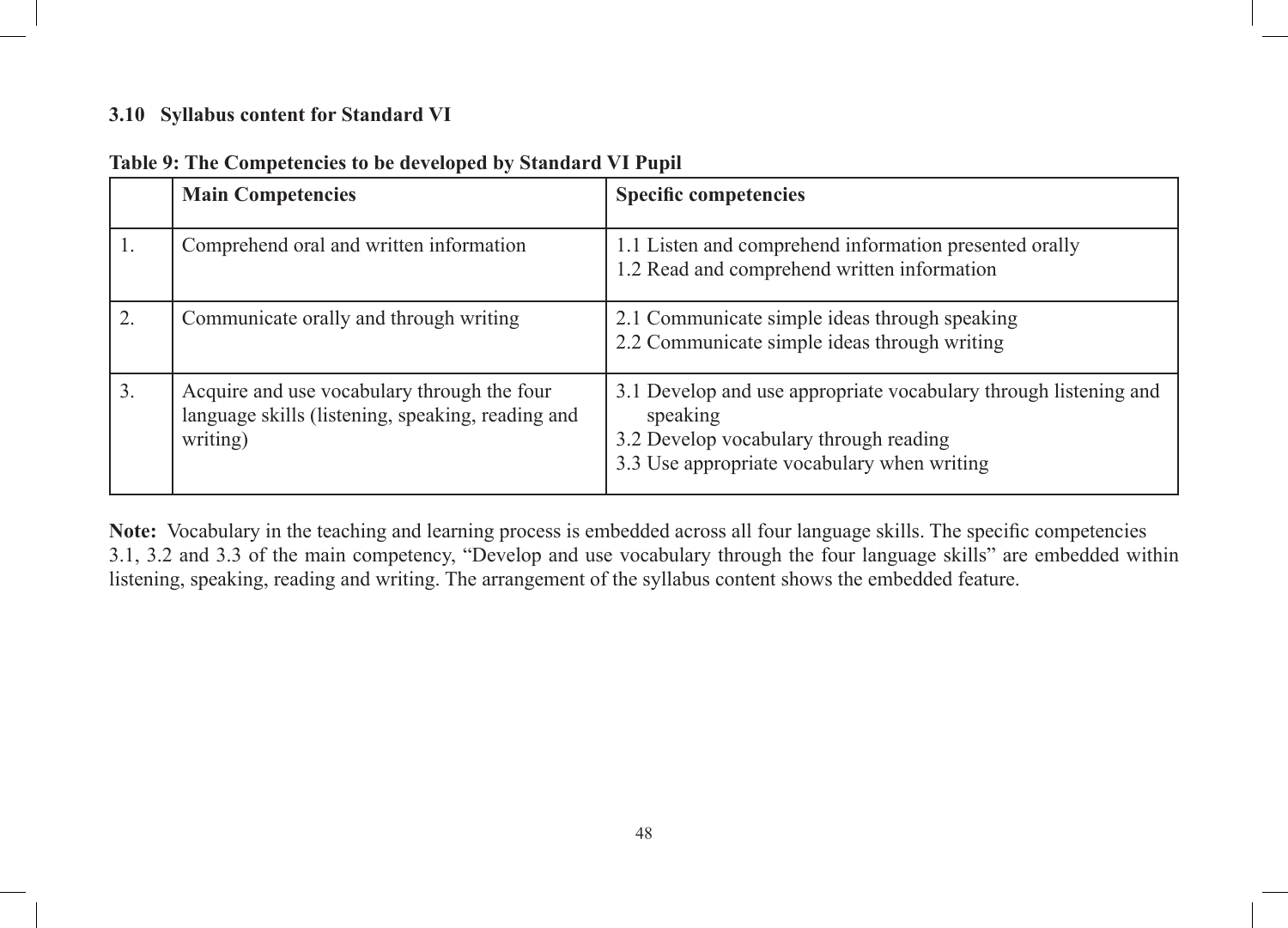### 3.10 Syllabus content for Standard VI

**Table 9: The Competencies to be developed by Standard VI Pupil**

| | Main Competencies | Specific competencies |
|---|---|---|
| 1. | Comprehend oral and written information | 1.1 Listen and comprehend information presented orally<br>1.2 Read and comprehend written information |
| 2. | Communicate orally and through writing | 2.1 Communicate simple ideas through speaking<br>2.2 Communicate simple ideas through writing |
| 3. | Acquire and use vocabulary through the four language skills (listening, speaking, reading and writing) | 3.1 Develop and use appropriate vocabulary through listening and speaking<br>3.2 Develop vocabulary through reading<br>3.3 Use appropriate vocabulary when writing |

**Note:** Vocabulary in the teaching and learning process is embedded across all four language skills. The specific competencies 3.1, 3.2 and 3.3 of the main competency, "Develop and use vocabulary through the four language skills" are embedded within listening, speaking, reading and writing. The arrangement of the syllabus content shows the embedded feature.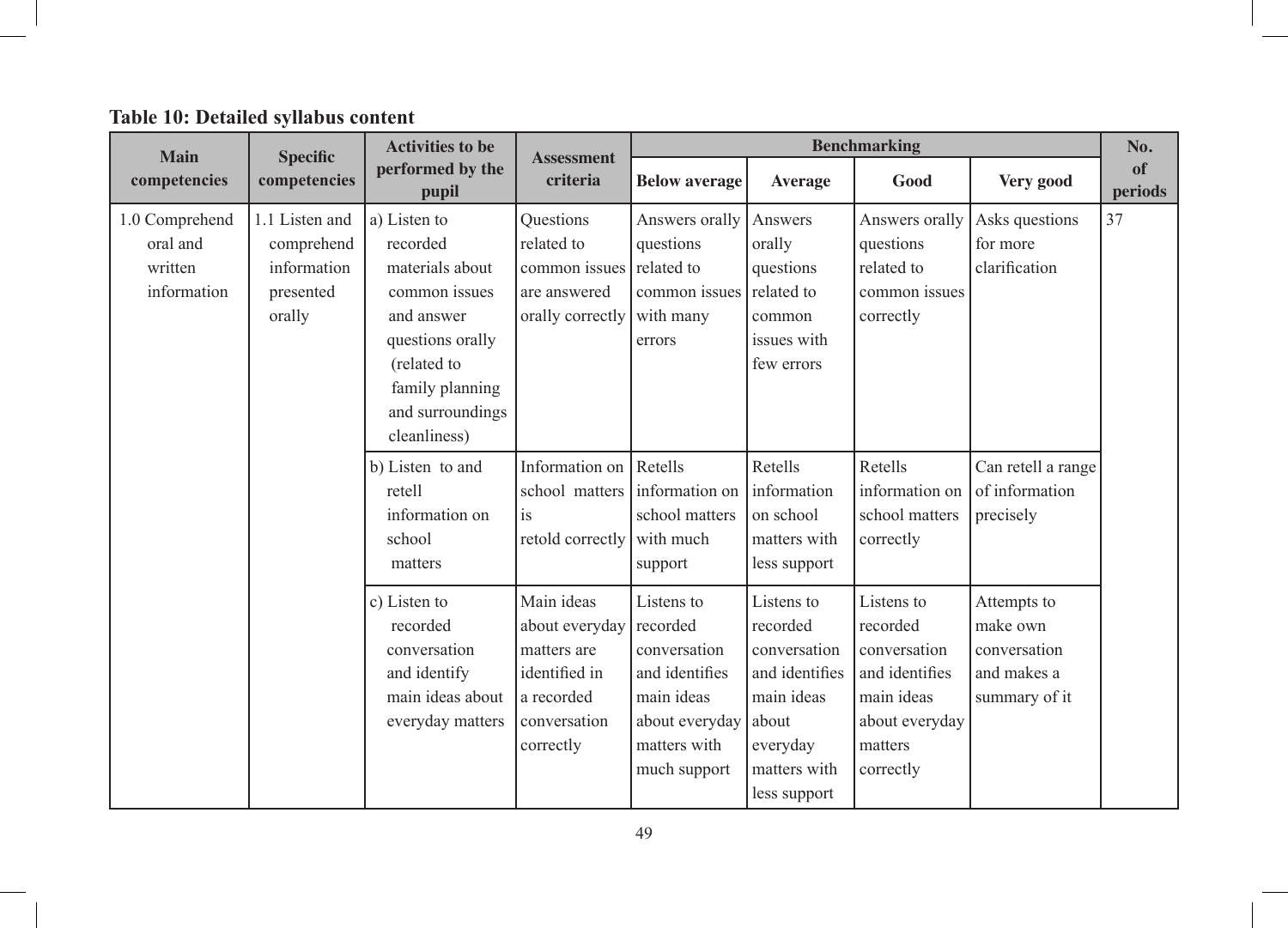**Table 10: Detailed syllabus content**

| Main competencies | Specific competencies | Activities to be performed by the pupil | Assessment criteria | Benchmarking | | | | No. of periods |
|---|---|---|---|---|---|---|---|---|
| | | | | Below average | Average | Good | Very good | |
| 1.0 Comprehend oral and written information | 1.1 Listen and comprehend information presented orally | a) Listen to recorded materials about common issues and answer questions orally (related to family planning and surroundings cleanliness) | Questions related to common issues are answered orally correctly | Answers orally questions related to common issues with many errors | Answers orally questions related to common issues with few errors | Answers orally questions related to common issues correctly | Asks questions for more clarification | 37 |
| | | b) Listen to and retell information on school matters | Information on school matters is retold correctly | Retells information on school matters with much support | Retells information on school matters with less support | Retells information on school matters correctly | Can retell a range of information precisely | |
| | | c) Listen to recorded conversation and identify main ideas about everyday matters | Main ideas about everyday matters are identified in a recorded conversation correctly | Listens to recorded conversation and identifies main ideas about everyday matters with much support | Listens to recorded conversation and identifies main ideas about everyday matters with less support | Listens to recorded conversation and identifies main ideas about everyday matters correctly | Attempts to make own conversation and makes a summary of it | |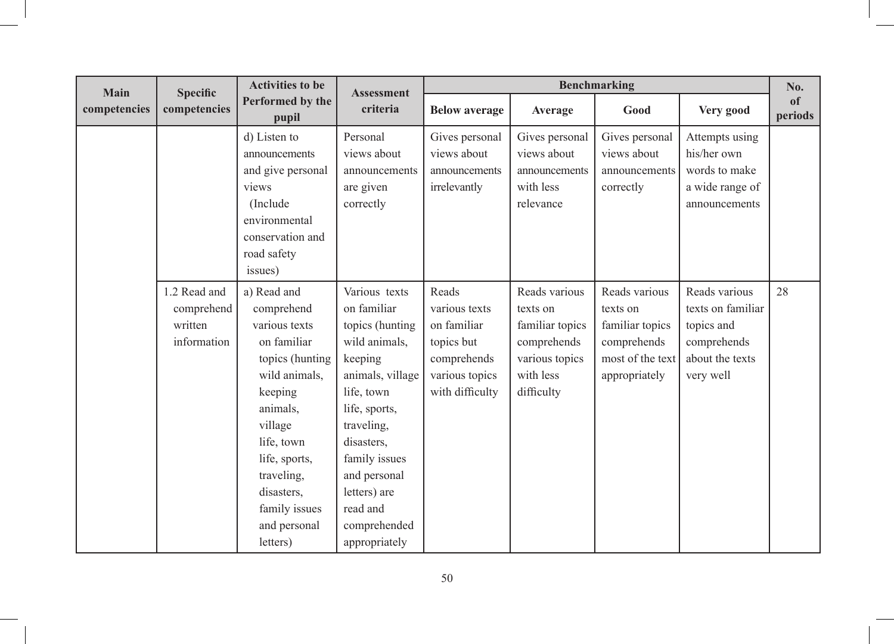| Main competencies | Specific competencies | Activities to be Performed by the pupil | Assessment criteria | Benchmarking | | | | No. of periods |
|---|---|---|---|---|---|---|---|---|
| | | | | Below average | Average | Good | Very good | |
| | | d) Listen to announcements and give personal views (Include environmental conservation and road safety issues) | Personal views about announcements are given correctly | Gives personal views about announcements irrelevantly | Gives personal views about announcements with less relevance | Gives personal views about announcements correctly | Attempts using his/her own words to make a wide range of announcements | |
| | 1.2 Read and comprehend written information | a) Read and comprehend various texts on familiar topics (hunting wild animals, keeping animals, village life, town life, sports, traveling, disasters, family issues and personal letters) | Various texts on familiar topics (hunting wild animals, keeping animals, village life, town life, sports, traveling, disasters, family issues and personal letters) are read and comprehended appropriately | Reads various texts on familiar topics but comprehends various topics with difficulty | Reads various texts on familiar topics comprehends various topics with less difficulty | Reads various texts on familiar topics comprehends most of the text appropriately | Reads various texts on familiar topics and comprehends about the texts very well | 28 |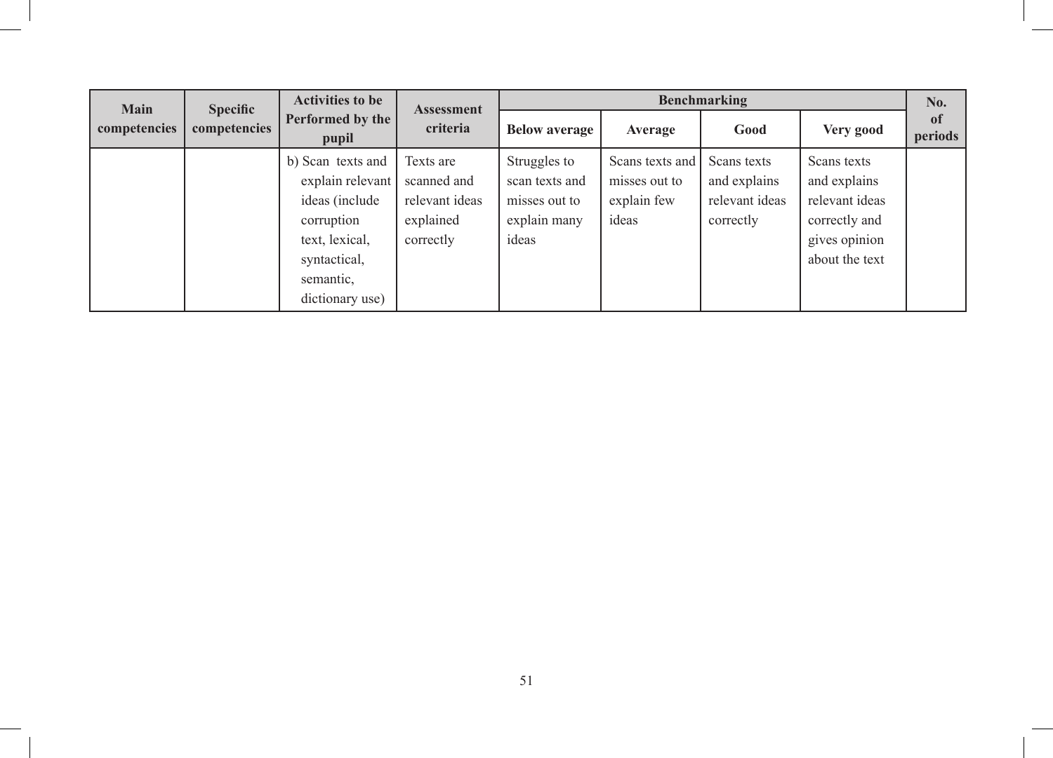| Main competencies | Specific competencies | Activities to be Performed by the pupil | Assessment criteria | Benchmarking | | | | No. of periods |
|---|---|---|---|---|---|---|---|---|
| | | | | Below average | Average | Good | Very good | |
| | | b) Scan texts and explain relevant ideas (include corruption text, lexical, syntactical, semantic, dictionary use) | Texts are scanned and relevant ideas explained correctly | Struggles to scan texts and misses out to explain many ideas | Scans texts and misses out to explain few ideas | Scans texts and explains relevant ideas correctly | Scans texts and explains relevant ideas correctly and gives opinion about the text | |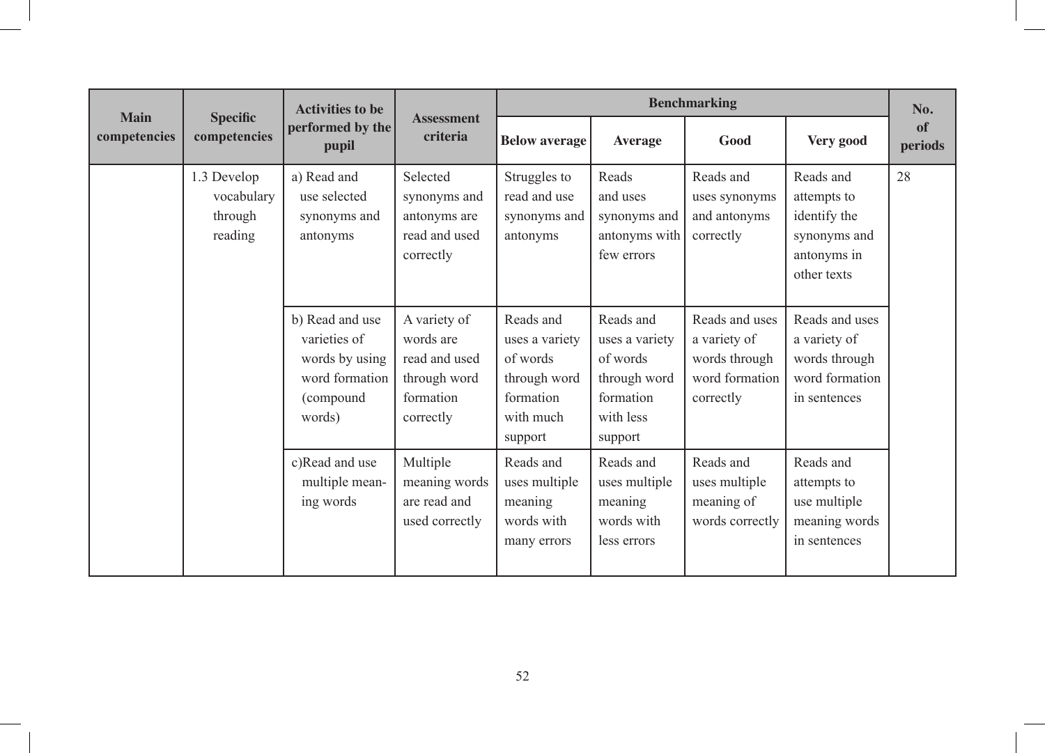| Main competencies | Specific competencies | Activities to be performed by the pupil | Assessment criteria | Benchmarking | | | | No. of periods |
|---|---|---|---|---|---|---|---|---|
| | | | | Below average | Average | Good | Very good | |
| | 1.3 Develop vocabulary through reading | a) Read and use selected synonyms and antonyms | Selected synonyms and antonyms are read and used correctly | Struggles to read and use synonyms and antonyms | Reads and uses synonyms and antonyms with few errors | Reads and uses synonyms and antonyms correctly | Reads and attempts to identify the synonyms and antonyms in other texts | 28 |
| | | b) Read and use varieties of words by using word formation (compound words) | A variety of words are read and used through word formation correctly | Reads and uses a variety of words through word formation with much support | Reads and uses a variety of words through word formation with less support | Reads and uses a variety of words through word formation correctly | Reads and uses a variety of words through word formation in sentences | |
| | | c)Read and use multiple meaning words | Multiple meaning words are read and used correctly | Reads and uses multiple meaning words with many errors | Reads and uses multiple meaning words with less errors | Reads and uses multiple meaning of words correctly | Reads and attempts to use multiple meaning words in sentences | |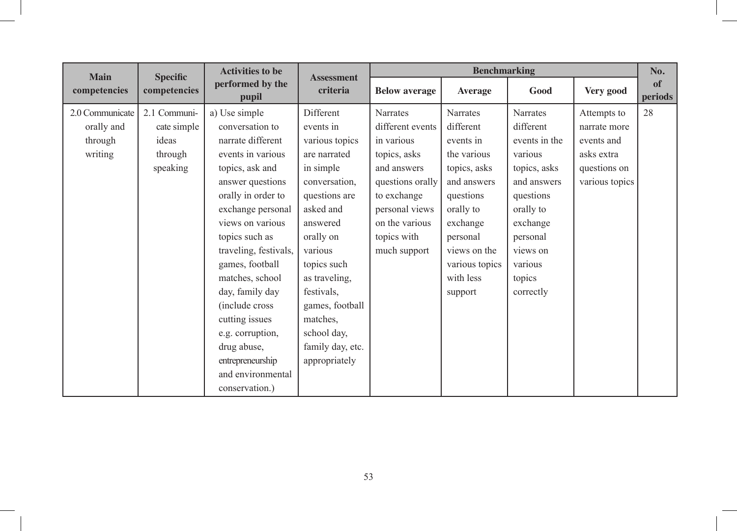| Main competencies | Specific competencies | Activities to be performed by the pupil | Assessment criteria | Benchmarking | | | | No. of periods |
|---|---|---|---|---|---|---|---|---|
| | | | | Below average | Average | Good | Very good | |
| 2.0 Communicate orally and through writing | 2.1 Communicate simple ideas through speaking | a) Use simple conversation to narrate different events in various topics, ask and answer questions orally in order to exchange personal views on various topics such as traveling, festivals, games, football matches, school day, family day (include cross cutting issues e.g. corruption, drug abuse, entrepreneurship and environmental conservation.) | Different events in various topics are narrated in simple conversation, questions are asked and answered orally on various topics such as traveling, festivals, games, football matches, school day, family day, etc. appropriately | Narrates different events in various topics, asks and answers questions orally to exchange personal views on the various topics with much support | Narrates different events in the various topics, asks and answers questions orally to exchange personal views on the various topics with less support | Narrates different events in the various topics, asks and answers questions orally to exchange personal views on various topics correctly | Attempts to narrate more events and asks extra questions on various topics | 28 |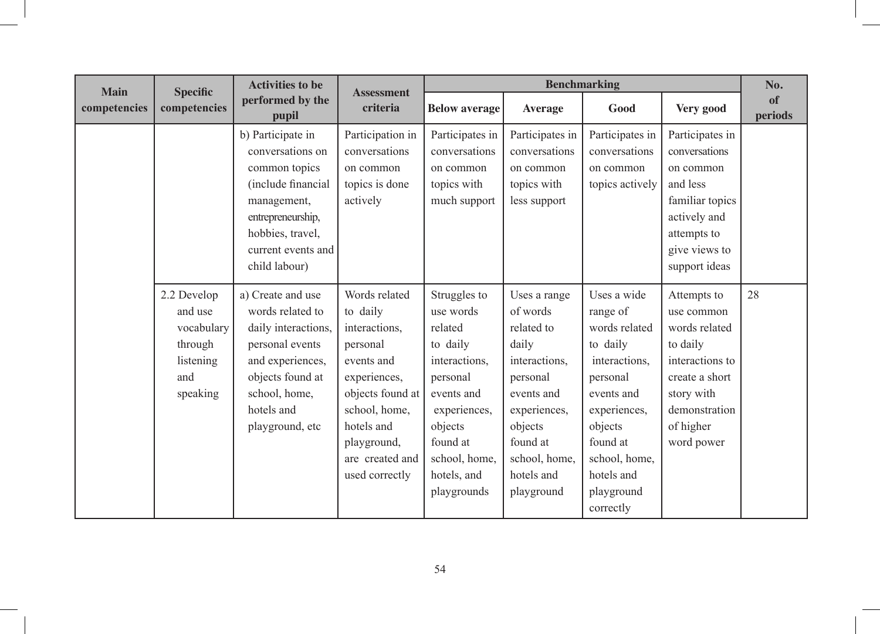| Main competencies | Specific competencies | Activities to be performed by the pupil | Assessment criteria | Benchmarking | | | | No. of periods |
|---|---|---|---|---|---|---|---|---|
| | | | | Below average | Average | Good | Very good | |
| | | b) Participate in conversations on common topics (include financial management, entrepreneurship, hobbies, travel, current events and child labour) | Participation in conversations on common topics is done actively | Participates in conversations on common topics with much support | Participates in conversations on common topics with less support | Participates in conversations on common topics actively | Participates in conversations on common and less familiar topics actively and attempts to give views to support ideas | |
| | 2.2 Develop and use vocabulary through listening and speaking | a) Create and use words related to daily interactions, personal events and experiences, objects found at school, home, hotels and playground, etc | Words related to daily interactions, personal events and experiences, objects found at school, home, hotels and playground, are created and used correctly | Struggles to use words related to daily interactions, personal events and experiences, objects found at school, home, hotels, and playgrounds | Uses a range of words related to daily interactions, personal events and experiences, objects found at school, home, hotels and playground | Uses a wide range of words related to daily interactions, personal events and experiences, objects found at school, home, hotels and playground correctly | Attempts to use common words related to daily interactions to create a short story with demonstration of higher word power | 28 |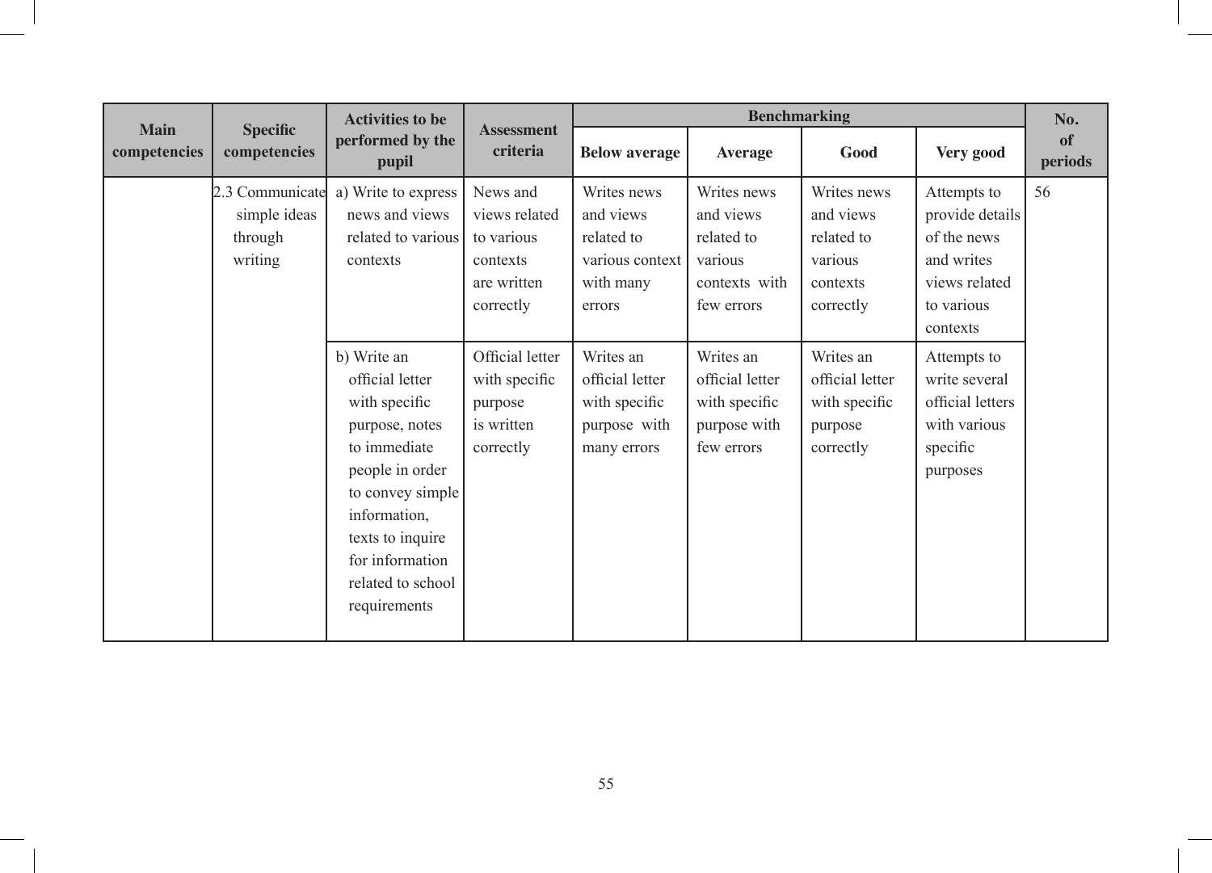| Main competencies | Specific competencies | Activities to be performed by the pupil | Assessment criteria | Benchmarking | | | | No. of periods |
|---|---|---|---|---|---|---|---|---|
| | | | | Below average | Average | Good | Very good | |
| | 2.3 Communicate simple ideas through writing | a) Write to express news and views related to various contexts | News and views related to various contexts are written correctly | Writes news and views related to various context with many errors | Writes news and views related to various contexts with few errors | Writes news and views related to various contexts correctly | Attempts to provide details of the news and writes views related to various contexts | 56 |
| | | b) Write an official letter with specific purpose, notes to immediate people in order to convey simple information, texts to inquire for information related to school requirements | Official letter with specific purpose is written correctly | Writes an official letter with specific purpose with many errors | Writes an official letter with specific purpose with few errors | Writes an official letter with specific purpose correctly | Attempts to write several official letters with various specific purposes | |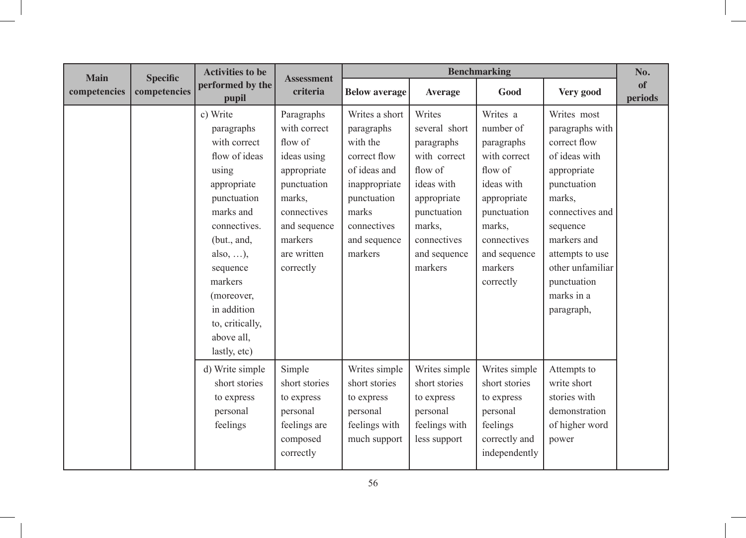| Main competencies | Specific competencies | Activities to be performed by the pupil | Assessment criteria | Benchmarking | | | | No. of periods |
|---|---|---|---|---|---|---|---|---|
| | | | | Below average | Average | Good | Very good | |
| | | c) Write paragraphs with correct flow of ideas using appropriate punctuation marks and connectives. (but., and, also, …), sequence markers (moreover, in addition to, critically, above all, lastly, etc) | Paragraphs with correct flow of ideas using appropriate punctuation marks, connectives and sequence markers are written correctly | Writes a short paragraphs with the correct flow of ideas and inappropriate punctuation marks connectives and sequence markers | Writes several short paragraphs with correct flow of ideas with appropriate punctuation marks, connectives and sequence markers | Writes a number of paragraphs with correct flow of ideas with appropriate punctuation marks, connectives and sequence markers correctly | Writes most paragraphs with correct flow of ideas with appropriate punctuation marks, connectives and sequence markers and attempts to use other unfamiliar punctuation marks in a paragraph, | |
| | | d) Write simple short stories to express personal feelings | Simple short stories to express personal feelings are composed correctly | Writes simple short stories to express personal feelings with much support | Writes simple short stories to express personal feelings with less support | Writes simple short stories to express personal feelings correctly and independently | Attempts to write short stories with demonstration of higher word power | |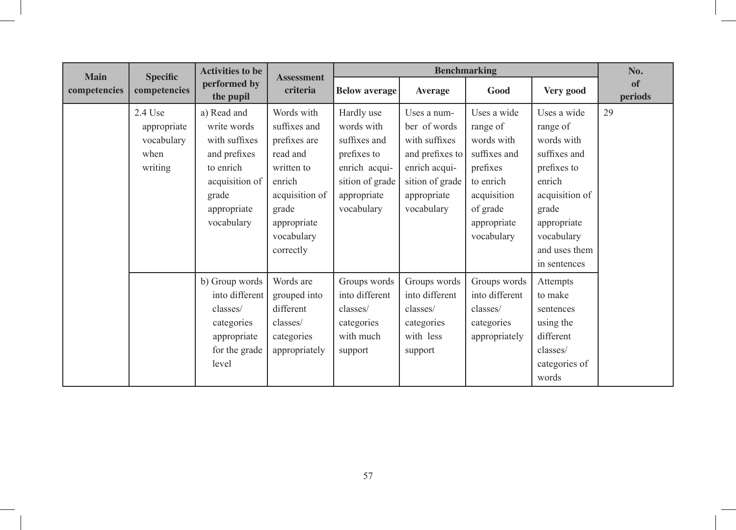| Main competencies | Specific competencies | Activities to be performed by the pupil | Assessment criteria | Benchmarking | | | | No. of periods |
|---|---|---|---|---|---|---|---|---|
| | | | | Below average | Average | Good | Very good | |
| | 2.4 Use appropriate vocabulary when writing | a) Read and write words with suffixes and prefixes to enrich acquisition of grade appropriate vocabulary | Words with suffixes and prefixes are read and written to enrich acquisition of grade appropriate vocabulary correctly | Hardly use words with suffixes and prefixes to enrich acquisition of grade appropriate vocabulary | Uses a number of words with suffixes and prefixes to enrich acquisition of grade appropriate vocabulary | Uses a wide range of words with suffixes and prefixes to enrich acquisition of grade appropriate vocabulary | Uses a wide range of words with suffixes and prefixes to enrich acquisition of grade appropriate vocabulary and uses them in sentences | 29 |
| | | b) Group words into different classes/ categories appropriate for the grade level | Words are grouped into different classes/ categories appropriately | Groups words into different classes/ categories with much support | Groups words into different classes/ categories with less support | Groups words into different classes/ categories appropriately | Attempts to make sentences using the different classes/ categories of words | |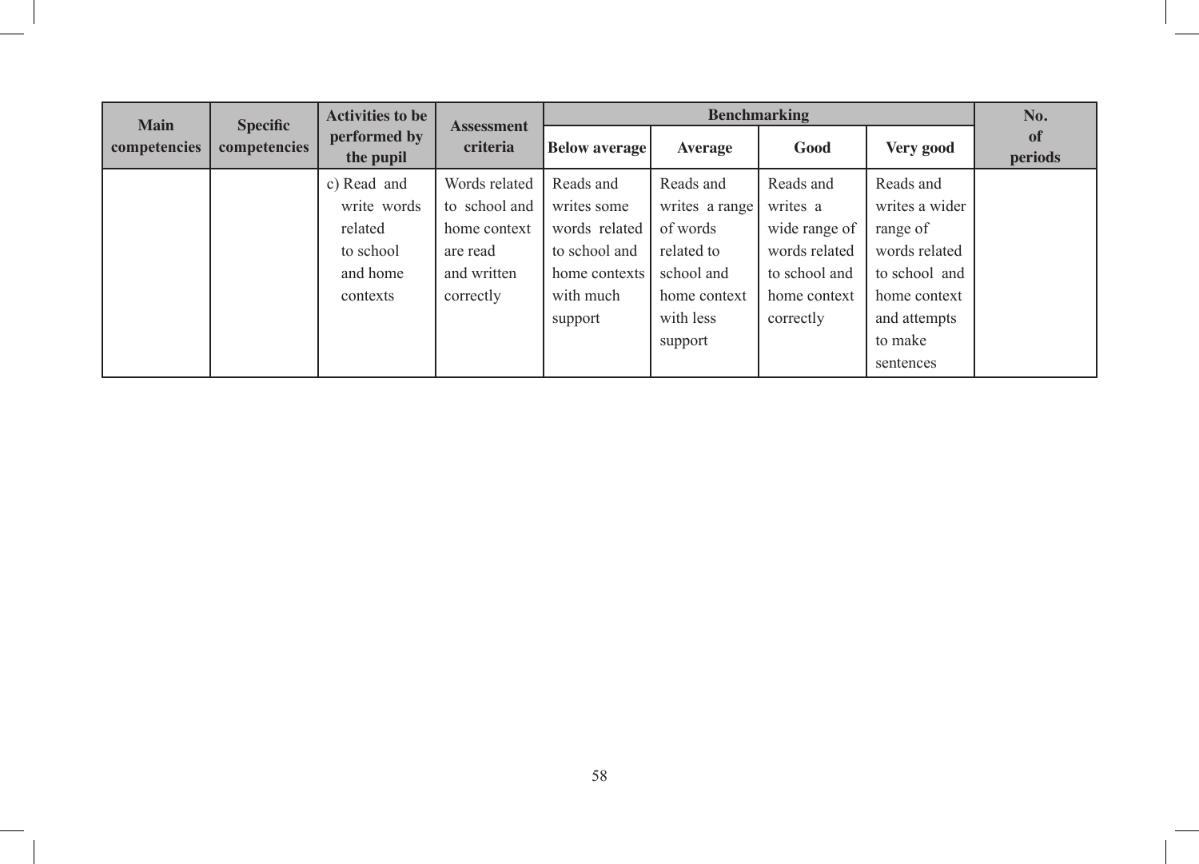| Main competencies | Specific competencies | Activities to be performed by the pupil | Assessment criteria | Benchmarking | | | | No. of periods |
|---|---|---|---|---|---|---|---|---|
| | | | | Below average | Average | Good | Very good | |
| | | c) Read and write words related to school and home contexts | Words related to school and home context are read and written correctly | Reads and writes some words related to school and home contexts with much support | Reads and writes a range of words related to school and home context with less support | Reads and writes a wide range of words related to school and home context correctly | Reads and writes a wider range of words related to school and home context and attempts to make sentences | |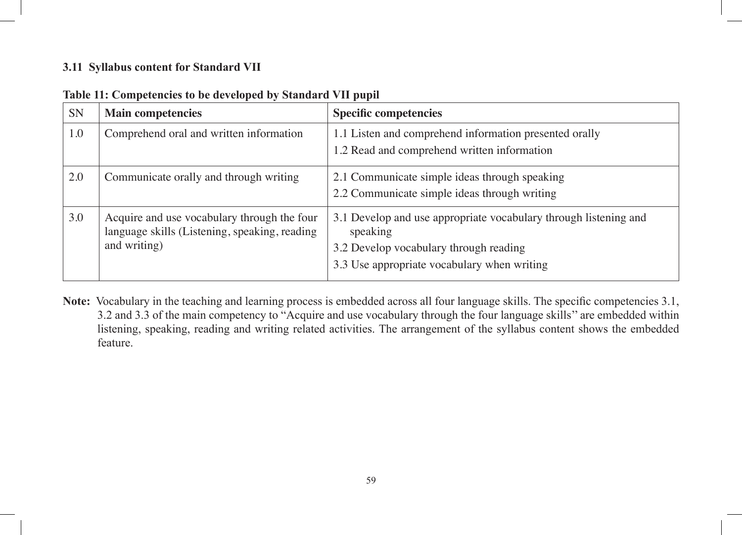### 3.11 Syllabus content for Standard VII

**Table 11: Competencies to be developed by Standard VII pupil**

| SN | Main competencies | Specific competencies |
|---|---|---|
| 1.0 | Comprehend oral and written information | 1.1 Listen and comprehend information presented orally<br>1.2 Read and comprehend written information |
| 2.0 | Communicate orally and through writing | 2.1 Communicate simple ideas through speaking<br>2.2 Communicate simple ideas through writing |
| 3.0 | Acquire and use vocabulary through the four language skills (Listening, speaking, reading and writing) | 3.1 Develop and use appropriate vocabulary through listening and speaking<br>3.2 Develop vocabulary through reading<br>3.3 Use appropriate vocabulary when writing |

**Note:** Vocabulary in the teaching and learning process is embedded across all four language skills. The specific competencies 3.1, 3.2 and 3.3 of the main competency to "Acquire and use vocabulary through the four language skills" are embedded within listening, speaking, reading and writing related activities. The arrangement of the syllabus content shows the embedded feature.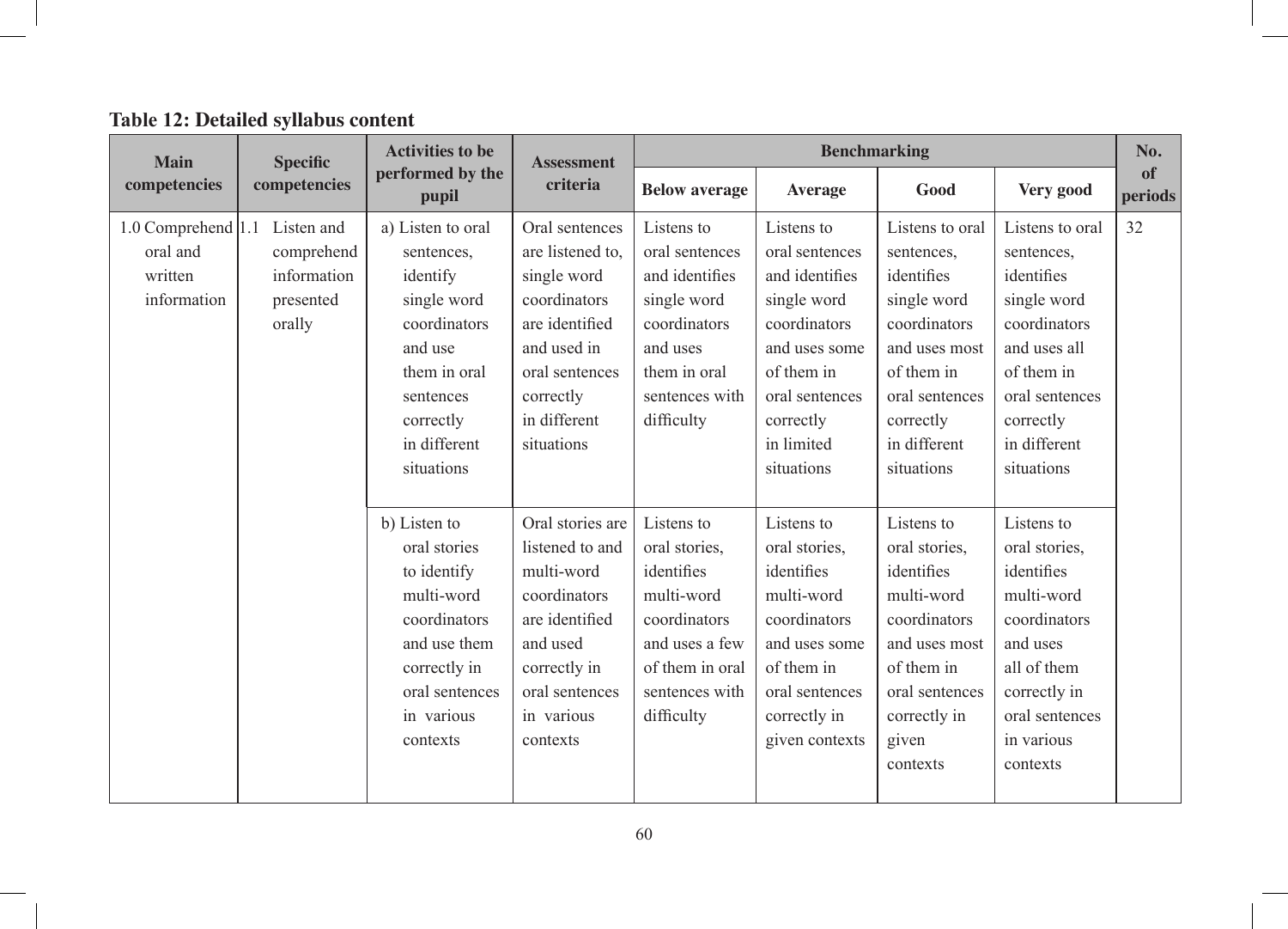**Table 12: Detailed syllabus content**

| Main competencies | Specific competencies | Activities to be performed by the pupil | Assessment criteria | Benchmarking | | | | No. of periods |
|---|---|---|---|---|---|---|---|---|
| | | | | Below average | Average | Good | Very good | |
| 1.0 Comprehend oral and written information | 1.1 Listen and comprehend information presented orally | a) Listen to oral sentences, identify single word coordinators and use them in oral sentences correctly in different situations | Oral sentences are listened to, single word coordinators are identified and used in oral sentences correctly in different situations | Listens to oral sentences and identifies single word coordinators and uses them in oral sentences with difficulty | Listens to oral sentences and identifies single word coordinators and uses some of them in oral sentences correctly in limited situations | Listens to oral sentences, identifies single word coordinators and uses most of them in oral sentences correctly in different situations | Listens to oral sentences, identifies single word coordinators and uses all of them in oral sentences correctly in different situations | 32 |
| | | b) Listen to oral stories to identify multi-word coordinators and use them correctly in oral sentences in various contexts | Oral stories are listened to and multi-word coordinators are identified and used correctly in oral sentences in various contexts | Listens to oral stories, identifies multi-word coordinators and uses a few of them in oral sentences with difficulty | Listens to oral stories, identifies multi-word coordinators and uses some of them in oral sentences correctly in given contexts | Listens to oral stories, identifies multi-word coordinators and uses most of them in oral sentences correctly in given contexts | Listens to oral stories, identifies multi-word coordinators and uses all of them correctly in oral sentences in various contexts | |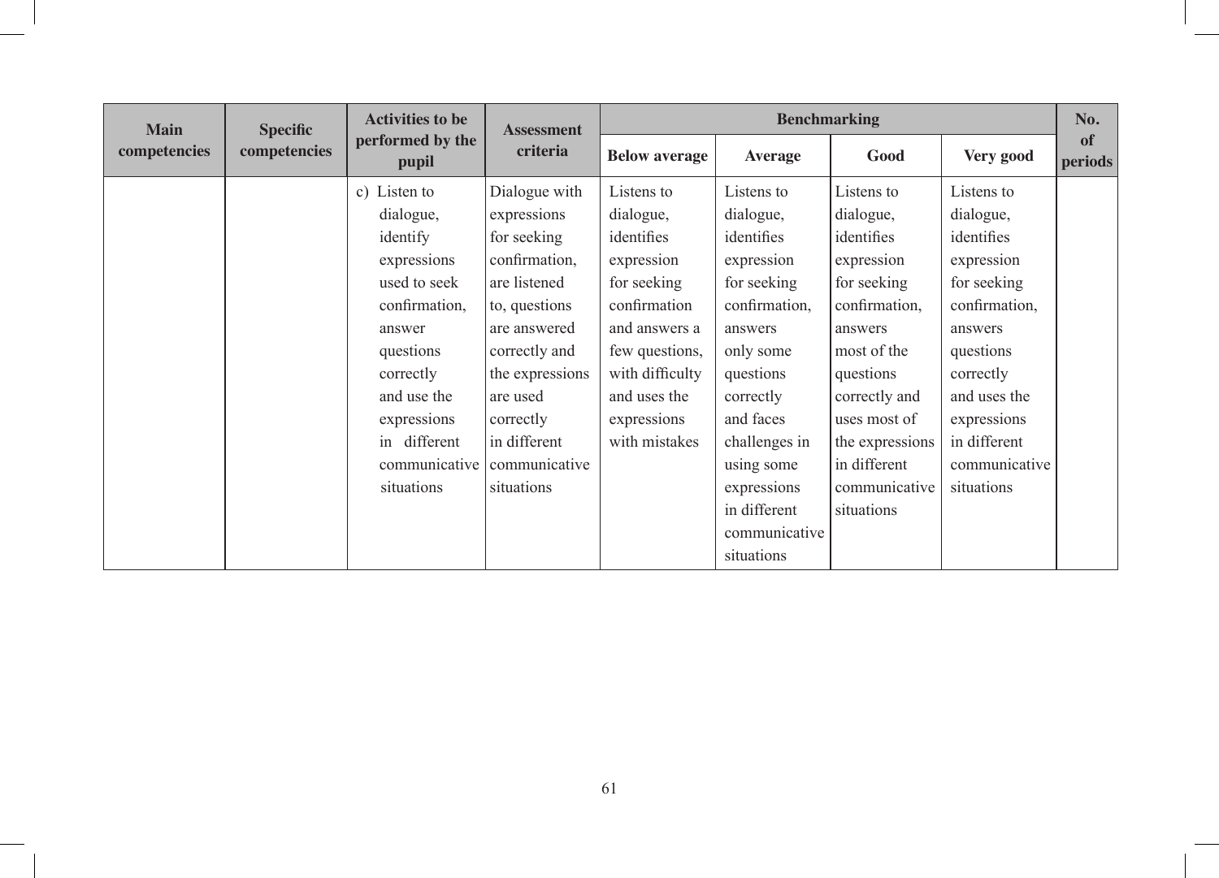| Main competencies | Specific competencies | Activities to be performed by the pupil | Assessment criteria | Benchmarking | | | | No. of periods |
|---|---|---|---|---|---|---|---|---|
| | | | | Below average | Average | Good | Very good | |
| | | c) Listen to dialogue, identify expressions used to seek confirmation, answer questions correctly and use the expressions in different communicative situations | Dialogue with expressions for seeking confirmation, are listened to, questions are answered correctly and the expressions are used correctly in different communicative situations | Listens to dialogue, identifies expression for seeking confirmation and answers a few questions, with difficulty and uses the expressions with mistakes | Listens to dialogue, identifies expression for seeking confirmation, answers only some questions correctly and faces challenges in using some expressions in different communicative situations | Listens to dialogue, identifies expression for seeking confirmation, answers most of the questions correctly and uses most of the expressions in different communicative situations | Listens to dialogue, identifies expression for seeking confirmation, answers questions correctly and uses the expressions in different communicative situations | |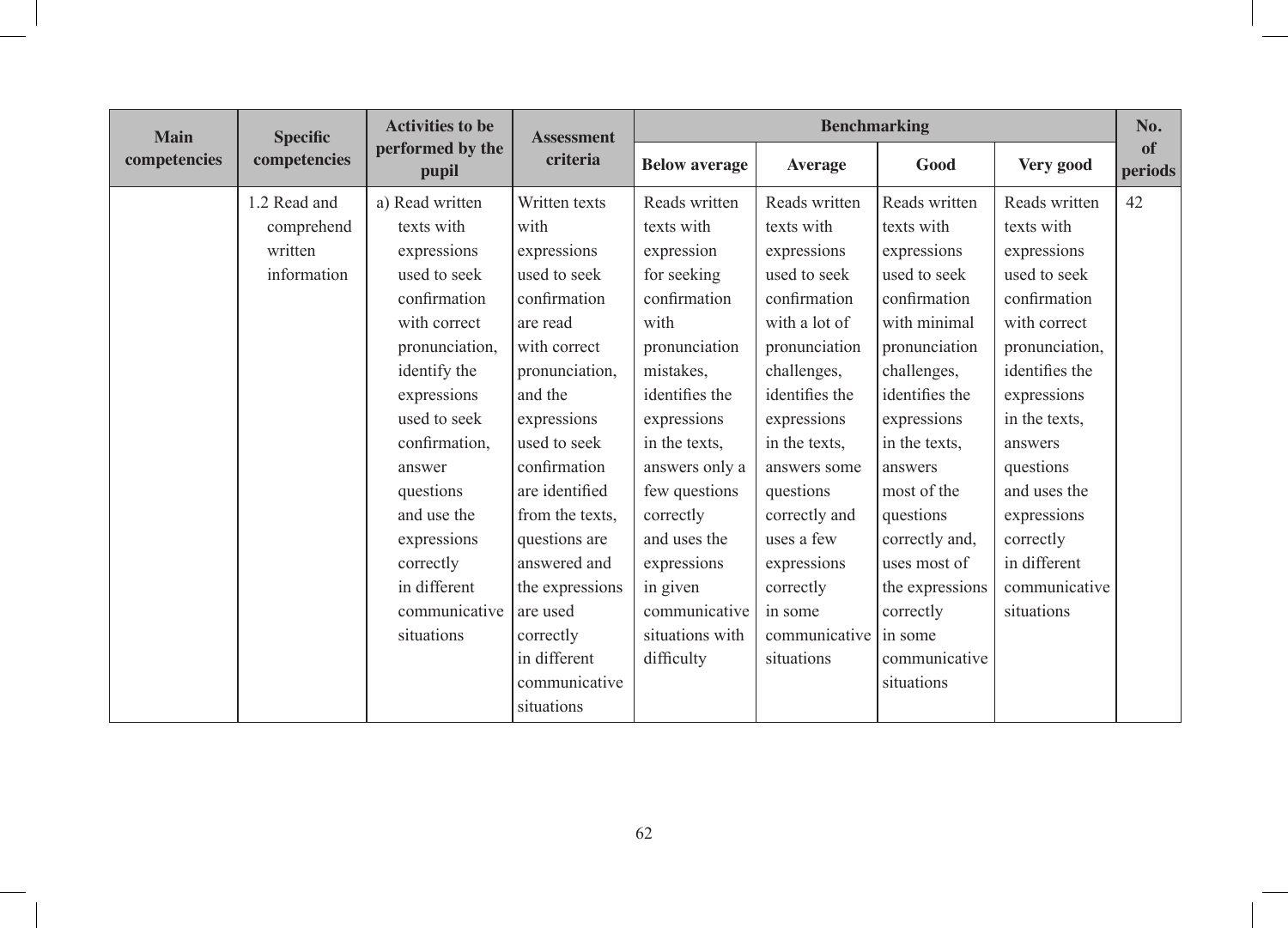| Main competencies | Specific competencies | Activities to be performed by the pupil | Assessment criteria | Benchmarking | | | | No. of periods |
|---|---|---|---|---|---|---|---|---|
| | | | | Below average | Average | Good | Very good | |
| | 1.2 Read and comprehend written information | a) Read written texts with expressions used to seek confirmation with correct pronunciation, identify the expressions used to seek confirmation, answer questions and use the expressions correctly in different communicative situations | Written texts with expressions used to seek confirmation are read with correct pronunciation, and the expressions used to seek confirmation are identified from the texts, questions are answered and the expressions are used correctly in different communicative situations | Reads written texts with expression for seeking confirmation with pronunciation mistakes, identifies the expressions in the texts, answers only a few questions correctly and uses the expressions in given communicative situations with difficulty | Reads written texts with expressions used to seek confirmation with a lot of pronunciation challenges, identifies the expressions in the texts, answers some questions correctly and uses a few expressions correctly in some communicative situations | Reads written texts with expressions used to seek confirmation with minimal pronunciation challenges, identifies the expressions in the texts, answers most of the questions correctly and, uses most of the expressions correctly in some communicative situations | Reads written texts with expressions used to seek confirmation with correct pronunciation, identifies the expressions in the texts, answers questions and uses the expressions correctly in different communicative situations | 42 |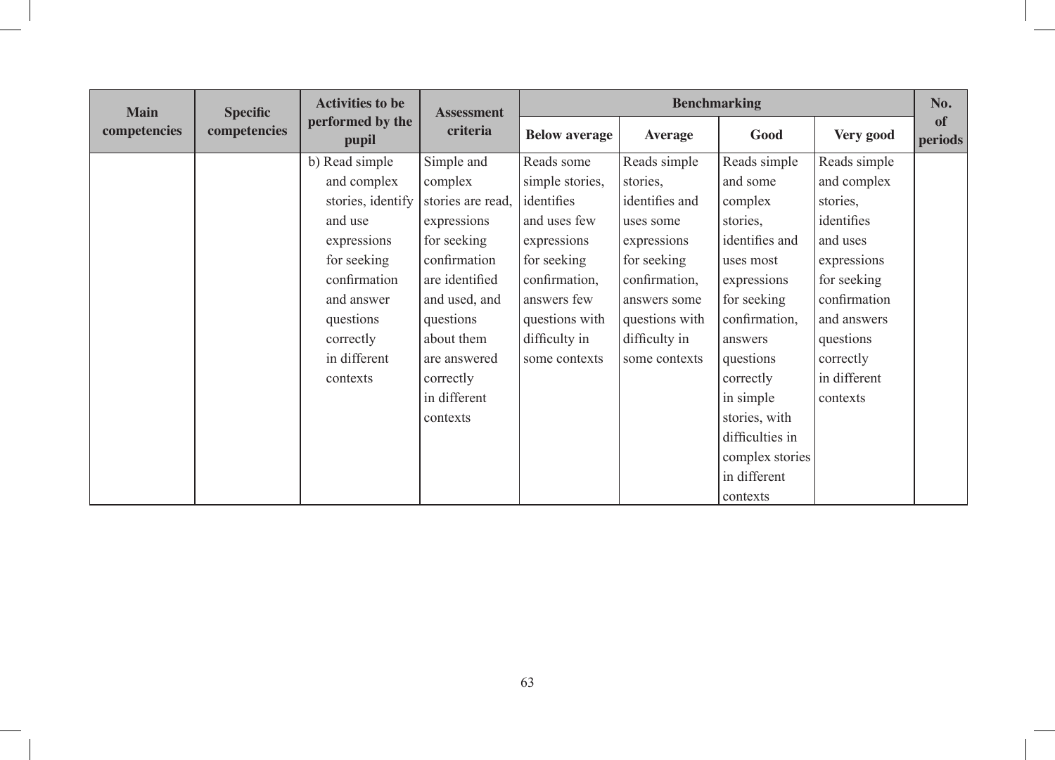| Main competencies | Specific competencies | Activities to be performed by the pupil | Assessment criteria | Benchmarking | | | | No. of periods |
|---|---|---|---|---|---|---|---|---|
| | | | | Below average | Average | Good | Very good | |
| | | b) Read simple and complex stories, identify and use expressions for seeking confirmation and answer questions correctly in different contexts | Simple and complex stories are read, expressions for seeking confirmation are identified and used, and questions about them are answered correctly in different contexts | Reads some simple stories, identifies and uses few expressions for seeking confirmation, answers few questions with difficulty in some contexts | Reads simple stories, identifies and uses some expressions for seeking confirmation, answers some questions with difficulty in some contexts | Reads simple and some complex stories, identifies and uses most expressions for seeking confirmation, answers questions correctly in simple stories, with difficulties in complex stories in different contexts | Reads simple and complex stories, identifies and uses expressions for seeking confirmation and answers questions correctly in different contexts | |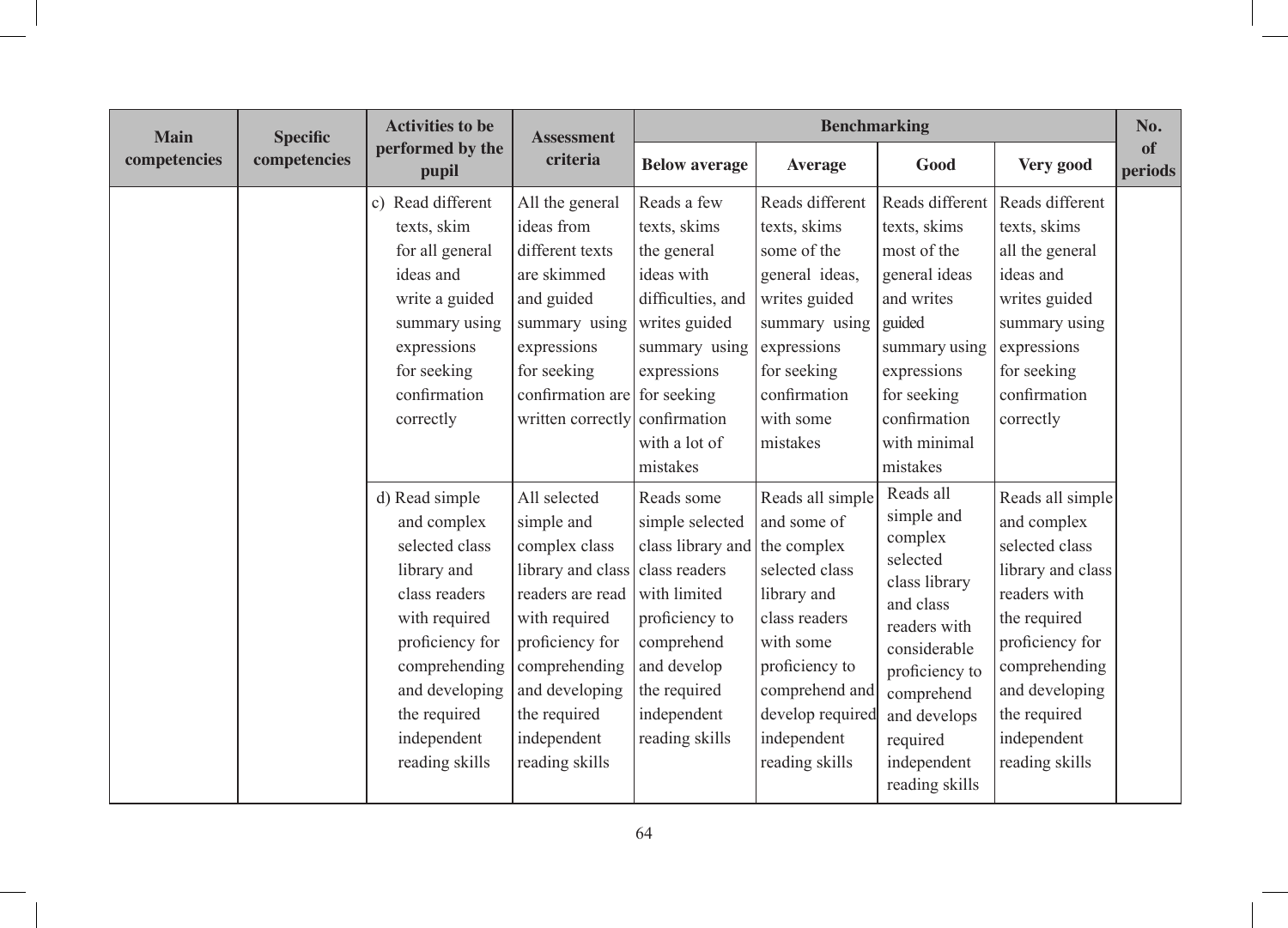| Main competencies | Specific competencies | Activities to be performed by the pupil | Assessment criteria | Benchmarking | | | | No. of periods |
|---|---|---|---|---|---|---|---|---|
| | | | | Below average | Average | Good | Very good | |
| | | c) Read different texts, skim for all general ideas and write a guided summary using expressions for seeking confirmation correctly | All the general ideas from different texts are skimmed and guided summary using expressions for seeking confirmation are written correctly | Reads a few texts, skims the general ideas with difficulties, and writes guided summary using expressions for seeking confirmation with a lot of mistakes | Reads different texts, skims some of the general ideas, writes guided summary using expressions for seeking confirmation with some mistakes | Reads different texts, skims most of the general ideas and writes guided summary using expressions for seeking confirmation with minimal mistakes | Reads different texts, skims all the general ideas and writes guided summary using expressions for seeking confirmation correctly | |
| | | d) Read simple and complex selected class library and class readers with required proficiency for comprehending and developing the required independent reading skills | All selected simple and complex class library and class readers are read with required proficiency for comprehending and developing the required independent reading skills | Reads some simple selected class library and class readers with limited proficiency to comprehend and develop the required independent reading skills | Reads all simple and some of the complex selected class library and class readers with some proficiency to comprehend and develop required independent reading skills | Reads all simple and complex selected class library and class readers with considerable proficiency to comprehend and develops required independent reading skills | Reads all simple and complex selected class library and class readers with the required proficiency for comprehending and developing the required independent reading skills | |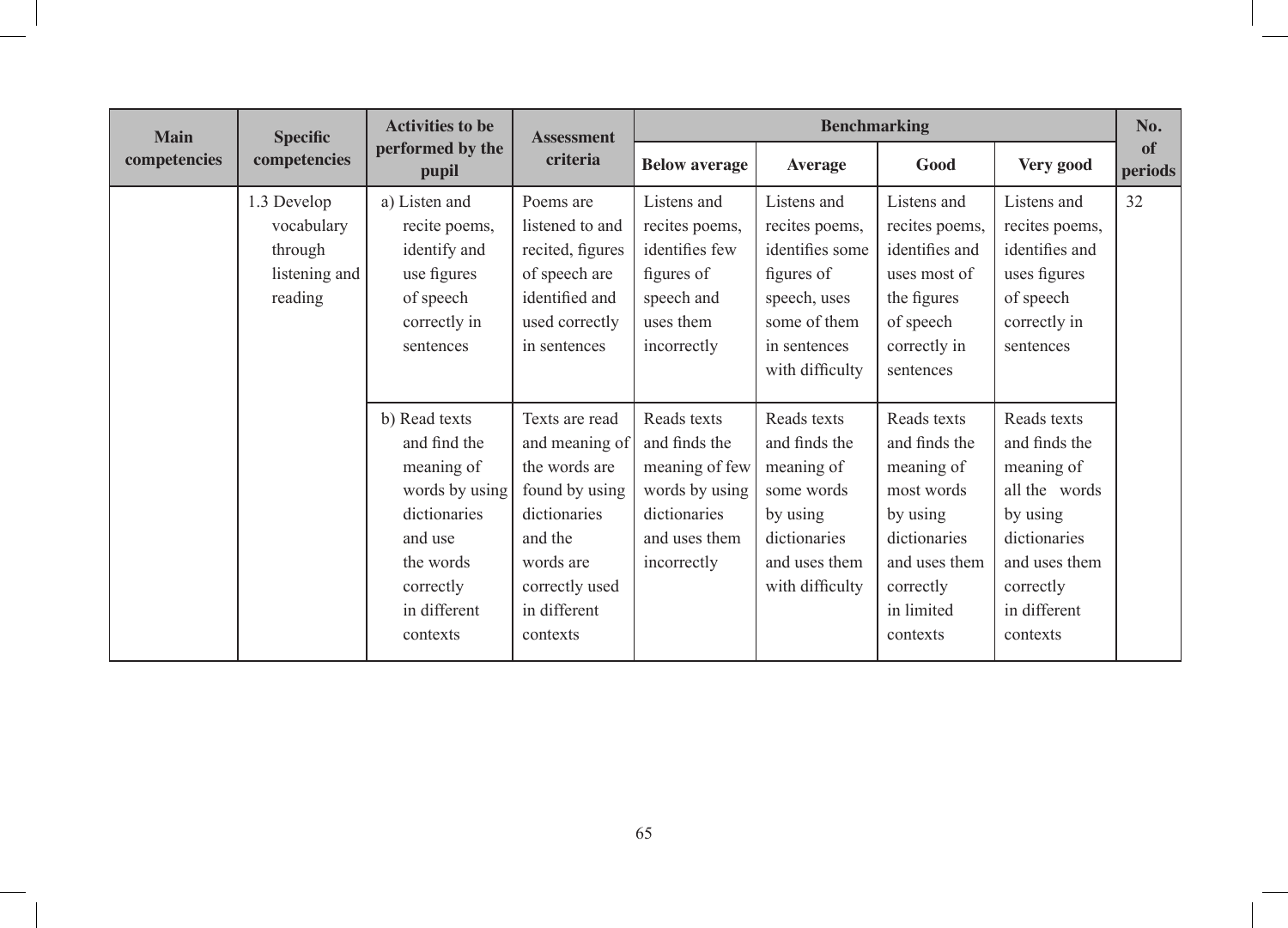| Main competencies | Specific competencies | Activities to be performed by the pupil | Assessment criteria | Benchmarking | | | | No. of periods |
|---|---|---|---|---|---|---|---|---|
| | | | | Below average | Average | Good | Very good | |
| | 1.3 Develop vocabulary through listening and reading | a) Listen and recite poems, identify and use figures of speech correctly in sentences | Poems are listened to and recited, figures of speech are identified and used correctly in sentences | Listens and recites poems, identifies few figures of speech and uses them incorrectly | Listens and recites poems, identifies some figures of speech, uses some of them in sentences with difficulty | Listens and recites poems, identifies and uses most of the figures of speech correctly in sentences | Listens and recites poems, identifies and uses figures of speech correctly in sentences | 32 |
| | | b) Read texts and find the meaning of words by using dictionaries and use the words correctly in different contexts | Texts are read and meaning of the words are found by using dictionaries and the words are correctly used in different contexts | Reads texts and finds the meaning of few words by using dictionaries and uses them incorrectly | Reads texts and finds the meaning of some words by using dictionaries and uses them with difficulty | Reads texts and finds the meaning of most words by using dictionaries and uses them correctly in limited contexts | Reads texts and finds the meaning of all the words by using dictionaries and uses them correctly in different contexts | |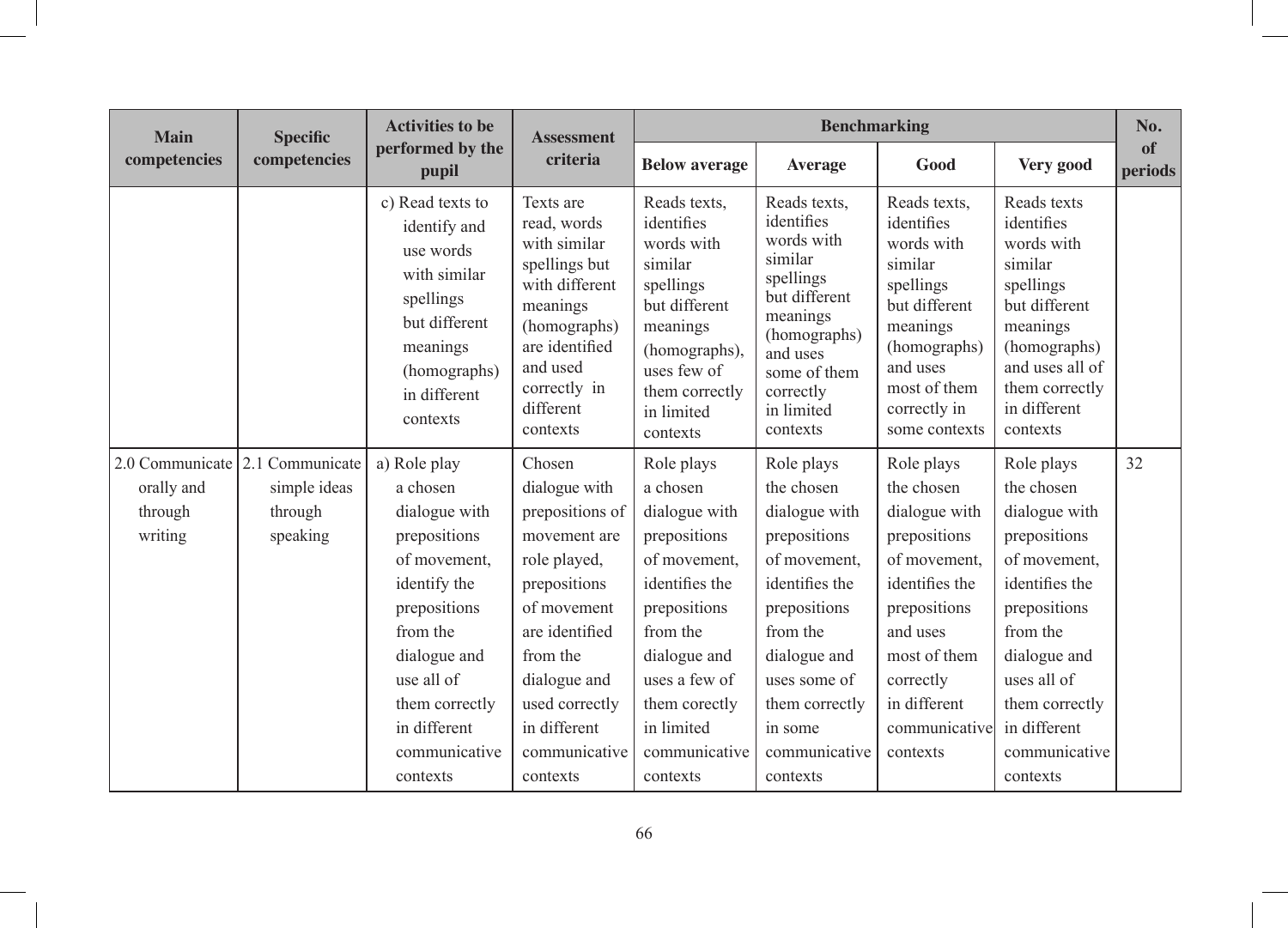| Main competencies | Specific competencies | Activities to be performed by the pupil | Assessment criteria | Benchmarking | | | | No. of periods |
|---|---|---|---|---|---|---|---|---|
| | | | | Below average | Average | Good | Very good | |
| | | c) Read texts to identify and use words with similar spellings but different meanings (homographs) in different contexts | Texts are read, words with similar spellings but with different meanings (homographs) are identified and used correctly in different contexts | Reads texts, identifies words with similar spellings but different meanings (homographs), uses few of them correctly in limited contexts | Reads texts, identifies words with similar spellings but different meanings (homographs) and uses some of them correctly in limited contexts | Reads texts, identifies words with similar spellings but different meanings (homographs) and uses most of them correctly in some contexts | Reads texts identifies words with similar spellings but different meanings (homographs) and uses all of them correctly in different contexts | |
| 2.0 Communicate orally and through writing | 2.1 Communicate simple ideas through speaking | a) Role play a chosen dialogue with prepositions of movement, identify the prepositions from the dialogue and use all of them correctly in different communicative contexts | Chosen dialogue with prepositions of movement are role played, prepositions of movement are identified from the dialogue and used correctly in different communicative contexts | Role plays a chosen dialogue with prepositions of movement, identifies the prepositions from the dialogue and uses a few of them correctly in limited communicative contexts | Role plays the chosen dialogue with prepositions of movement, identifies the prepositions from the dialogue and uses some of them correctly in some communicative contexts | Role plays the chosen dialogue with prepositions of movement, identifies the prepositions and uses most of them correctly in different communicative contexts | Role plays the chosen dialogue with prepositions of movement, identifies the prepositions from the dialogue and uses all of them correctly in different communicative contexts | 32 |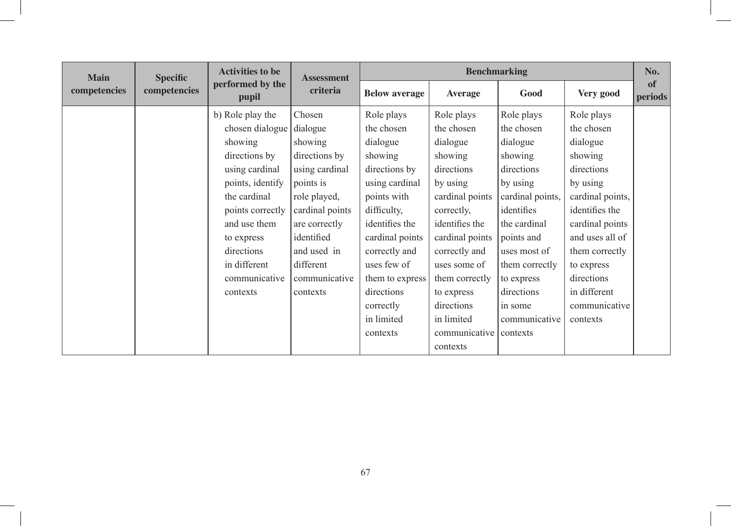| Main competencies | Specific competencies | Activities to be performed by the pupil | Assessment criteria | Benchmarking | | | | No. of periods |
|---|---|---|---|---|---|---|---|---|
| | | | | Below average | Average | Good | Very good | |
| | | b) Role play the chosen dialogue showing directions by using cardinal points, identify the cardinal points correctly and use them to express directions in different communicative contexts | Chosen dialogue showing directions by using cardinal points is role played, cardinal points are correctly identified and used in different communicative contexts | Role plays the chosen dialogue showing directions by using cardinal points with difficulty, identifies the cardinal points correctly and uses few of them to express directions correctly in limited contexts | Role plays the chosen dialogue showing directions by using cardinal points correctly, identifies the cardinal points correctly and uses some of them correctly to express directions in limited communicative contexts | Role plays the chosen dialogue showing directions by using cardinal points, identifies the cardinal points and uses most of them correctly to express directions in some communicative contexts | Role plays the chosen dialogue showing directions by using cardinal points, identifies the cardinal points and uses all of them correctly to express directions in different communicative contexts | |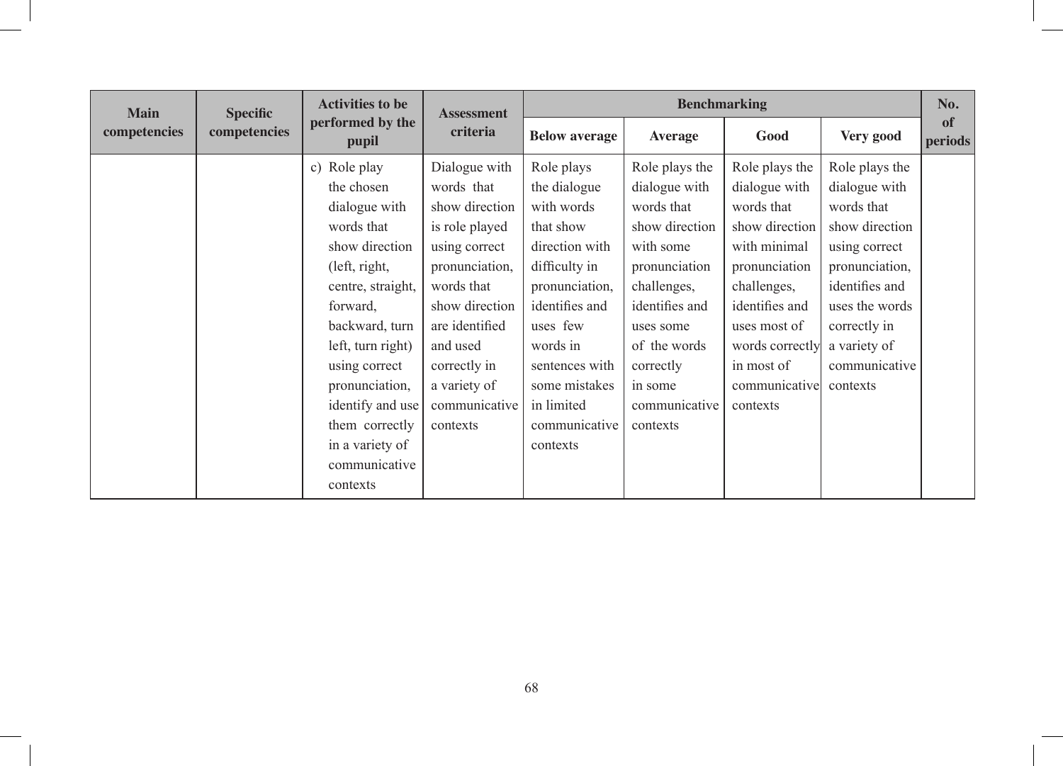| Main competencies | Specific competencies | Activities to be performed by the pupil | Assessment criteria | Benchmarking | | | | No. of periods |
|---|---|---|---|---|---|---|---|---|
| | | | | Below average | Average | Good | Very good | |
| | | c) Role play the chosen dialogue with words that show direction (left, right, centre, straight, forward, backward, turn left, turn right) using correct pronunciation, identify and use them correctly in a variety of communicative contexts | Dialogue with words that show direction is role played using correct pronunciation, words that show direction are identified and used correctly in a variety of communicative contexts | Role plays the dialogue with words that show direction with difficulty in pronunciation, identifies and uses few words in sentences with some mistakes in limited communicative contexts | Role plays the dialogue with words that show direction with some pronunciation challenges, identifies and uses some of the words correctly in some communicative contexts | Role plays the dialogue with words that show direction with minimal pronunciation challenges, identifies and uses most of words correctly in most of communicative contexts | Role plays the dialogue with words that show direction using correct pronunciation, identifies and uses the words correctly in a variety of communicative contexts | |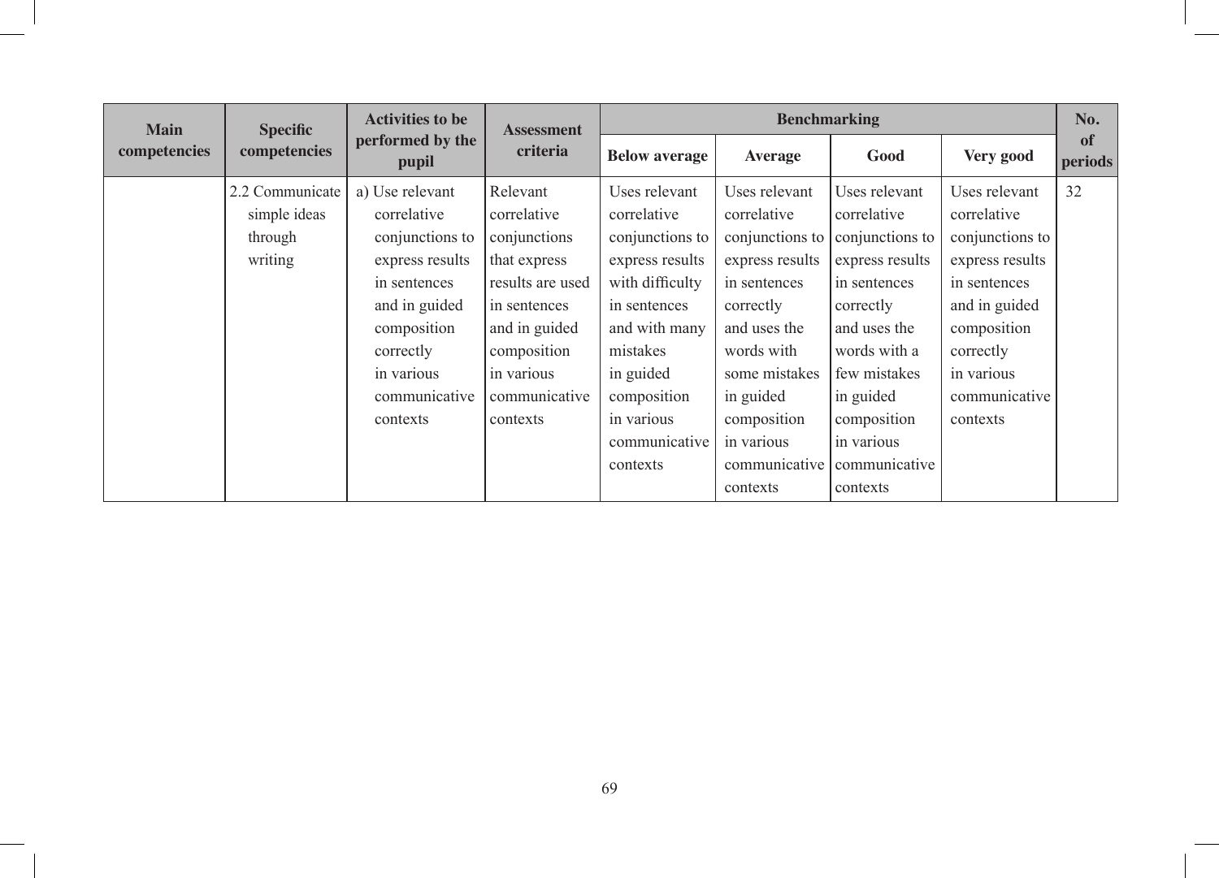| Main competencies | Specific competencies | Activities to be performed by the pupil | Assessment criteria | Benchmarking | | | | No. of periods |
|---|---|---|---|---|---|---|---|---|
| | | | | Below average | Average | Good | Very good | |
| | 2.2 Communicate simple ideas through writing | a) Use relevant correlative conjunctions to express results in sentences and in guided composition correctly in various communicative contexts | Relevant correlative conjunctions that express results are used in sentences and in guided composition in various communicative contexts | Uses relevant correlative conjunctions to express results with difficulty in sentences and with many mistakes in guided composition in various communicative contexts | Uses relevant correlative conjunctions to express results in sentences correctly and uses the words with some mistakes in guided composition in various communicative contexts | Uses relevant correlative conjunctions to express results in sentences correctly and uses the words with a few mistakes in guided composition in various communicative contexts | Uses relevant correlative conjunctions to express results in sentences and in guided composition correctly in various communicative contexts | 32 |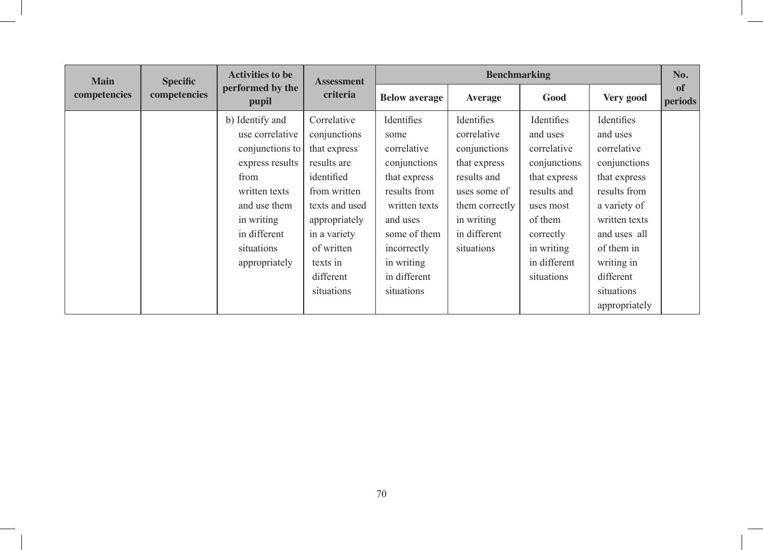| Main competencies | Specific competencies | Activities to be performed by the pupil | Assessment criteria | Benchmarking | | | | No. of periods |
|---|---|---|---|---|---|---|---|---|
| | | | | Below average | Average | Good | Very good | |
| | | b) Identify and use correlative conjunctions to express results from written texts and use them in writing in different situations appropriately | Correlative conjunctions that express results are identified from written texts and used appropriately in a variety of written texts in different situations | Identifies some correlative conjunctions that express results from written texts and uses some of them incorrectly in writing in different situations | Identifies correlative conjunctions that express results and uses some of them correctly in writing in different situations | Identifies and uses correlative conjunctions that express results and uses most of them correctly in writing in different situations | Identifies and uses correlative conjunctions that express results from a variety of written texts and uses all of them in writing in different situations appropriately | |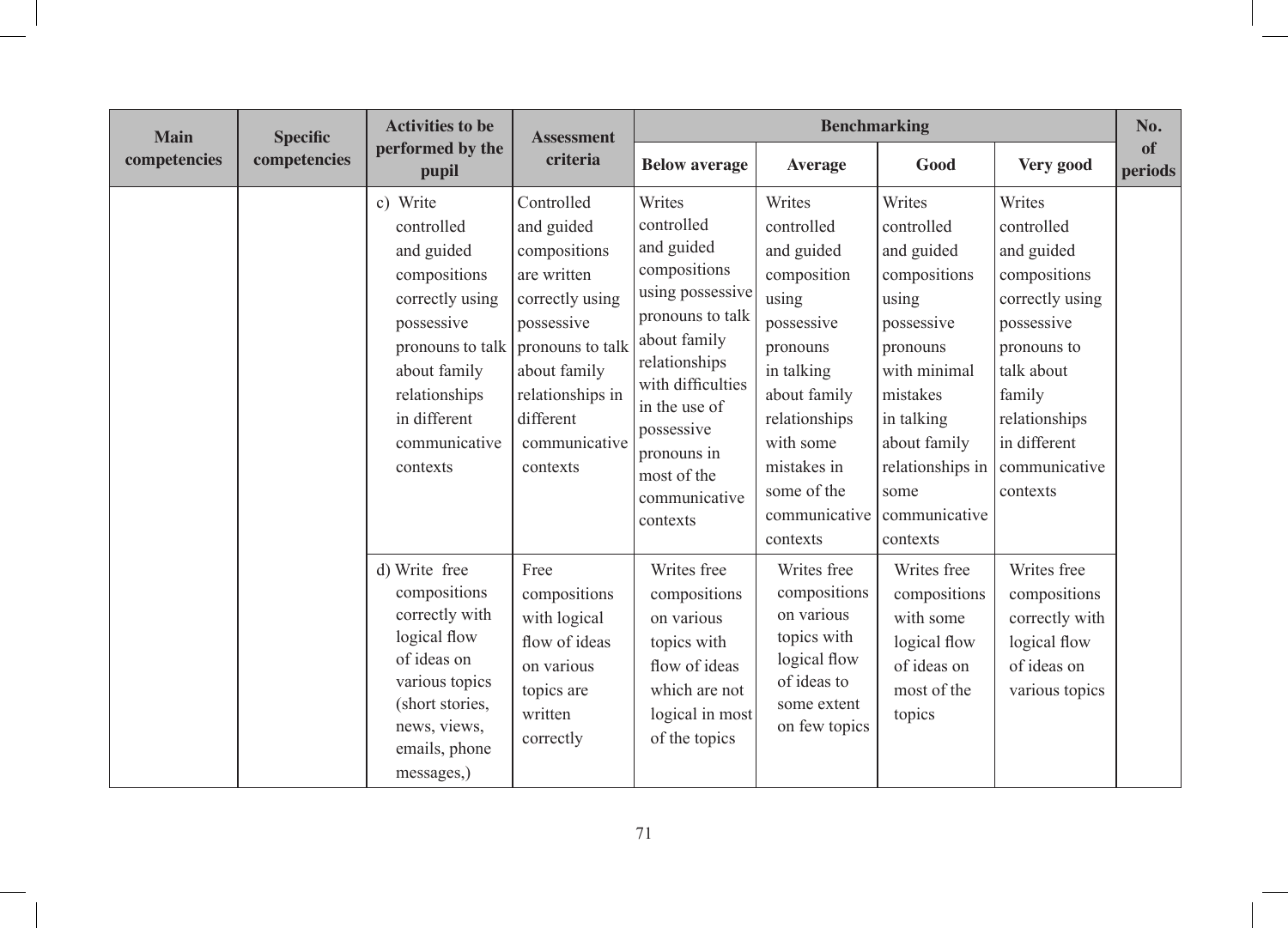| Main competencies | Specific competencies | Activities to be performed by the pupil | Assessment criteria | Benchmarking | | | | No. of periods |
|---|---|---|---|---|---|---|---|---|
| | | | | Below average | Average | Good | Very good | |
| | | c) Write controlled and guided compositions correctly using possessive pronouns to talk about family relationships in different communicative contexts | Controlled and guided compositions are written correctly using possessive pronouns to talk about family relationships in different communicative contexts | Writes controlled and guided compositions using possessive pronouns to talk about family relationships with difficulties in the use of possessive pronouns in most of the communicative contexts | Writes controlled and guided composition using possessive pronouns in talking about family relationships with some mistakes in some of the communicative contexts | Writes controlled and guided compositions using possessive pronouns with minimal mistakes in talking about family relationships in some communicative contexts | Writes controlled and guided compositions correctly using possessive pronouns to talk about family relationships in different communicative contexts | |
| | | d) Write free compositions correctly with logical flow of ideas on various topics (short stories, news, views, emails, phone messages,) | Free compositions with logical flow of ideas on various topics are written correctly | Writes free compositions on various topics with flow of ideas which are not logical in most of the topics | Writes free compositions on various topics with logical flow of ideas to some extent on few topics | Writes free compositions with some logical flow of ideas on most of the topics | Writes free compositions correctly with logical flow of ideas on various topics | |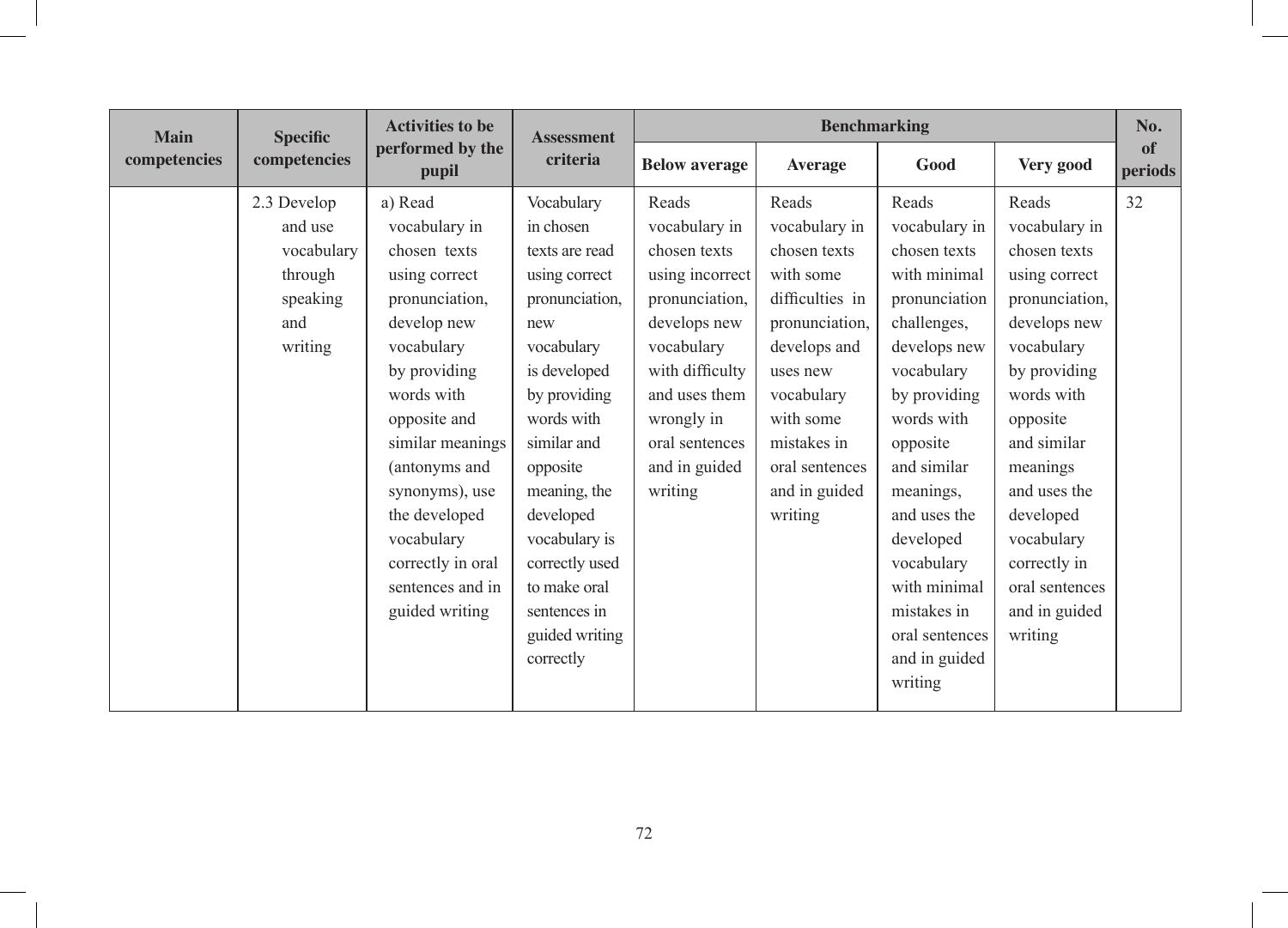| Main competencies | Specific competencies | Activities to be performed by the pupil | Assessment criteria | Benchmarking | | | | No. of periods |
|---|---|---|---|---|---|---|---|---|
| | | | | Below average | Average | Good | Very good | |
| | 2.3 Develop and use vocabulary through speaking and writing | a) Read vocabulary in chosen texts using correct pronunciation, develop new vocabulary by providing words with opposite and similar meanings (antonyms and synonyms), use the developed vocabulary correctly in oral sentences and in guided writing | Vocabulary in chosen texts are read using correct pronunciation, new vocabulary is developed by providing words with similar and opposite meaning, the developed vocabulary is correctly used to make oral sentences in guided writing correctly | Reads vocabulary in chosen texts using incorrect pronunciation, develops new vocabulary with difficulty and uses them wrongly in oral sentences and in guided writing | Reads vocabulary in chosen texts with some difficulties in pronunciation, develops and uses new vocabulary with some mistakes in oral sentences and in guided writing | Reads vocabulary in chosen texts with minimal pronunciation challenges, develops new vocabulary by providing words with opposite and similar meanings, and uses the developed vocabulary with minimal mistakes in oral sentences and in guided writing | Reads vocabulary in chosen texts using correct pronunciation, develops new vocabulary by providing words with opposite and similar meanings and uses the developed vocabulary correctly in oral sentences and in guided writing | 32 |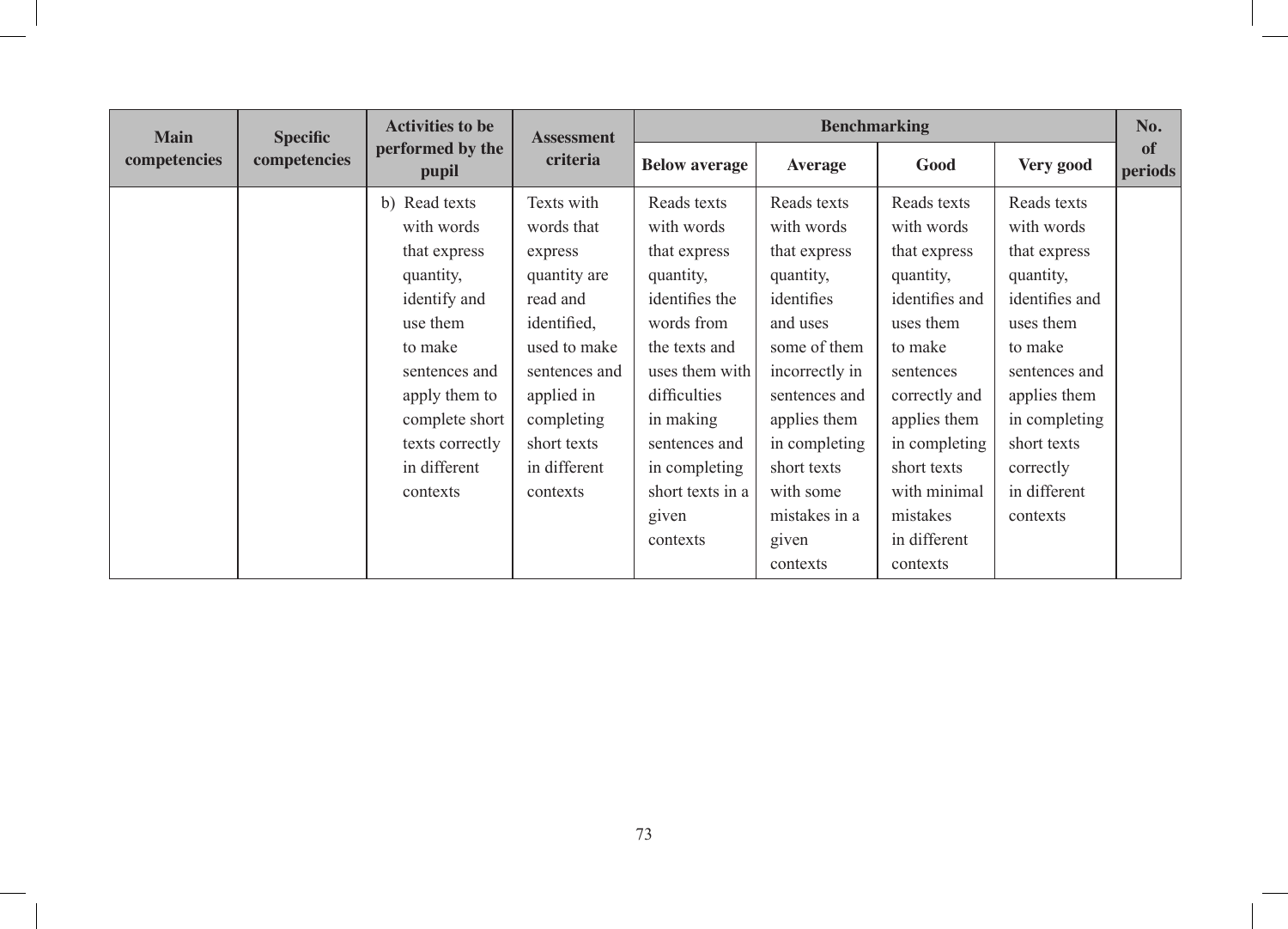| Main competencies | Specific competencies | Activities to be performed by the pupil | Assessment criteria | Benchmarking | | | | No. of periods |
|---|---|---|---|---|---|---|---|---|
| | | | | Below average | Average | Good | Very good | |
| | | b) Read texts with words that express quantity, identify and use them to make sentences and apply them to complete short texts correctly in different contexts | Texts with words that express quantity are read and identified, used to make sentences and applied in completing short texts in different contexts | Reads texts with words that express quantity, identifies the words from the texts and uses them with difficulties in making sentences and in completing short texts in a given contexts | Reads texts with words that express quantity, identifies and uses some of them incorrectly in sentences and applies them in completing short texts with some mistakes in a given contexts | Reads texts with words that express quantity, identifies and uses them to make sentences correctly and applies them in completing short texts with minimal mistakes in different contexts | Reads texts with words that express quantity, identifies and uses them to make sentences and applies them in completing short texts correctly in different contexts | |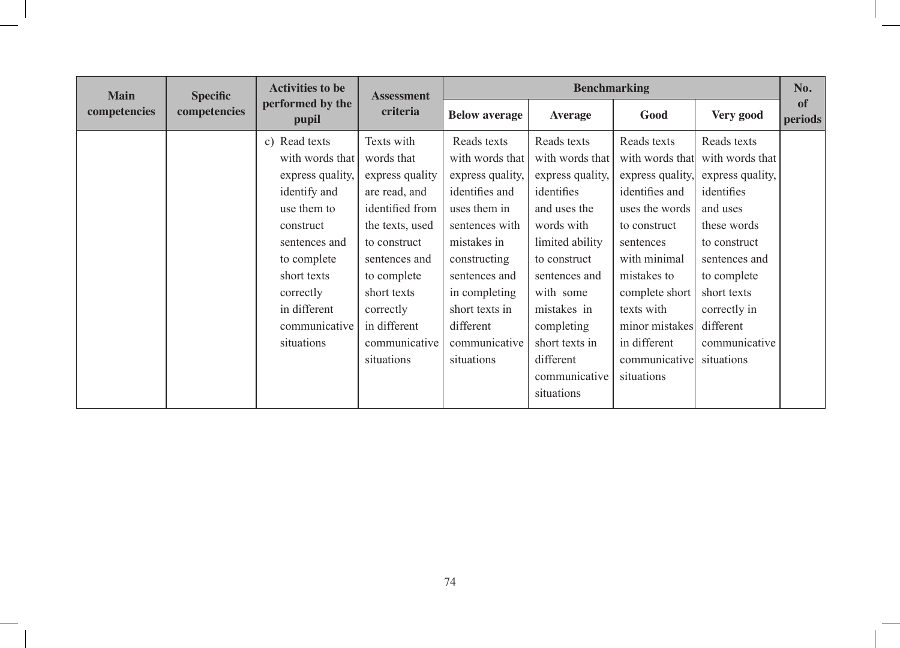| Main competencies | Specific competencies | Activities to be performed by the pupil | Assessment criteria | Benchmarking | | | | No. of periods |
|---|---|---|---|---|---|---|---|---|
| | | | | Below average | Average | Good | Very good | |
| | | c) Read texts with words that express quality, identify and use them to construct sentences and to complete short texts correctly in different communicative situations | Texts with words that express quality are read, and identified from the texts, used to construct sentences and to complete short texts correctly in different communicative situations | Reads texts with words that express quality, identifies and uses them in sentences with mistakes in constructing sentences and in completing short texts in different communicative situations | Reads texts with words that express quality, identifies and uses the words with limited ability to construct sentences and with some mistakes in completing short texts in different communicative situations | Reads texts with words that express quality, identifies and uses the words to construct sentences with minimal mistakes to complete short texts with minor mistakes in different communicative situations | Reads texts with words that express quality, identifies and uses these words to construct sentences and to complete short texts correctly in different communicative situations | |